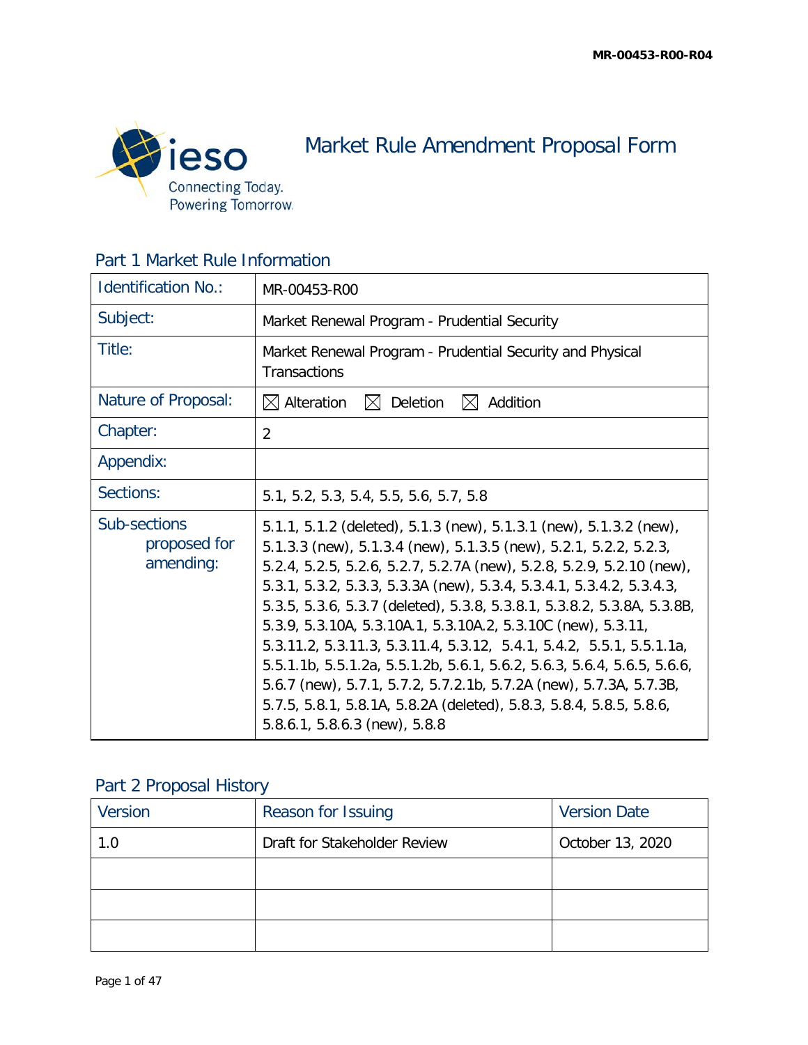MR-00453-R00-R04

# Market Rule Amendment Proposal Form

## Part 1 Market Rule Information

| | |
|---|---|
| Identification No.: | MR-00453-R00 |
| Subject: | Market Renewal Program - Prudential Security |
| Title: | Market Renewal Program - Prudential Security and Physical Transactions |
| Nature of Proposal: | ☒ Alteration ☒ Deletion ☒ Addition |
| Chapter: | 2 |
| Appendix: | |
| Sections: | 5.1, 5.2, 5.3, 5.4, 5.5, 5.6, 5.7, 5.8 |
| Sub-sections proposed for amending: | 5.1.1, 5.1.2 (deleted), 5.1.3 (new), 5.1.3.1 (new), 5.1.3.2 (new), 5.1.3.3 (new), 5.1.3.4 (new), 5.1.3.5 (new), 5.2.1, 5.2.2, 5.2.3, 5.2.4, 5.2.5, 5.2.6, 5.2.7, 5.2.7A (new), 5.2.8, 5.2.9, 5.2.10 (new), 5.3.1, 5.3.2, 5.3.3, 5.3.3A (new), 5.3.4, 5.3.4.1, 5.3.4.2, 5.3.4.3, 5.3.5, 5.3.6, 5.3.7 (deleted), 5.3.8, 5.3.8.1, 5.3.8.2, 5.3.8A, 5.3.8B, 5.3.9, 5.3.10A, 5.3.10A.1, 5.3.10A.2, 5.3.10C (new), 5.3.11, 5.3.11.2, 5.3.11.3, 5.3.11.4, 5.3.12, 5.4.1, 5.4.2, 5.5.1, 5.5.1.1a, 5.5.1.1b, 5.5.1.2a, 5.5.1.2b, 5.6.1, 5.6.2, 5.6.3, 5.6.4, 5.6.5, 5.6.6, 5.6.7 (new), 5.7.1, 5.7.2, 5.7.2.1b, 5.7.2A (new), 5.7.3A, 5.7.3B, 5.7.5, 5.8.1, 5.8.1A, 5.8.2A (deleted), 5.8.3, 5.8.4, 5.8.5, 5.8.6, 5.8.6.1, 5.8.6.3 (new), 5.8.8 |

## Part 2 Proposal History

| Version | Reason for Issuing | Version Date |
|---|---|---|
| 1.0 | Draft for Stakeholder Review | October 13, 2020 |
| | | |
| | | |
| | | |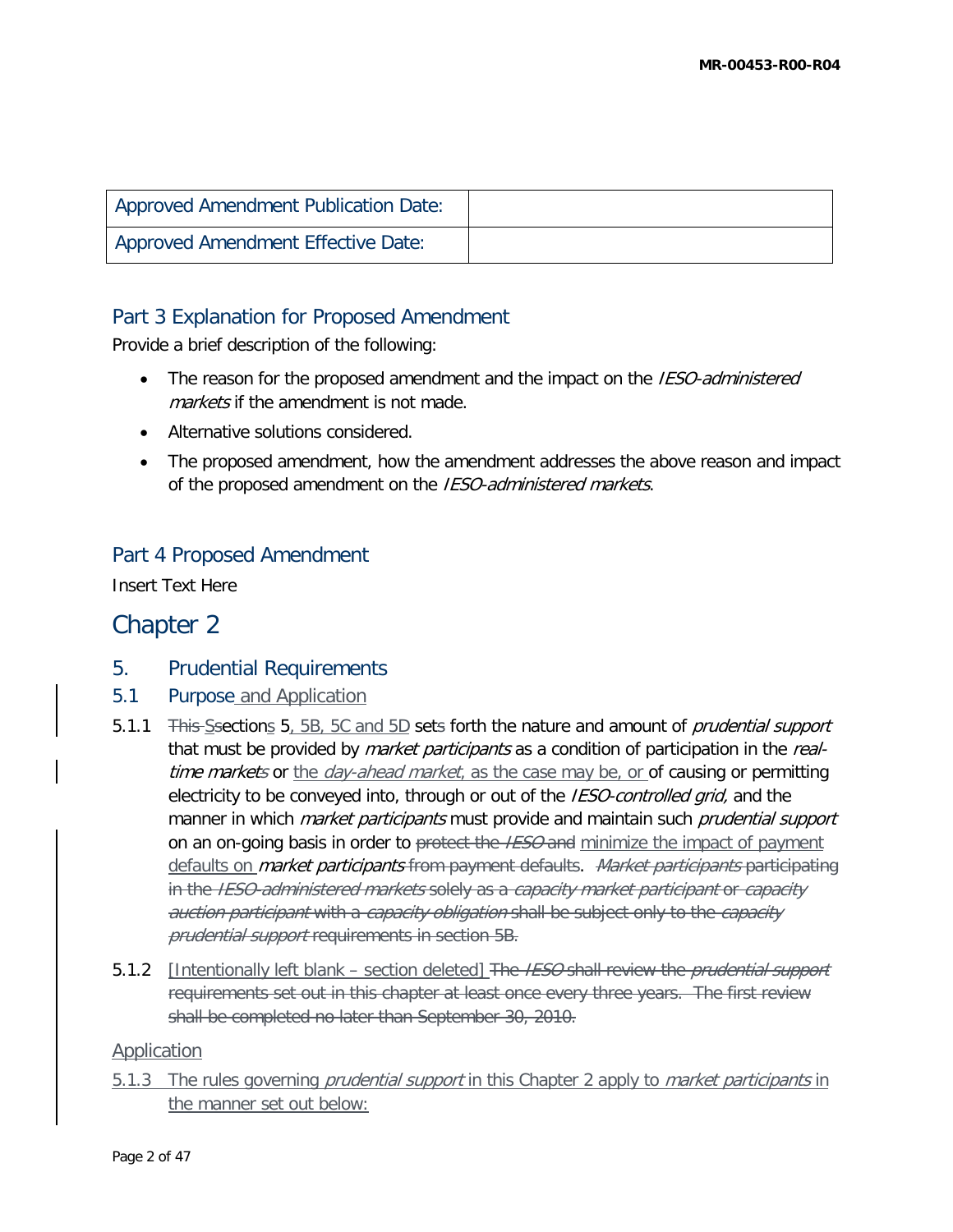| Approved Amendment Publication Date: | |
| --- | --- |
| Approved Amendment Effective Date: | |

## Part 3 Explanation for Proposed Amendment

Provide a brief description of the following:

- The reason for the proposed amendment and the impact on the *IESO-administered markets* if the amendment is not made.
- Alternative solutions considered.
- The proposed amendment, how the amendment addresses the above reason and impact of the proposed amendment on the *IESO-administered markets*.

## Part 4 Proposed Amendment

Insert Text Here

# Chapter 2

## 5. Prudential Requirements

### 5.1 Purpose and Application

5.1.1 ~~This~~ Ssections 5, 5B, 5C and 5D sets forth the nature and amount of *prudential support* that must be provided by *market participants* as a condition of participation in the *real-time markets* or the *day-ahead market*, as the case may be, or of causing or permitting electricity to be conveyed into, through or out of the *IESO-controlled grid,* and the manner in which *market participants* must provide and maintain such *prudential support* on an on-going basis in order to ~~protect the *IESO* and~~ minimize the impact of payment defaults on *market participants* ~~from payment defaults~~. ~~*Market participants* participating in the *IESO-administered markets* solely as a *capacity market participant* or *capacity auction participant* with a *capacity obligation* shall be subject only to the *capacity prudential support* requirements in section 5B.~~

5.1.2 [Intentionally left blank – section deleted] ~~The *IESO* shall review the *prudential support* requirements set out in this chapter at least once every three years. The first review shall be completed no later than September 30, 2010.~~

Application

5.1.3 The rules governing *prudential support* in this Chapter 2 apply to *market participants* in the manner set out below: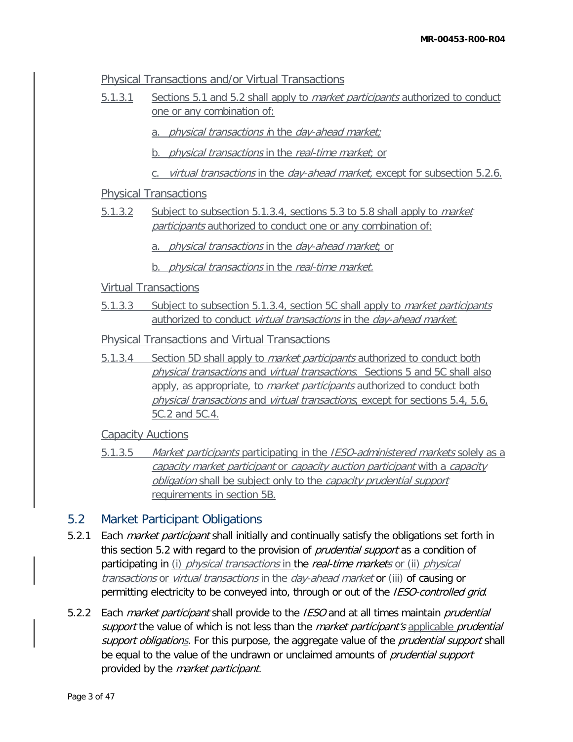Physical Transactions and/or Virtual Transactions

5.1.3.1 Sections 5.1 and 5.2 shall apply to *market participants* authorized to conduct one or any combination of:

a. *physical transactions* in the *day-ahead market;*

b. *physical transactions* in the *real-time market*; or

c. *virtual transactions* in the *day-ahead market,* except for subsection 5.2.6.

Physical Transactions

5.1.3.2 Subject to subsection 5.1.3.4, sections 5.3 to 5.8 shall apply to *market participants* authorized to conduct one or any combination of:

a. *physical transactions* in the *day-ahead market*; or

b. *physical transactions* in the *real-time market.*

Virtual Transactions

5.1.3.3 Subject to subsection 5.1.3.4, section 5C shall apply to *market participants* authorized to conduct *virtual transactions* in the *day-ahead market*.

Physical Transactions and Virtual Transactions

5.1.3.4 Section 5D shall apply to *market participants* authorized to conduct both *physical transactions* and *virtual transactions*. Sections 5 and 5C shall also apply, as appropriate, to *market participants* authorized to conduct both *physical transactions* and *virtual transactions*, except for sections 5.4, 5.6, 5C.2 and 5C.4.

Capacity Auctions

5.1.3.5 *Market participants* participating in the *IESO-administered markets* solely as a *capacity market participant* or *capacity auction participant* with a *capacity obligation* shall be subject only to the *capacity prudential support* requirements in section 5B.

## 5.2 Market Participant Obligations

5.2.1 Each *market participant* shall initially and continually satisfy the obligations set forth in this section 5.2 with regard to the provision of *prudential support* as a condition of participating in (i) *physical transactions* in the *real-time markets* or (ii) *physical transactions* or *virtual transactions* in the *day-ahead market* or (iii) of causing or permitting electricity to be conveyed into, through or out of the *IESO-controlled grid*.

5.2.2 Each *market participant* shall provide to the *IESO* and at all times maintain *prudential support* the value of which is not less than the *market participant's* applicable *prudential support obligations*. For this purpose, the aggregate value of the *prudential support* shall be equal to the value of the undrawn or unclaimed amounts of *prudential support* provided by the *market participant.*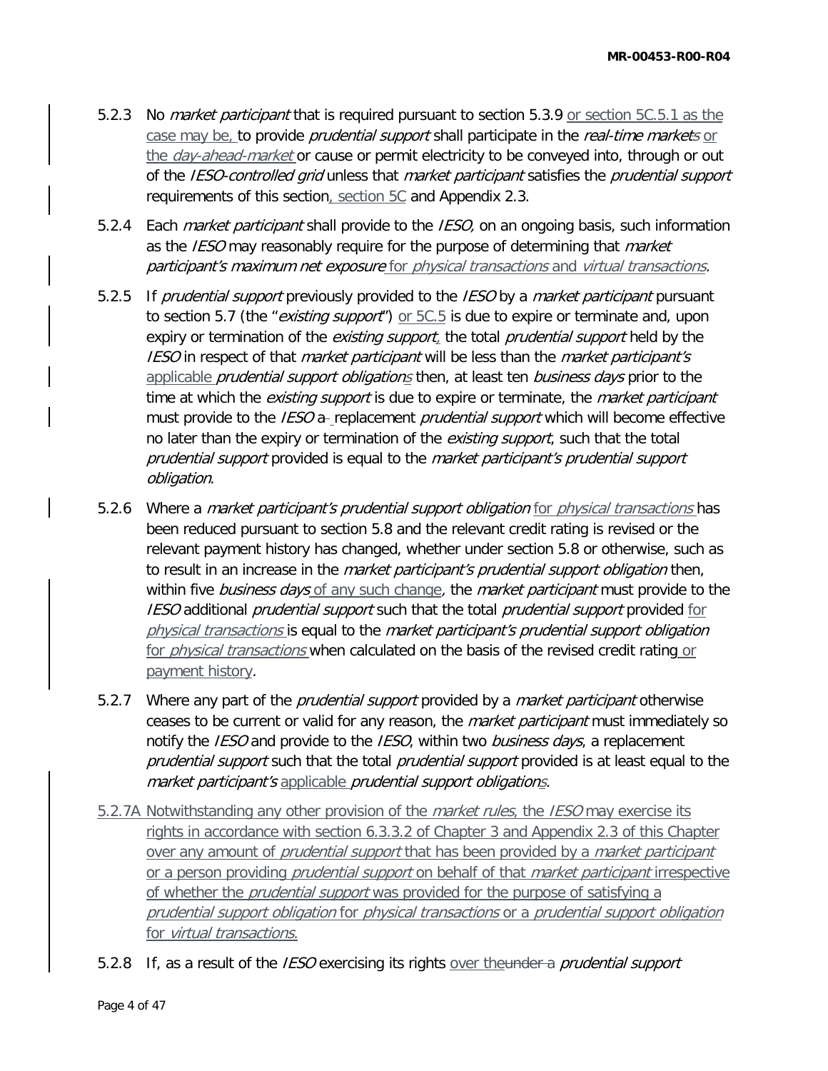5.2.3 No *market participant* that is required pursuant to section 5.3.9 or section 5C.5.1 as the case may be, to provide *prudential support* shall participate in the *real-time markets* or the *day-ahead-market* or cause or permit electricity to be conveyed into, through or out of the *IESO-controlled grid* unless that *market participant* satisfies the *prudential support* requirements of this section, section 5C and Appendix 2.3.

5.2.4 Each *market participant* shall provide to the *IESO,* on an ongoing basis, such information as the *IESO* may reasonably require for the purpose of determining that *market participant's maximum net exposure* for *physical transactions* and *virtual transactions*.

5.2.5 If *prudential support* previously provided to the *IESO* by a *market participant* pursuant to section 5.7 (the "*existing support*") or 5C.5 is due to expire or terminate and, upon expiry or termination of the *existing support*, the total *prudential support* held by the *IESO* in respect of that *market participant* will be less than the *market participant's* applicable *prudential support obligations* then, at least ten *business days* prior to the time at which the *existing support* is due to expire or terminate, the *market participant* must provide to the *IESO* a replacement *prudential support* which will become effective no later than the expiry or termination of the *existing support*, such that the total *prudential support* provided is equal to the *market participant's prudential support obligation*.

5.2.6 Where a *market participant's prudential support obligation* for *physical transactions* has been reduced pursuant to section 5.8 and the relevant credit rating is revised or the relevant payment history has changed, whether under section 5.8 or otherwise, such as to result in an increase in the *market participant's prudential support obligation* then, within five *business days* of any such change, the *market participant* must provide to the *IESO* additional *prudential support* such that the total *prudential support* provided for *physical transactions* is equal to the *market participant's prudential support obligation* for *physical transactions* when calculated on the basis of the revised credit rating or payment history.

5.2.7 Where any part of the *prudential support* provided by a *market participant* otherwise ceases to be current or valid for any reason, the *market participant* must immediately so notify the *IESO* and provide to the *IESO*, within two *business days*, a replacement *prudential support* such that the total *prudential support* provided is at least equal to the *market participant's* applicable *prudential support obligations*.

5.2.7A Notwithstanding any other provision of the *market rules*, the *IESO* may exercise its rights in accordance with section 6.3.3.2 of Chapter 3 and Appendix 2.3 of this Chapter over any amount of *prudential support* that has been provided by a *market participant* or a person providing *prudential support* on behalf of that *market participant* irrespective of whether the *prudential support* was provided for the purpose of satisfying a *prudential support obligation* for *physical transactions* or a *prudential support obligation* for *virtual transactions.*

5.2.8 If, as a result of the *IESO* exercising its rights over the ~~under a~~ *prudential support*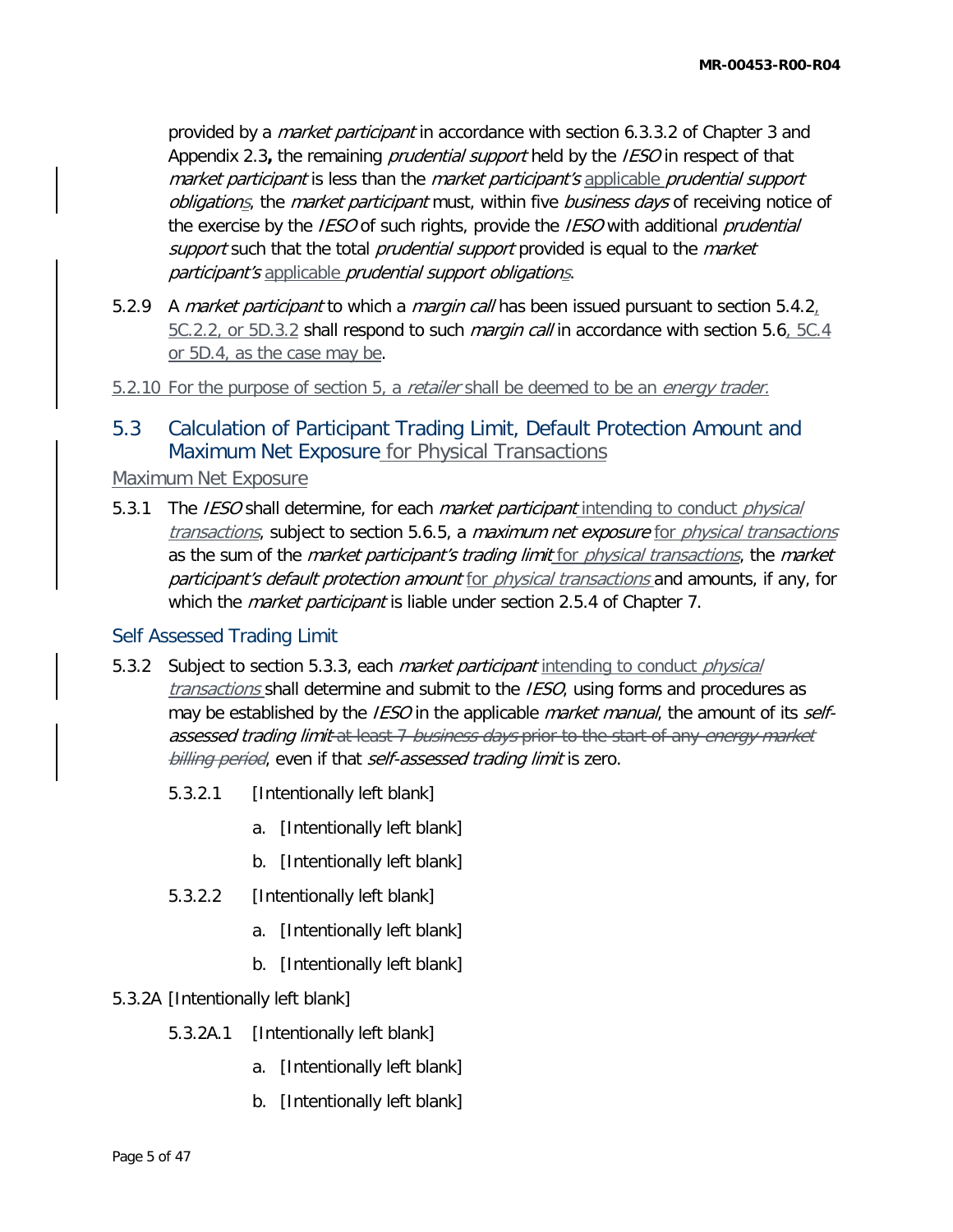provided by a *market participant* in accordance with section 6.3.3.2 of Chapter 3 and Appendix 2.3**,** the remaining *prudential support* held by the *IESO* in respect of that *market participant* is less than the *market participant's* applicable *prudential support obligations*, the *market participant* must, within five *business days* of receiving notice of the exercise by the *IESO* of such rights, provide the *IESO* with additional *prudential support* such that the total *prudential support* provided is equal to the *market participant's* applicable *prudential support obligations*.

5.2.9 A *market participant* to which a *margin call* has been issued pursuant to section 5.4.2, 5C.2.2, or 5D.3.2 shall respond to such *margin call* in accordance with section 5.6, 5C.4 or 5D.4, as the case may be.

5.2.10 For the purpose of section 5, a *retailer* shall be deemed to be an *energy trader.*

## 5.3 Calculation of Participant Trading Limit, Default Protection Amount and Maximum Net Exposure for Physical Transactions

### Maximum Net Exposure

5.3.1 The *IESO* shall determine, for each *market participant* intending to conduct *physical transactions*, subject to section 5.6.5, a *maximum net exposure* for *physical transactions* as the sum of the *market participant's trading limit* for *physical transactions*, the *market participant's default protection amount* for *physical transactions* and amounts, if any, for which the *market participant* is liable under section 2.5.4 of Chapter 7.

### Self Assessed Trading Limit

5.3.2 Subject to section 5.3.3, each *market participant* intending to conduct *physical transactions* shall determine and submit to the *IESO*, using forms and procedures as may be established by the *IESO* in the applicable *market manual*, the amount of its *self-assessed trading limit* ~~at least 7 *business days* prior to the start of any *energy market billing period*~~, even if that *self-assessed trading limit* is zero.

5.3.2.1 [Intentionally left blank]

a. [Intentionally left blank]

b. [Intentionally left blank]

5.3.2.2 [Intentionally left blank]

a. [Intentionally left blank]

b. [Intentionally left blank]

5.3.2A [Intentionally left blank]

5.3.2A.1 [Intentionally left blank]

a. [Intentionally left blank]

b. [Intentionally left blank]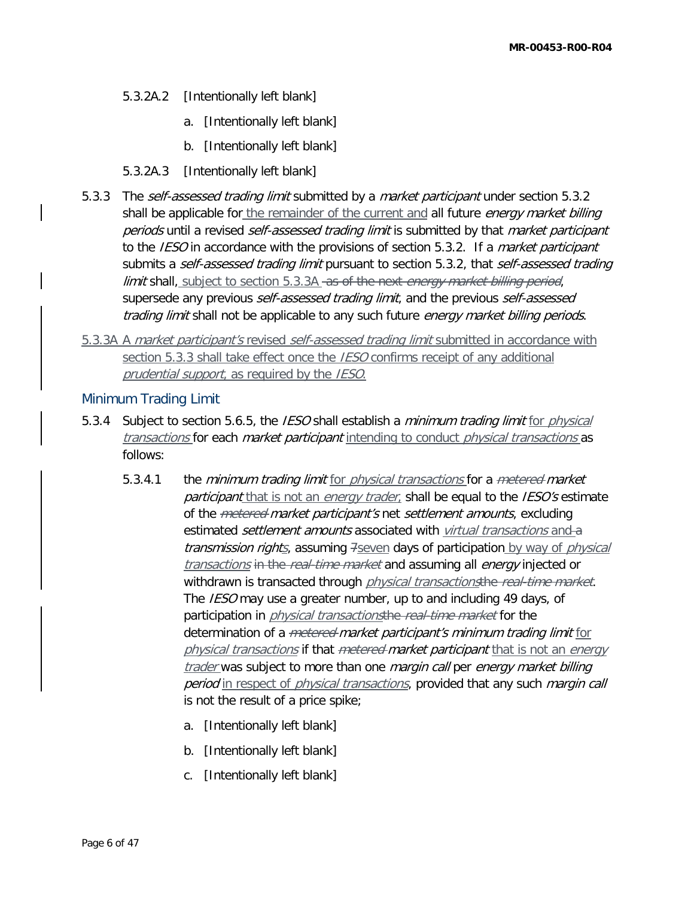5.3.2A.2 [Intentionally left blank]

a. [Intentionally left blank]

b. [Intentionally left blank]

5.3.2A.3 [Intentionally left blank]

5.3.3 The *self-assessed trading limit* submitted by a *market participant* under section 5.3.2 shall be applicable for the remainder of the current and all future *energy market billing periods* until a revised *self-assessed trading limit* is submitted by that *market participant* to the *IESO* in accordance with the provisions of section 5.3.2. If a *market participant* submits a *self-assessed trading limit* pursuant to section 5.3.2, that *self-assessed trading limit* shall, subject to section 5.3.3A ~~as of the next *energy market billing period*~~, supersede any previous *self-assessed trading limit*, and the previous *self-assessed trading limit* shall not be applicable to any such future *energy market billing periods*.

5.3.3A A *market participant's* revised *self-assessed trading limit* submitted in accordance with section 5.3.3 shall take effect once the *IESO* confirms receipt of any additional *prudential support*, as required by the *IESO*.

## Minimum Trading Limit

5.3.4 Subject to section 5.6.5, the *IESO* shall establish a *minimum trading limit* for *physical transactions* for each *market participant* intending to conduct *physical transactions* as follows:

5.3.4.1 the *minimum trading limit* for *physical transactions* for a ~~*metered*~~ *market participant* that is not an *energy trader*, shall be equal to the *IESO's* estimate of the ~~*metered*~~ *market participant's* net *settlement amounts*, excluding estimated *settlement amounts* associated with *virtual transactions* and ~~a~~ *transmission rights*, assuming ~~7~~seven days of participation by way of *physical transactions* ~~in the *real-time market*~~ and assuming all *energy* injected or withdrawn is transacted through *physical transactions*~~the *real-time market*~~. The *IESO* may use a greater number, up to and including 49 days, of participation in *physical transactions*~~the *real-time market*~~ for the determination of a ~~*metered*~~ *market participant's minimum trading limit* for *physical transactions* if that ~~*metered*~~ *market participant* that is not an *energy trader* was subject to more than one *margin call* per *energy market billing period* in respect of *physical transactions*, provided that any such *margin call* is not the result of a price spike;

a. [Intentionally left blank]

b. [Intentionally left blank]

c. [Intentionally left blank]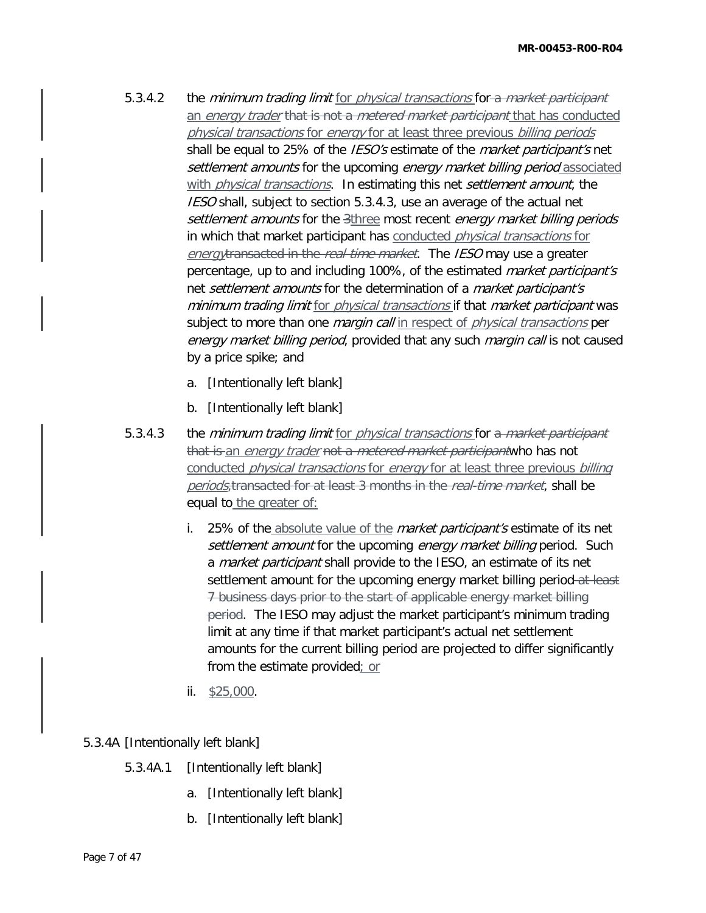5.3.4.2 the *minimum trading limit* for *physical transactions* for ~~a *market participant*~~ an *energy trader* ~~that is not a *metered market participant*~~ that has conducted *physical transactions* for *energy* for at least three previous *billing periods* shall be equal to 25% of the *IESO's* estimate of the *market participant's* net *settlement amounts* for the upcoming *energy market billing period* associated with *physical transactions*. In estimating this net *settlement amount*, the *IESO* shall, subject to section 5.3.4.3, use an average of the actual net *settlement amounts* for the ~~3~~three most recent *energy market billing periods* in which that market participant has conducted *physical transactions* for *energy*~~transacted in the *real-time market*~~. The *IESO* may use a greater percentage, up to and including 100%, of the estimated *market participant's* net *settlement amounts* for the determination of a *market participant's minimum trading limit* for *physical transactions* if that *market participant* was subject to more than one *margin call* in respect of *physical transactions* per *energy market billing period*, provided that any such *margin call* is not caused by a price spike; and

a. [Intentionally left blank]

b. [Intentionally left blank]

5.3.4.3 the *minimum trading limit* for *physical transactions* for ~~a *market participant* that is~~ an *energy trader* ~~not a *metered market participant*~~who has not conducted *physical transactions* for *energy* for at least three previous *billing periods*~~,transacted for at least 3 months in the *real-time market*~~, shall be equal to the greater of:

i. 25% of the absolute value of the *market participant's* estimate of its net *settlement amount* for the upcoming *energy market billing* period. Such a *market participant* shall provide to the IESO, an estimate of its net settlement amount for the upcoming energy market billing period ~~at least 7 business days prior to the start of applicable energy market billing period~~. The IESO may adjust the market participant's minimum trading limit at any time if that market participant's actual net settlement amounts for the current billing period are projected to differ significantly from the estimate provided; or

ii. $25,000.

5.3.4A [Intentionally left blank]

5.3.4A.1 [Intentionally left blank]

a. [Intentionally left blank]

b. [Intentionally left blank]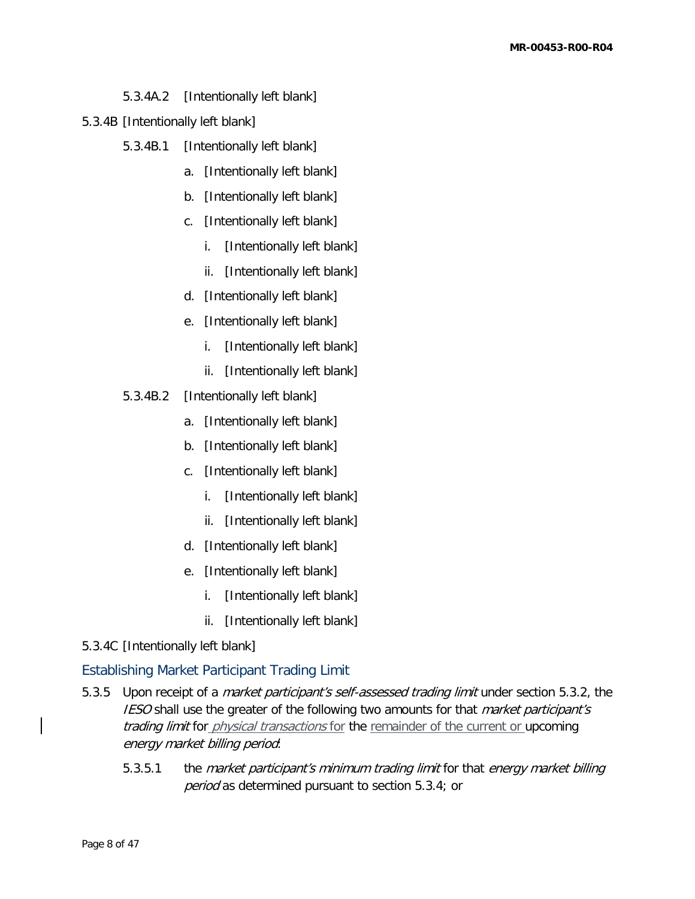5.3.4A.2 [Intentionally left blank]

5.3.4B [Intentionally left blank]

5.3.4B.1 [Intentionally left blank]

a. [Intentionally left blank]

b. [Intentionally left blank]

c. [Intentionally left blank]

i. [Intentionally left blank]

ii. [Intentionally left blank]

d. [Intentionally left blank]

e. [Intentionally left blank]

i. [Intentionally left blank]

ii. [Intentionally left blank]

5.3.4B.2 [Intentionally left blank]

a. [Intentionally left blank]

b. [Intentionally left blank]

c. [Intentionally left blank]

i. [Intentionally left blank]

ii. [Intentionally left blank]

d. [Intentionally left blank]

e. [Intentionally left blank]

i. [Intentionally left blank]

ii. [Intentionally left blank]

5.3.4C [Intentionally left blank]

## Establishing Market Participant Trading Limit

5.3.5 Upon receipt of a *market participant's self-assessed trading limit* under section 5.3.2, the *IESO* shall use the greater of the following two amounts for that *market participant's trading limit* for *physical transactions* for the remainder of the current or upcoming *energy market billing period*:

5.3.5.1 the *market participant's minimum trading limit* for that *energy market billing period* as determined pursuant to section 5.3.4; or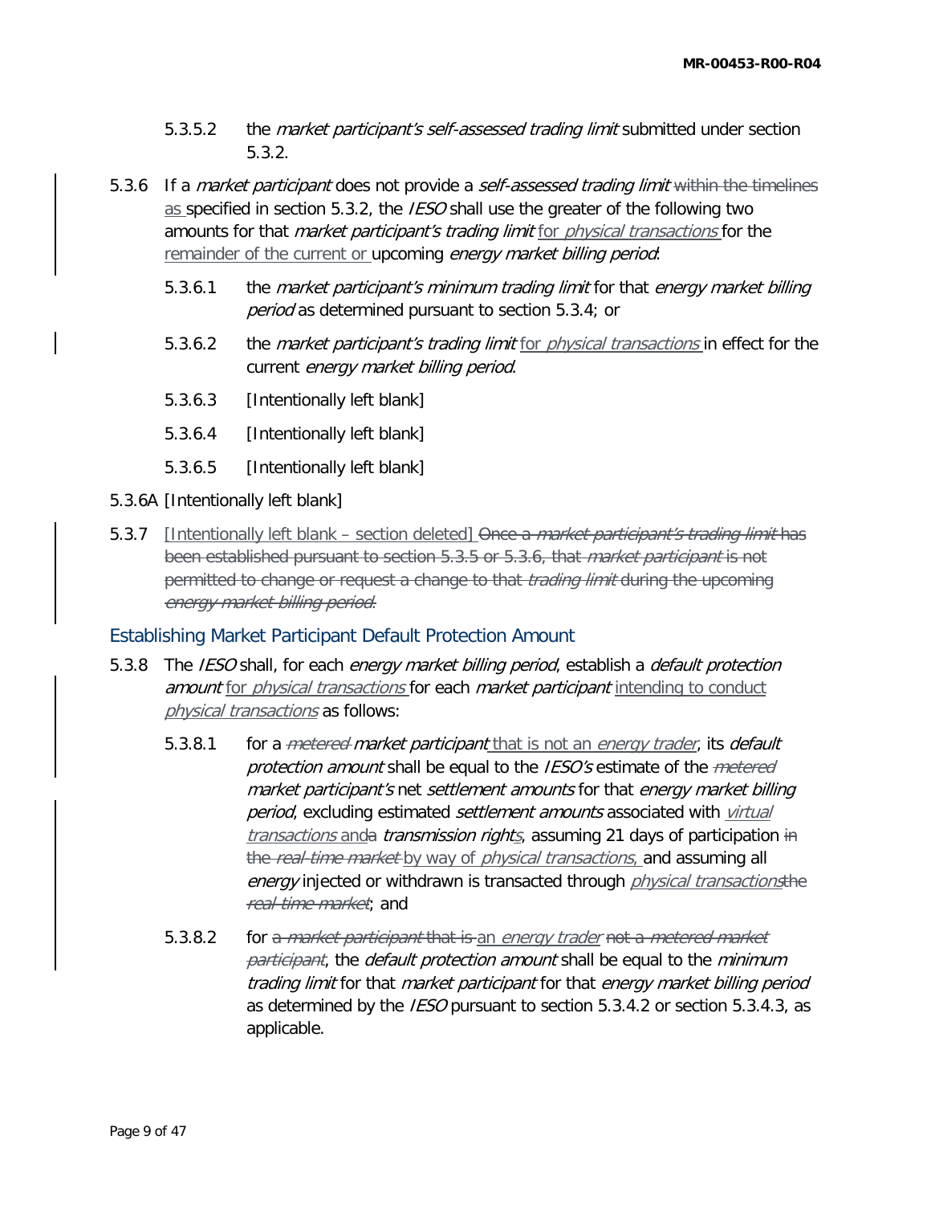5.3.5.2 the *market participant's self-assessed trading limit* submitted under section 5.3.2.

5.3.6 If a *market participant* does not provide a *self-assessed trading limit* ~~within the timelines~~ as specified in section 5.3.2, the *IESO* shall use the greater of the following two amounts for that *market participant's trading limit* for *physical transactions* for the remainder of the current or upcoming *energy market billing period*:

5.3.6.1 the *market participant's minimum trading limit* for that *energy market billing period* as determined pursuant to section 5.3.4; or

5.3.6.2 the *market participant's trading limit* for *physical transactions* in effect for the current *energy market billing period*.

5.3.6.3 [Intentionally left blank]

5.3.6.4 [Intentionally left blank]

5.3.6.5 [Intentionally left blank]

5.3.6A [Intentionally left blank]

5.3.7 [Intentionally left blank – section deleted] ~~Once a *market participant's trading limit* has been established pursuant to section 5.3.5 or 5.3.6, that *market participant* is not permitted to change or request a change to that *trading limit* during the upcoming *energy market billing period*.~~

## Establishing Market Participant Default Protection Amount

5.3.8 The *IESO* shall, for each *energy market billing period*, establish a *default protection amount* for *physical transactions* for each *market participant* intending to conduct *physical transactions* as follows:

5.3.8.1 for a ~~*metered*~~ *market participant* that is not an *energy trader*, its *default protection amount* shall be equal to the *IESO's* estimate of the ~~*metered*~~ *market participant's* net *settlement amounts* for that *energy market billing period*, excluding estimated *settlement amounts* associated with *virtual transactions* and~~a~~ *transmission rights*, assuming 21 days of participation ~~in the *real-time market*~~ by way of *physical transactions*, and assuming all *energy* injected or withdrawn is transacted through *physical transactions*~~the *real-time market*~~; and

5.3.8.2 for ~~a *market participant* that is~~ an *energy trader* ~~not a *metered market participant*~~, the *default protection amount* shall be equal to the *minimum trading limit* for that *market participant* for that *energy market billing period* as determined by the *IESO* pursuant to section 5.3.4.2 or section 5.3.4.3, as applicable.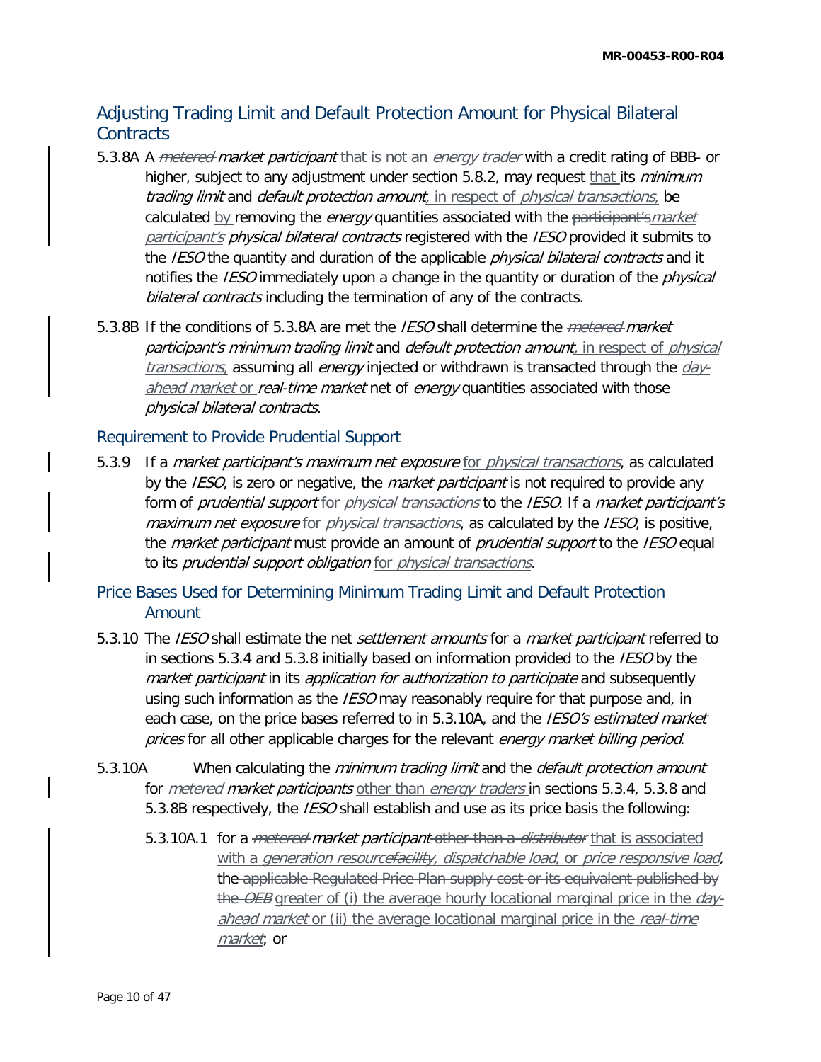## Adjusting Trading Limit and Default Protection Amount for Physical Bilateral Contracts

5.3.8A A ~~*metered*~~ *market participant* that is not an *energy trader* with a credit rating of BBB- or higher, subject to any adjustment under section 5.8.2, may request that its *minimum trading limit* and *default protection amount*, in respect of *physical transactions*, be calculated by removing the *energy* quantities associated with the ~~participant's~~*market participant's* *physical bilateral contracts* registered with the *IESO* provided it submits to the *IESO* the quantity and duration of the applicable *physical bilateral contracts* and it notifies the *IESO* immediately upon a change in the quantity or duration of the *physical bilateral contracts* including the termination of any of the contracts.

5.3.8B If the conditions of 5.3.8A are met the *IESO* shall determine the ~~*metered*~~ *market participant's minimum trading limit* and *default protection amount*, in respect of *physical transactions*, assuming all *energy* injected or withdrawn is transacted through the *day-ahead market* or *real-time market* net of *energy* quantities associated with those *physical bilateral contracts*.

## Requirement to Provide Prudential Support

5.3.9 If a *market participant's maximum net exposure* for *physical transactions*, as calculated by the *IESO*, is zero or negative, the *market participant* is not required to provide any form of *prudential support* for *physical transactions* to the *IESO*. If a *market participant's maximum net exposure* for *physical transactions*, as calculated by the *IESO*, is positive, the *market participant* must provide an amount of *prudential support* to the *IESO* equal to its *prudential support obligation* for *physical transactions*.

## Price Bases Used for Determining Minimum Trading Limit and Default Protection Amount

5.3.10 The *IESO* shall estimate the net *settlement amounts* for a *market participant* referred to in sections 5.3.4 and 5.3.8 initially based on information provided to the *IESO* by the *market participant* in its *application for authorization to participate* and subsequently using such information as the *IESO* may reasonably require for that purpose and, in each case, on the price bases referred to in 5.3.10A, and the *IESO's estimated market prices* for all other applicable charges for the relevant *energy market billing period*.

5.3.10A When calculating the *minimum trading limit* and the *default protection amount* for ~~*metered*~~ *market participants* other than *energy traders* in sections 5.3.4, 5.3.8 and 5.3.8B respectively, the *IESO* shall establish and use as its price basis the following:

5.3.10A.1 for a ~~*metered*~~ *market participant* ~~other than a *distributor*~~ that is associated with a *generation resource*~~*facility*~~, *dispatchable load*, or *price responsive load*, the ~~applicable Regulated Price Plan supply cost or its equivalent published by the *OEB*~~ greater of (i) the average hourly locational marginal price in the *day-ahead market* or (ii) the average locational marginal price in the *real-time market*; or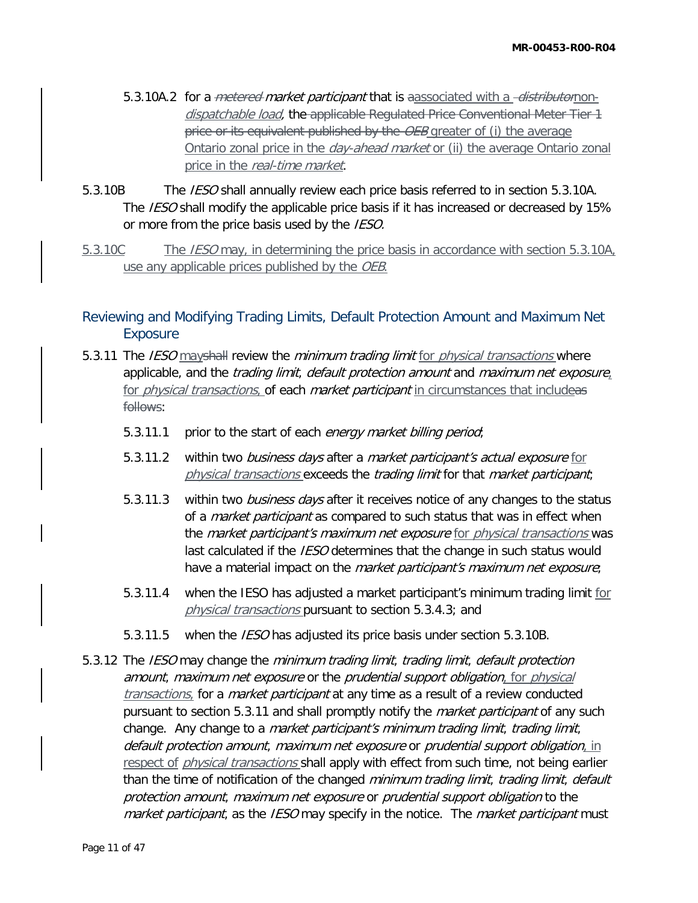5.3.10A.2 for a ~~*metered*~~ *market participant* that is ~~a~~associated with a ~~*distributor*~~non-*dispatchable load*, the ~~applicable Regulated Price Conventional Meter Tier 1 price or its equivalent published by the *OEB*~~ greater of (i) the average Ontario zonal price in the *day-ahead market* or (ii) the average Ontario zonal price in the *real-time market*.

5.3.10B The *IESO* shall annually review each price basis referred to in section 5.3.10A. The *IESO* shall modify the applicable price basis if it has increased or decreased by 15% or more from the price basis used by the *IESO*.

5.3.10C The *IESO* may, in determining the price basis in accordance with section 5.3.10A, use any applicable prices published by the *OEB*.

### Reviewing and Modifying Trading Limits, Default Protection Amount and Maximum Net Exposure

5.3.11 The *IESO* may~~shall~~ review the *minimum trading limit* for *physical transactions* where applicable, and the *trading limit*, *default protection amount* and *maximum net exposure*, for *physical transactions*, of each *market participant* in circumstances that include~~as follows~~:

5.3.11.1 prior to the start of each *energy market billing period*;

5.3.11.2 within two *business days* after a *market participant's actual exposure* for *physical transactions* exceeds the *trading limit* for that *market participant*;

5.3.11.3 within two *business days* after it receives notice of any changes to the status of a *market participant* as compared to such status that was in effect when the *market participant's maximum net exposure* for *physical transactions* was last calculated if the *IESO* determines that the change in such status would have a material impact on the *market participant's maximum net exposure*;

5.3.11.4 when the IESO has adjusted a market participant's minimum trading limit for *physical transactions* pursuant to section 5.3.4.3; and

5.3.11.5 when the *IESO* has adjusted its price basis under section 5.3.10B.

5.3.12 The *IESO* may change the *minimum trading limit*, *trading limit*, *default protection amount*, *maximum net exposure* or the *prudential support obligation*, for *physical transactions*, for a *market participant* at any time as a result of a review conducted pursuant to section 5.3.11 and shall promptly notify the *market participant* of any such change. Any change to a *market participant's minimum trading limit*, *trading limit*, *default protection amount*, *maximum net exposure* or *prudential support obligation*, in respect of *physical transactions* shall apply with effect from such time, not being earlier than the time of notification of the changed *minimum trading limit*, *trading limit*, *default protection amount*, *maximum net exposure* or *prudential support obligation* to the *market participant*, as the *IESO* may specify in the notice. The *market participant* must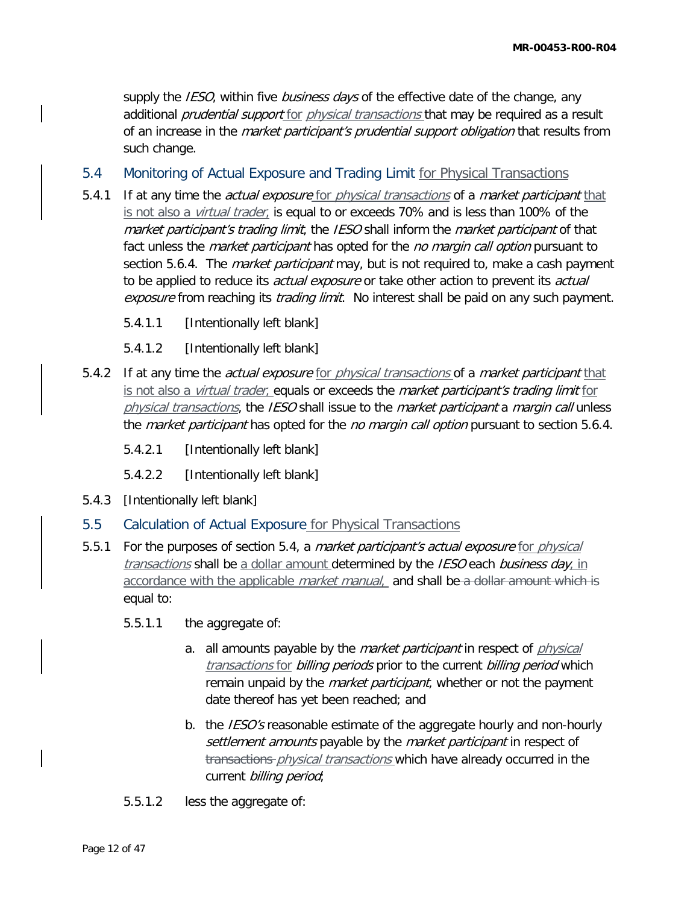supply the *IESO*, within five *business days* of the effective date of the change, any additional *prudential support* for *physical transactions* that may be required as a result of an increase in the *market participant's prudential support obligation* that results from such change.

## 5.4 Monitoring of Actual Exposure and Trading Limit for Physical Transactions

5.4.1 If at any time the *actual exposure* for *physical transactions* of a *market participant* that is not also a *virtual trader*, is equal to or exceeds 70% and is less than 100% of the *market participant's trading limit*, the *IESO* shall inform the *market participant* of that fact unless the *market participant* has opted for the *no margin call option* pursuant to section 5.6.4. The *market participant* may, but is not required to, make a cash payment to be applied to reduce its *actual exposure* or take other action to prevent its *actual exposure* from reaching its *trading limit*. No interest shall be paid on any such payment.

5.4.1.1 [Intentionally left blank]

5.4.1.2 [Intentionally left blank]

5.4.2 If at any time the *actual exposure* for *physical transactions* of a *market participant* that is not also a *virtual trader*, equals or exceeds the *market participant's trading limit* for *physical transactions*, the *IESO* shall issue to the *market participant* a *margin call* unless the *market participant* has opted for the *no margin call option* pursuant to section 5.6.4.

5.4.2.1 [Intentionally left blank]

5.4.2.2 [Intentionally left blank]

5.4.3 [Intentionally left blank]

## 5.5 Calculation of Actual Exposure for Physical Transactions

5.5.1 For the purposes of section 5.4, a *market participant's actual exposure* for *physical transactions* shall be a dollar amount determined by the *IESO* each *business day*, in accordance with the applicable *market manual*, and shall be ~~a dollar amount which is~~ equal to:

5.5.1.1 the aggregate of:

a. all amounts payable by the *market participant* in respect of *physical transactions* for *billing periods* prior to the current *billing period* which remain unpaid by the *market participant*, whether or not the payment date thereof has yet been reached; and

b. the *IESO's* reasonable estimate of the aggregate hourly and non-hourly *settlement amounts* payable by the *market participant* in respect of ~~transactions~~ *physical transactions* which have already occurred in the current *billing period*;

5.5.1.2 less the aggregate of: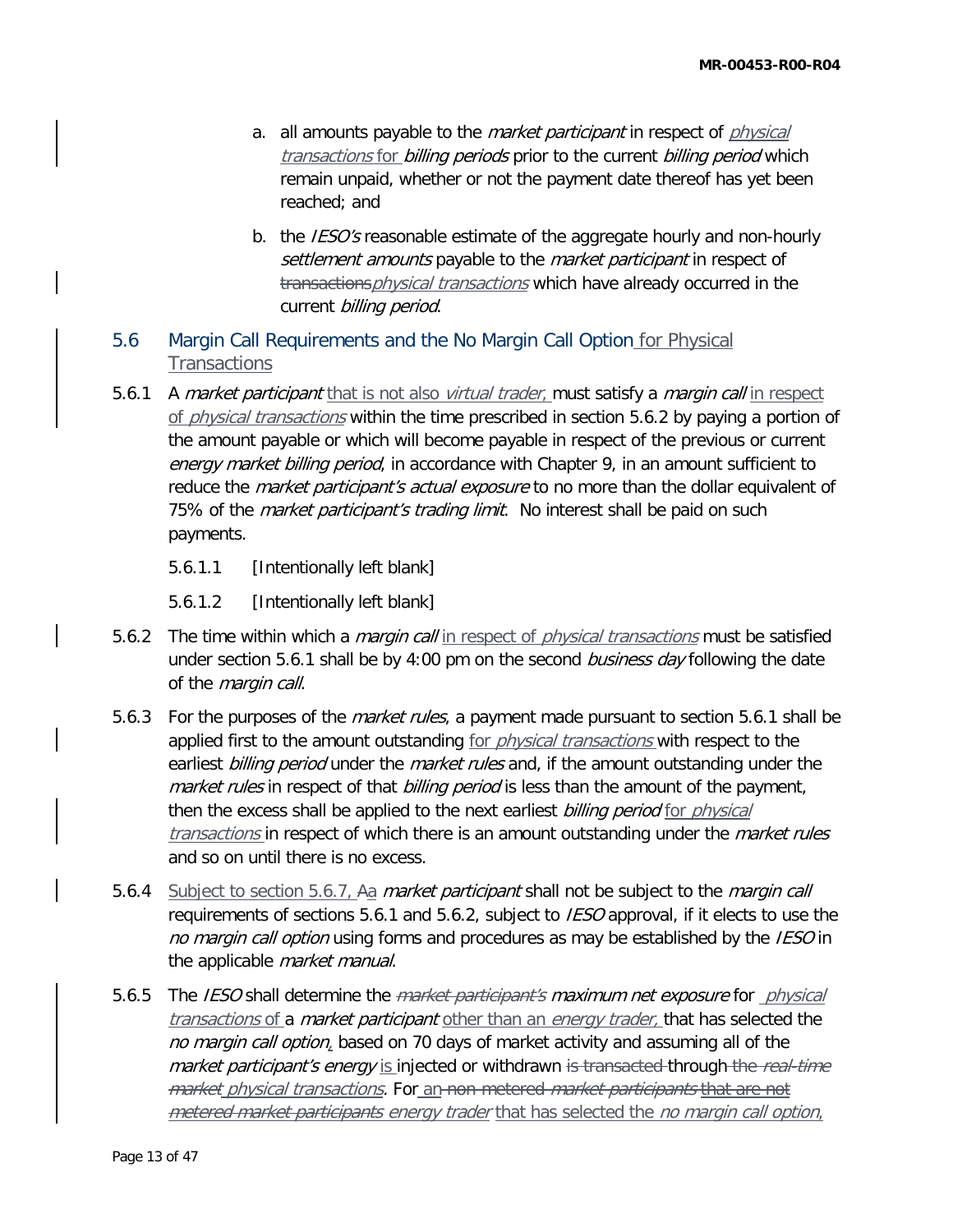a. all amounts payable to the *market participant* in respect of *physical transactions* for *billing periods* prior to the current *billing period* which remain unpaid, whether or not the payment date thereof has yet been reached; and

b. the *IESO's* reasonable estimate of the aggregate hourly and non-hourly *settlement amounts* payable to the *market participant* in respect of ~~transactions~~*physical transactions* which have already occurred in the current *billing period*.

## 5.6 Margin Call Requirements and the No Margin Call Option for Physical Transactions

5.6.1 A *market participant* that is not also *virtual trader,* must satisfy a *margin call* in respect of *physical transactions* within the time prescribed in section 5.6.2 by paying a portion of the amount payable or which will become payable in respect of the previous or current *energy market billing period*, in accordance with Chapter 9, in an amount sufficient to reduce the *market participant's actual exposure* to no more than the dollar equivalent of 75% of the *market participant's trading limit*. No interest shall be paid on such payments.

5.6.1.1 [Intentionally left blank]

5.6.1.2 [Intentionally left blank]

5.6.2 The time within which a *margin call* in respect of *physical transactions* must be satisfied under section 5.6.1 shall be by 4:00 pm on the second *business day* following the date of the *margin call*.

5.6.3 For the purposes of the *market rules*, a payment made pursuant to section 5.6.1 shall be applied first to the amount outstanding for *physical transactions* with respect to the earliest *billing period* under the *market rules* and, if the amount outstanding under the *market rules* in respect of that *billing period* is less than the amount of the payment, then the excess shall be applied to the next earliest *billing period* for *physical transactions* in respect of which there is an amount outstanding under the *market rules* and so on until there is no excess.

5.6.4 Subject to section 5.6.7, ~~A~~a *market participant* shall not be subject to the *margin call* requirements of sections 5.6.1 and 5.6.2, subject to *IESO* approval, if it elects to use the *no margin call option* using forms and procedures as may be established by the *IESO* in the applicable *market manual*.

5.6.5 The *IESO* shall determine the ~~*market participant's*~~ *maximum net exposure* for *physical transactions* of a *market participant* other than an *energy trader,* that has selected the *no margin call option*, based on 70 days of market activity and assuming all of the *market participant's energy* is injected or withdrawn ~~is transacted~~ through ~~the *real-time market*~~ *physical transactions*. For an ~~non-metered *market participants*~~ ~~that are not metered *market participants*~~ *energy trader* that has selected the *no margin call option,*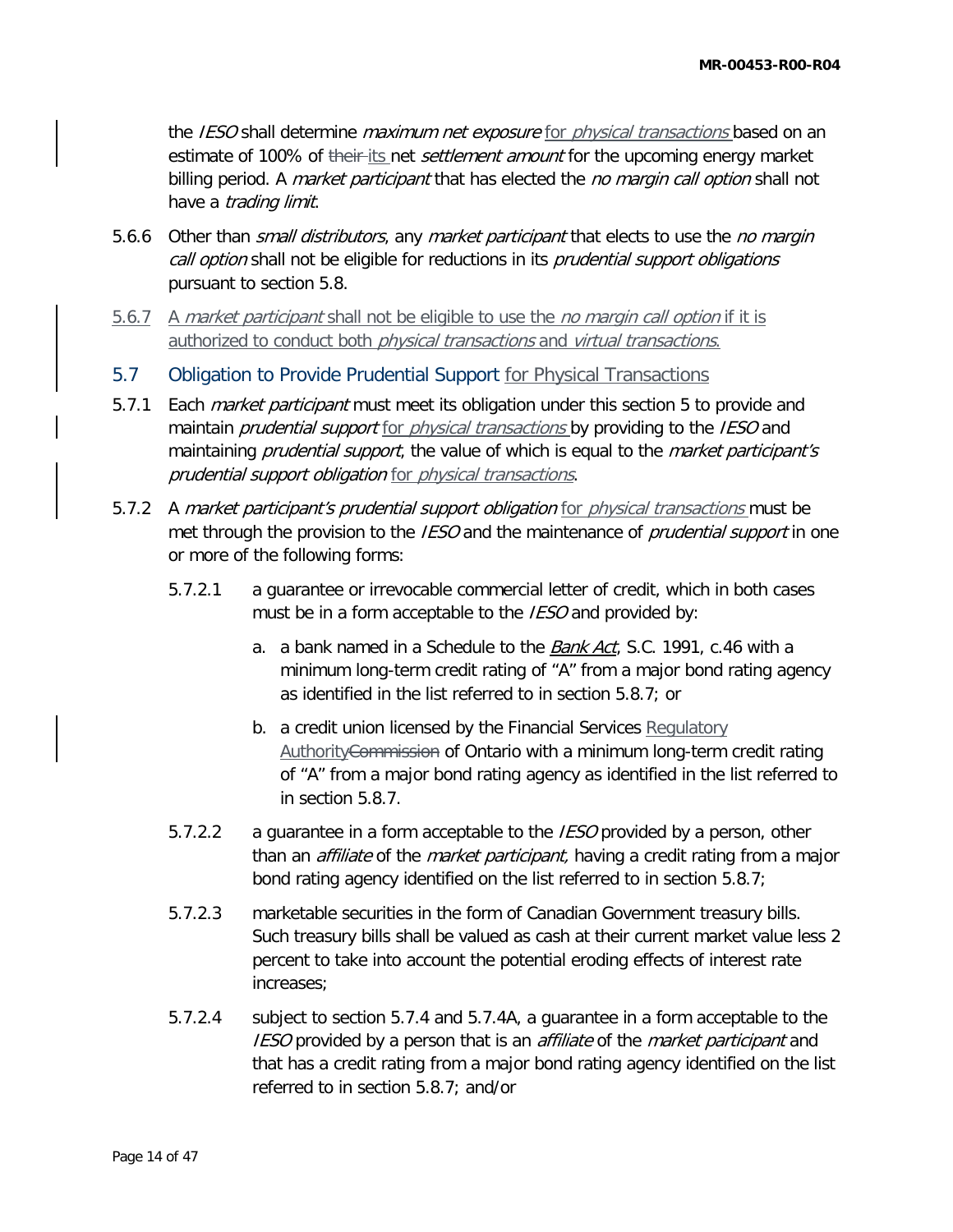the *IESO* shall determine *maximum net exposure* for *physical transactions* based on an estimate of 100% of ~~their~~ its net *settlement amount* for the upcoming energy market billing period. A *market participant* that has elected the *no margin call option* shall not have a *trading limit*.

5.6.6 Other than *small distributors*, any *market participant* that elects to use the *no margin call option* shall not be eligible for reductions in its *prudential support obligations* pursuant to section 5.8.

5.6.7 A *market participant* shall not be eligible to use the *no margin call option* if it is authorized to conduct both *physical transactions* and *virtual transactions*.

## 5.7 Obligation to Provide Prudential Support for Physical Transactions

5.7.1 Each *market participant* must meet its obligation under this section 5 to provide and maintain *prudential support* for *physical transactions* by providing to the *IESO* and maintaining *prudential support*, the value of which is equal to the *market participant's prudential support obligation* for *physical transactions*.

5.7.2 A *market participant's prudential support obligation* for *physical transactions* must be met through the provision to the *IESO* and the maintenance of *prudential support* in one or more of the following forms:

5.7.2.1 a guarantee or irrevocable commercial letter of credit, which in both cases must be in a form acceptable to the *IESO* and provided by:

a. a bank named in a Schedule to the *Bank Act*, S.C. 1991, c.46 with a minimum long-term credit rating of "A" from a major bond rating agency as identified in the list referred to in section 5.8.7; or

b. a credit union licensed by the Financial Services Regulatory Authority~~Commission~~ of Ontario with a minimum long-term credit rating of "A" from a major bond rating agency as identified in the list referred to in section 5.8.7.

5.7.2.2 a guarantee in a form acceptable to the *IESO* provided by a person, other than an *affiliate* of the *market participant,* having a credit rating from a major bond rating agency identified on the list referred to in section 5.8.7;

5.7.2.3 marketable securities in the form of Canadian Government treasury bills. Such treasury bills shall be valued as cash at their current market value less 2 percent to take into account the potential eroding effects of interest rate increases;

5.7.2.4 subject to section 5.7.4 and 5.7.4A, a guarantee in a form acceptable to the *IESO* provided by a person that is an *affiliate* of the *market participant* and that has a credit rating from a major bond rating agency identified on the list referred to in section 5.8.7; and/or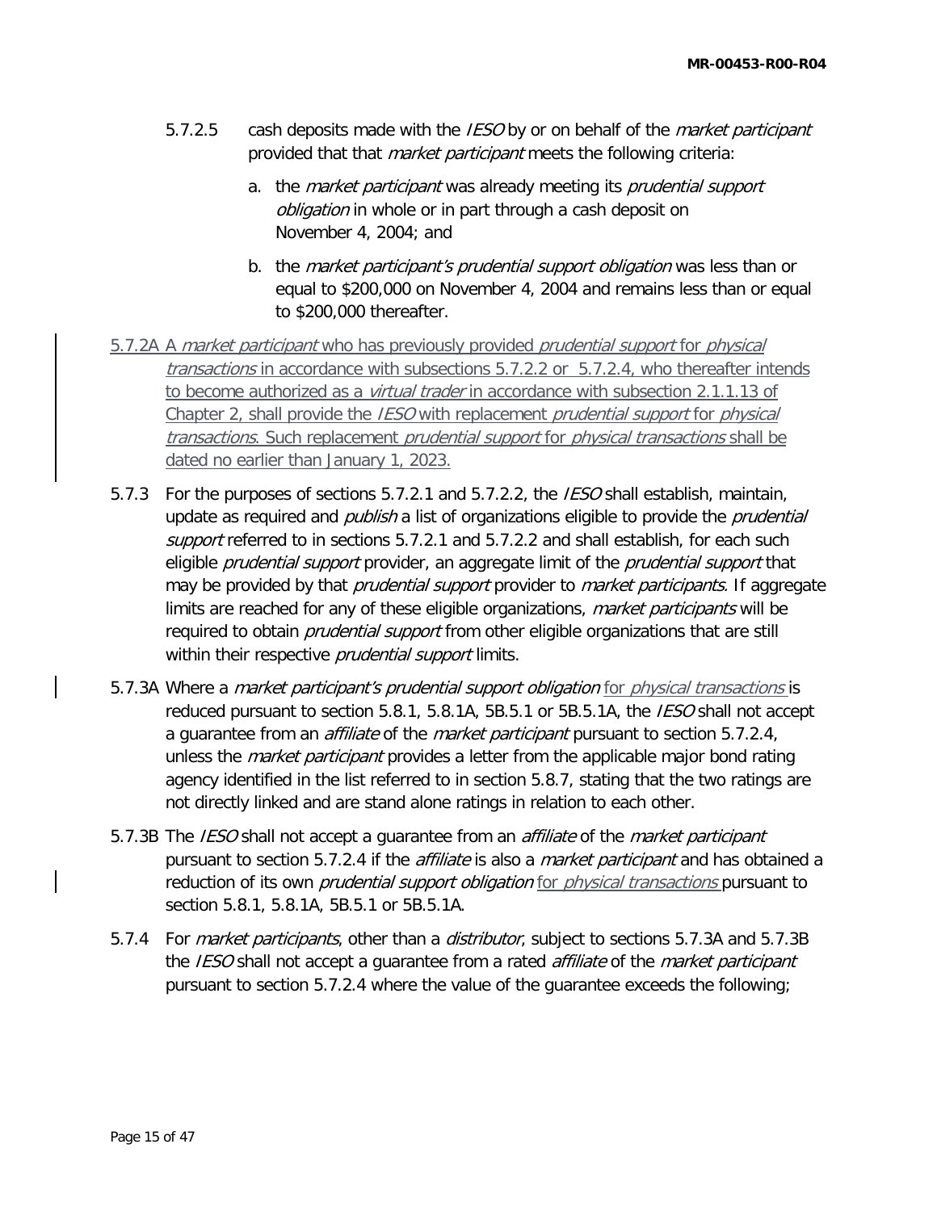5.7.2.5 cash deposits made with the *IESO* by or on behalf of the *market participant* provided that that *market participant* meets the following criteria:

a. the *market participant* was already meeting its *prudential support obligation* in whole or in part through a cash deposit on November 4, 2004; and

b. the *market participant's prudential support obligation* was less than or equal to $200,000 on November 4, 2004 and remains less than or equal to $200,000 thereafter.

5.7.2A A *market participant* who has previously provided *prudential support* for *physical transactions* in accordance with subsections 5.7.2.2 or 5.7.2.4, who thereafter intends to become authorized as a *virtual trader* in accordance with subsection 2.1.1.13 of Chapter 2, shall provide the *IESO* with replacement *prudential support* for *physical transactions*. Such replacement *prudential support* for *physical transactions* shall be dated no earlier than January 1, 2023.

5.7.3 For the purposes of sections 5.7.2.1 and 5.7.2.2, the *IESO* shall establish, maintain, update as required and *publish* a list of organizations eligible to provide the *prudential support* referred to in sections 5.7.2.1 and 5.7.2.2 and shall establish, for each such eligible *prudential support* provider, an aggregate limit of the *prudential support* that may be provided by that *prudential support* provider to *market participants*. If aggregate limits are reached for any of these eligible organizations, *market participants* will be required to obtain *prudential support* from other eligible organizations that are still within their respective *prudential support* limits.

5.7.3A Where a *market participant's prudential support obligation* for *physical transactions* is reduced pursuant to section 5.8.1, 5.8.1A, 5B.5.1 or 5B.5.1A, the *IESO* shall not accept a guarantee from an *affiliate* of the *market participant* pursuant to section 5.7.2.4, unless the *market participant* provides a letter from the applicable major bond rating agency identified in the list referred to in section 5.8.7, stating that the two ratings are not directly linked and are stand alone ratings in relation to each other.

5.7.3B The *IESO* shall not accept a guarantee from an *affiliate* of the *market participant* pursuant to section 5.7.2.4 if the *affiliate* is also a *market participant* and has obtained a reduction of its own *prudential support obligation* for *physical transactions* pursuant to section 5.8.1, 5.8.1A, 5B.5.1 or 5B.5.1A.

5.7.4 For *market participants*, other than a *distributor*, subject to sections 5.7.3A and 5.7.3B the *IESO* shall not accept a guarantee from a rated *affiliate* of the *market participant* pursuant to section 5.7.2.4 where the value of the guarantee exceeds the following;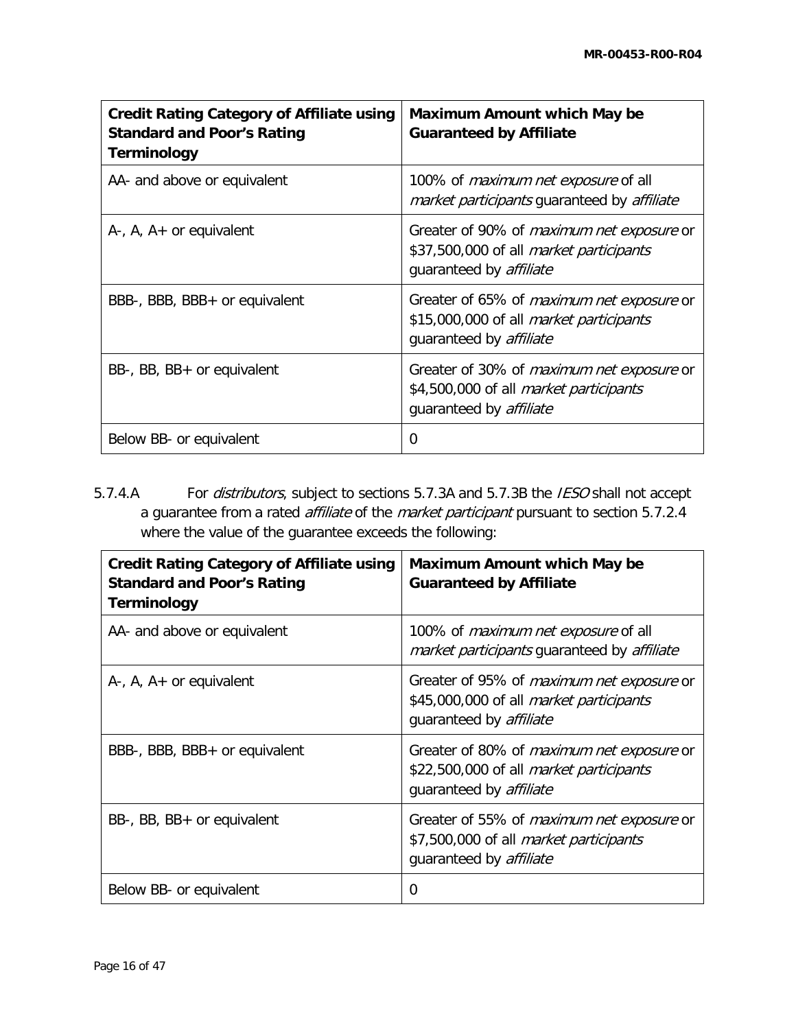| Credit Rating Category of Affiliate using Standard and Poor's Rating Terminology | Maximum Amount which May be Guaranteed by Affiliate |
|---|---|
| AA- and above or equivalent | 100% of *maximum net exposure* of all *market participants* guaranteed by *affiliate* |
| A-, A, A+ or equivalent | Greater of 90% of *maximum net exposure* or \$37,500,000 of all *market participants* guaranteed by *affiliate* |
| BBB-, BBB, BBB+ or equivalent | Greater of 65% of *maximum net exposure* or \$15,000,000 of all *market participants* guaranteed by *affiliate* |
| BB-, BB, BB+ or equivalent | Greater of 30% of *maximum net exposure* or \$4,500,000 of all *market participants* guaranteed by *affiliate* |
| Below BB- or equivalent | 0 |

5.7.4.A For *distributors*, subject to sections 5.7.3A and 5.7.3B the *IESO* shall not accept a guarantee from a rated *affiliate* of the *market participant* pursuant to section 5.7.2.4 where the value of the guarantee exceeds the following:

| Credit Rating Category of Affiliate using Standard and Poor's Rating Terminology | Maximum Amount which May be Guaranteed by Affiliate |
|---|---|
| AA- and above or equivalent | 100% of *maximum net exposure* of all *market participants* guaranteed by *affiliate* |
| A-, A, A+ or equivalent | Greater of 95% of *maximum net exposure* or \$45,000,000 of all *market participants* guaranteed by *affiliate* |
| BBB-, BBB, BBB+ or equivalent | Greater of 80% of *maximum net exposure* or \$22,500,000 of all *market participants* guaranteed by *affiliate* |
| BB-, BB, BB+ or equivalent | Greater of 55% of *maximum net exposure* or \$7,500,000 of all *market participants* guaranteed by *affiliate* |
| Below BB- or equivalent | 0 |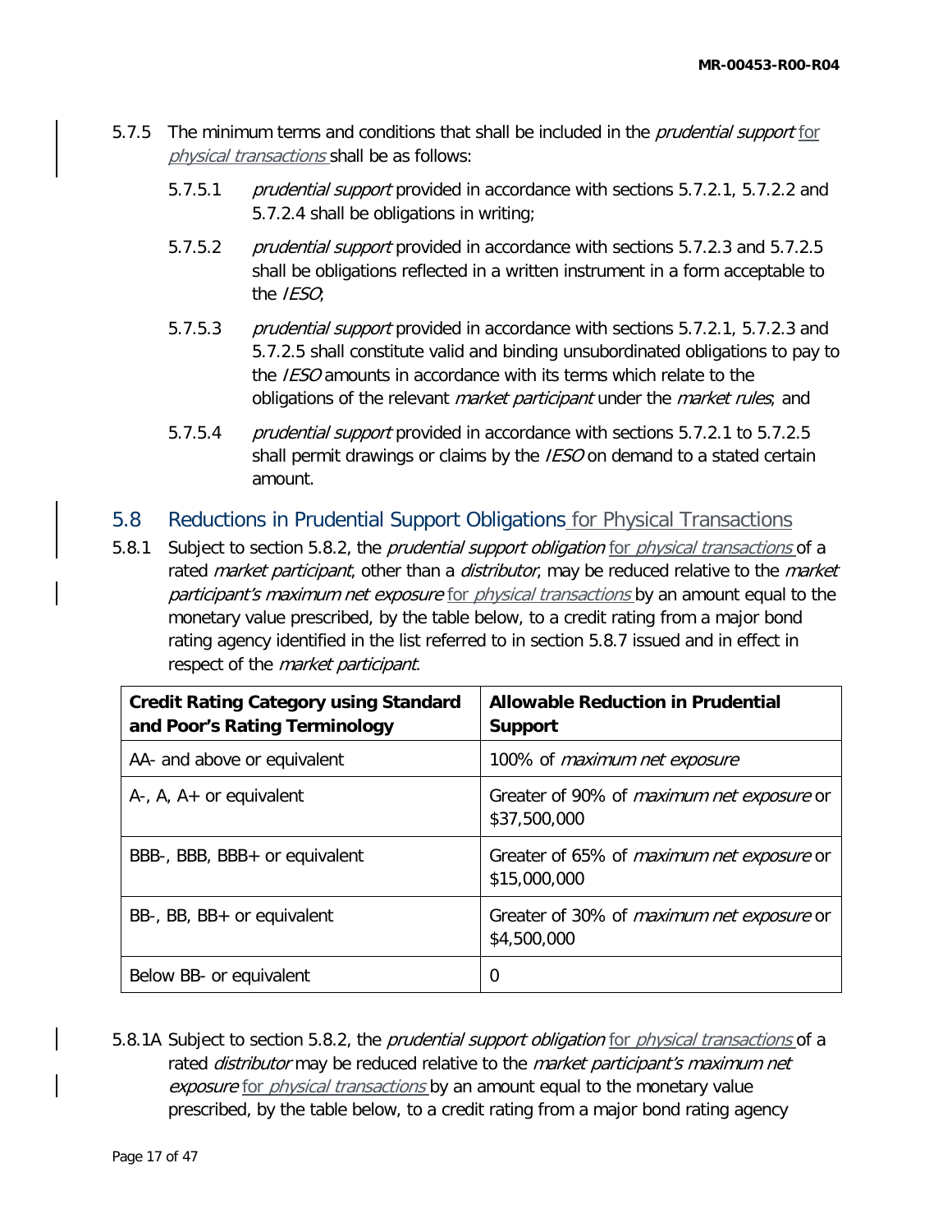5.7.5 The minimum terms and conditions that shall be included in the *prudential support* for *physical transactions* shall be as follows:

5.7.5.1 *prudential support* provided in accordance with sections 5.7.2.1, 5.7.2.2 and 5.7.2.4 shall be obligations in writing;

5.7.5.2 *prudential support* provided in accordance with sections 5.7.2.3 and 5.7.2.5 shall be obligations reflected in a written instrument in a form acceptable to the *IESO*;

5.7.5.3 *prudential support* provided in accordance with sections 5.7.2.1, 5.7.2.3 and 5.7.2.5 shall constitute valid and binding unsubordinated obligations to pay to the *IESO* amounts in accordance with its terms which relate to the obligations of the relevant *market participant* under the *market rules*; and

5.7.5.4 *prudential support* provided in accordance with sections 5.7.2.1 to 5.7.2.5 shall permit drawings or claims by the *IESO* on demand to a stated certain amount.

## 5.8 Reductions in Prudential Support Obligations for Physical Transactions

5.8.1 Subject to section 5.8.2, the *prudential support obligation* for *physical transactions* of a rated *market participant*, other than a *distributor*, may be reduced relative to the *market participant's maximum net exposure* for *physical transactions* by an amount equal to the monetary value prescribed, by the table below, to a credit rating from a major bond rating agency identified in the list referred to in section 5.8.7 issued and in effect in respect of the *market participant*.

| Credit Rating Category using Standard and Poor's Rating Terminology | Allowable Reduction in Prudential Support |
|---|---|
| AA- and above or equivalent | 100% of *maximum net exposure* |
| A-, A, A+ or equivalent | Greater of 90% of *maximum net exposure* or $37,500,000 |
| BBB-, BBB, BBB+ or equivalent | Greater of 65% of *maximum net exposure* or $15,000,000 |
| BB-, BB, BB+ or equivalent | Greater of 30% of *maximum net exposure* or $4,500,000 |
| Below BB- or equivalent | 0 |

5.8.1A Subject to section 5.8.2, the *prudential support obligation* for *physical transactions* of a rated *distributor* may be reduced relative to the *market participant's maximum net exposure* for *physical transactions* by an amount equal to the monetary value prescribed, by the table below, to a credit rating from a major bond rating agency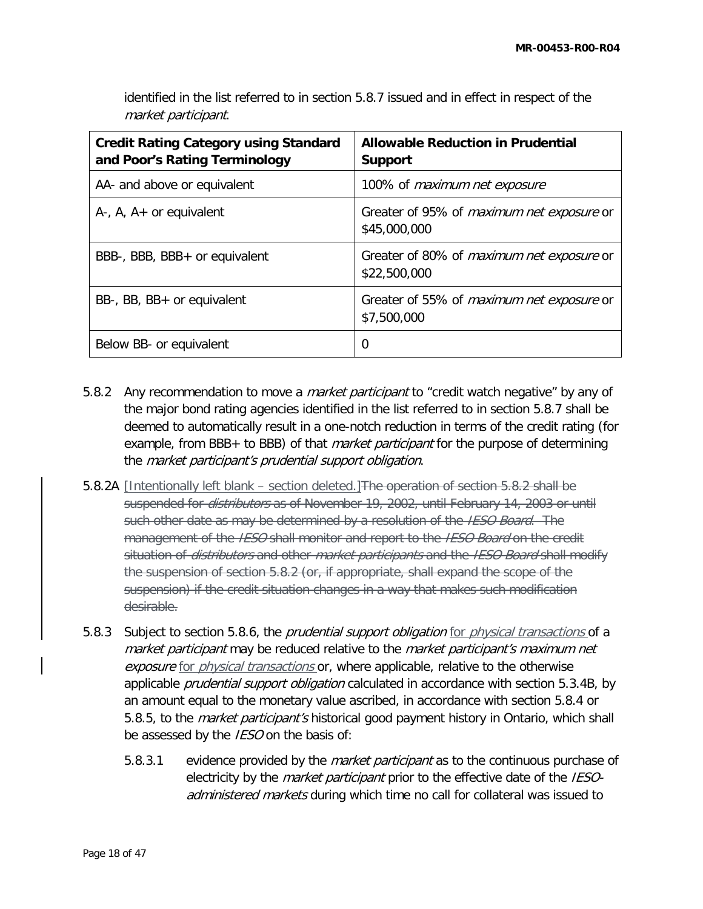identified in the list referred to in section 5.8.7 issued and in effect in respect of the *market participant*.

| **Credit Rating Category using Standard and Poor's Rating Terminology** | **Allowable Reduction in Prudential Support** |
|---|---|
| AA- and above or equivalent | 100% of *maximum net exposure* |
| A-, A, A+ or equivalent | Greater of 95% of *maximum net exposure* or $45,000,000 |
| BBB-, BBB, BBB+ or equivalent | Greater of 80% of *maximum net exposure* or $22,500,000 |
| BB-, BB, BB+ or equivalent | Greater of 55% of *maximum net exposure* or $7,500,000 |
| Below BB- or equivalent | 0 |

5.8.2 Any recommendation to move a *market participant* to "credit watch negative" by any of the major bond rating agencies identified in the list referred to in section 5.8.7 shall be deemed to automatically result in a one-notch reduction in terms of the credit rating (for example, from BBB+ to BBB) of that *market participant* for the purpose of determining the *market participant's prudential support obligation*.

5.8.2A [Intentionally left blank – section deleted.] ~~The operation of section 5.8.2 shall be suspended for *distributors* as of November 19, 2002, until February 14, 2003 or until such other date as may be determined by a resolution of the *IESO Board*. The management of the *IESO* shall monitor and report to the *IESO Board* on the credit situation of *distributors* and other *market participants* and the *IESO Board* shall modify the suspension of section 5.8.2 (or, if appropriate, shall expand the scope of the suspension) if the credit situation changes in a way that makes such modification desirable.~~

5.8.3 Subject to section 5.8.6, the *prudential support obligation* for *physical transactions* of a *market participant* may be reduced relative to the *market participant's maximum net exposure* for *physical transactions* or, where applicable, relative to the otherwise applicable *prudential support obligation* calculated in accordance with section 5.3.4B, by an amount equal to the monetary value ascribed, in accordance with section 5.8.4 or 5.8.5, to the *market participant's* historical good payment history in Ontario, which shall be assessed by the *IESO* on the basis of:

5.8.3.1 evidence provided by the *market participant* as to the continuous purchase of electricity by the *market participant* prior to the effective date of the *IESO-administered markets* during which time no call for collateral was issued to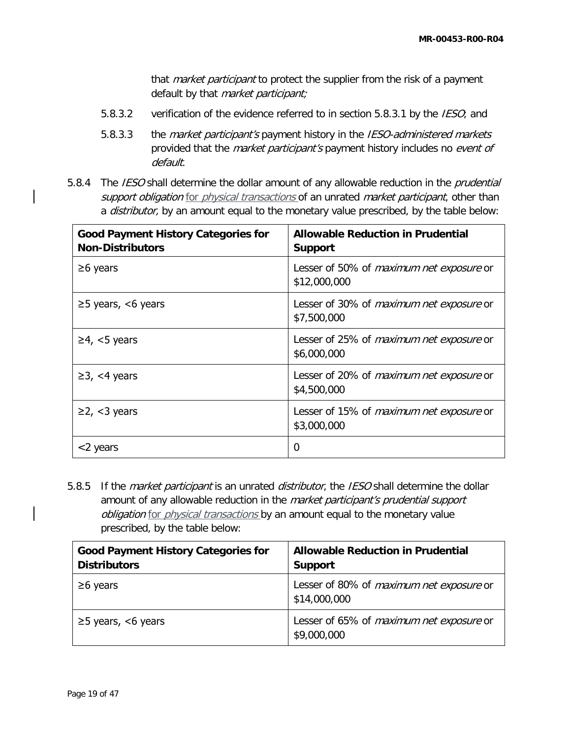that *market participant* to protect the supplier from the risk of a payment default by that *market participant;*

5.8.3.2 verification of the evidence referred to in section 5.8.3.1 by the *IESO*; and

5.8.3.3 the *market participant's* payment history in the *IESO-administered markets* provided that the *market participant's* payment history includes no *event of default*.

5.8.4 The *IESO* shall determine the dollar amount of any allowable reduction in the *prudential support obligation* for *physical transactions* of an unrated *market participant*, other than a *distributor,* by an amount equal to the monetary value prescribed, by the table below:

| **Good Payment History Categories for Non-Distributors** | **Allowable Reduction in Prudential Support** |
|---|---|
| ≥6 years | Lesser of 50% of *maximum net exposure* or \$12,000,000 |
| ≥5 years, <6 years | Lesser of 30% of *maximum net exposure* or \$7,500,000 |
| ≥4, <5 years | Lesser of 25% of *maximum net exposure* or \$6,000,000 |
| ≥3, <4 years | Lesser of 20% of *maximum net exposure* or \$4,500,000 |
| ≥2, <3 years | Lesser of 15% of *maximum net exposure* or \$3,000,000 |
| <2 years | 0 |

5.8.5 If the *market participant* is an unrated *distributor*, the *IESO* shall determine the dollar amount of any allowable reduction in the *market participant's prudential support obligation* for *physical transactions* by an amount equal to the monetary value prescribed, by the table below:

| **Good Payment History Categories for Distributors** | **Allowable Reduction in Prudential Support** |
|---|---|
| ≥6 years | Lesser of 80% of *maximum net exposure* or \$14,000,000 |
| ≥5 years, <6 years | Lesser of 65% of *maximum net exposure* or \$9,000,000 |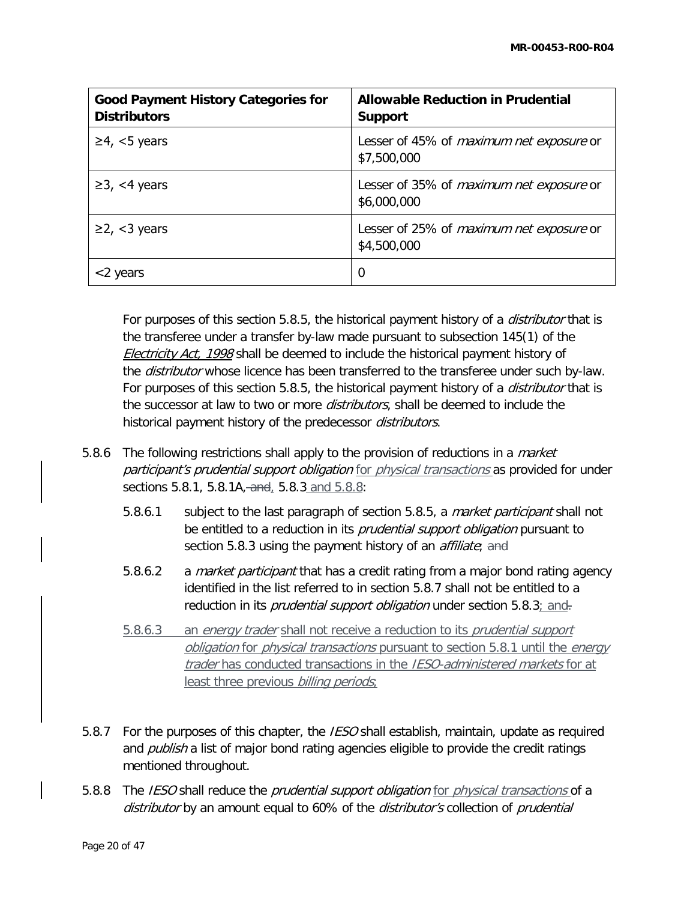| Good Payment History Categories for Distributors | Allowable Reduction in Prudential Support |
| --- | --- |
| ≥4, <5 years | Lesser of 45% of *maximum net exposure* or $7,500,000 |
| ≥3, <4 years | Lesser of 35% of *maximum net exposure* or $6,000,000 |
| ≥2, <3 years | Lesser of 25% of *maximum net exposure* or $4,500,000 |
| <2 years | 0 |

For purposes of this section 5.8.5, the historical payment history of a *distributor* that is the transferee under a transfer by-law made pursuant to subsection 145(1) of the *Electricity Act, 1998* shall be deemed to include the historical payment history of the *distributor* whose licence has been transferred to the transferee under such by-law. For purposes of this section 5.8.5, the historical payment history of a *distributor* that is the successor at law to two or more *distributors*, shall be deemed to include the historical payment history of the predecessor *distributors*.

5.8.6 The following restrictions shall apply to the provision of reductions in a *market participant's prudential support obligation* for *physical transactions* as provided for under sections 5.8.1, 5.8.1A, ~~and~~, 5.8.3 and 5.8.8:

5.8.6.1 subject to the last paragraph of section 5.8.5, a *market participant* shall not be entitled to a reduction in its *prudential support obligation* pursuant to section 5.8.3 using the payment history of an *affiliate*; ~~and~~

5.8.6.2 a *market participant* that has a credit rating from a major bond rating agency identified in the list referred to in section 5.8.7 shall not be entitled to a reduction in its *prudential support obligation* under section 5.8.3; and~~.~~

5.8.6.3 an *energy trader* shall not receive a reduction to its *prudential support obligation* for *physical transactions* pursuant to section 5.8.1 until the *energy trader* has conducted transactions in the *IESO-administered markets* for at least three previous *billing periods*;

5.8.7 For the purposes of this chapter, the *IESO* shall establish, maintain, update as required and *publish* a list of major bond rating agencies eligible to provide the credit ratings mentioned throughout.

5.8.8 The *IESO* shall reduce the *prudential support obligation* for *physical transactions* of a *distributor* by an amount equal to 60% of the *distributor's* collection of *prudential*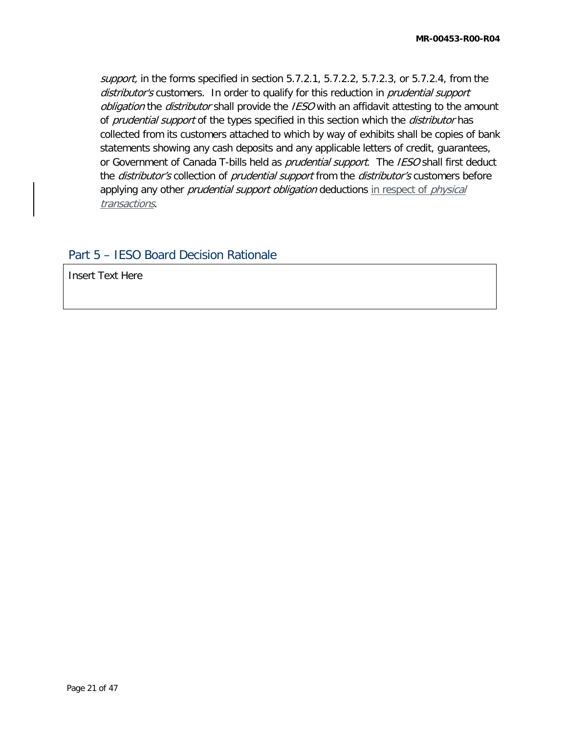*support,* in the forms specified in section 5.7.2.1, 5.7.2.2, 5.7.2.3, or 5.7.2.4, from the *distributor's* customers. In order to qualify for this reduction in *prudential support obligation* the *distributor* shall provide the *IESO* with an affidavit attesting to the amount of *prudential support* of the types specified in this section which the *distributor* has collected from its customers attached to which by way of exhibits shall be copies of bank statements showing any cash deposits and any applicable letters of credit, guarantees, or Government of Canada T-bills held as *prudential support*. The *IESO* shall first deduct the *distributor's* collection of *prudential support* from the *distributor's* customers before applying any other *prudential support obligation* deductions in respect of *physical transactions*.

## Part 5 – IESO Board Decision Rationale

Insert Text Here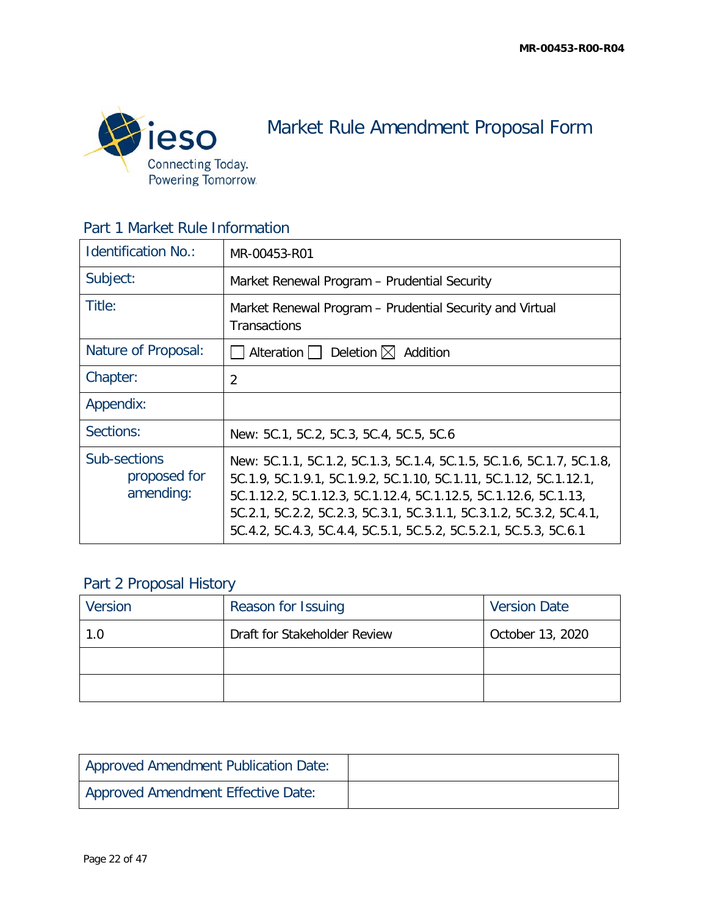# Market Rule Amendment Proposal Form

## Part 1 Market Rule Information

| | |
|---|---|
| Identification No.: | MR-00453-R01 |
| Subject: | Market Renewal Program – Prudential Security |
| Title: | Market Renewal Program – Prudential Security and Virtual Transactions |
| Nature of Proposal: | ☐ Alteration ☐ Deletion ☒ Addition |
| Chapter: | 2 |
| Appendix: | |
| Sections: | New: 5C.1, 5C.2, 5C.3, 5C.4, 5C.5, 5C.6 |
| Sub-sections proposed for amending: | New: 5C.1.1, 5C.1.2, 5C.1.3, 5C.1.4, 5C.1.5, 5C.1.6, 5C.1.7, 5C.1.8, 5C.1.9, 5C.1.9.1, 5C.1.9.2, 5C.1.10, 5C.1.11, 5C.1.12, 5C.1.12.1, 5C.1.12.2, 5C.1.12.3, 5C.1.12.4, 5C.1.12.5, 5C.1.12.6, 5C.1.13, 5C.2.1, 5C.2.2, 5C.2.3, 5C.3.1, 5C.3.1.1, 5C.3.1.2, 5C.3.2, 5C.4.1, 5C.4.2, 5C.4.3, 5C.4.4, 5C.5.1, 5C.5.2, 5C.5.2.1, 5C.5.3, 5C.6.1 |

## Part 2 Proposal History

| Version | Reason for Issuing | Version Date |
|---|---|---|
| 1.0 | Draft for Stakeholder Review | October 13, 2020 |
| | | |
| | | |

| | |
|---|---|
| Approved Amendment Publication Date: | |
| Approved Amendment Effective Date: | |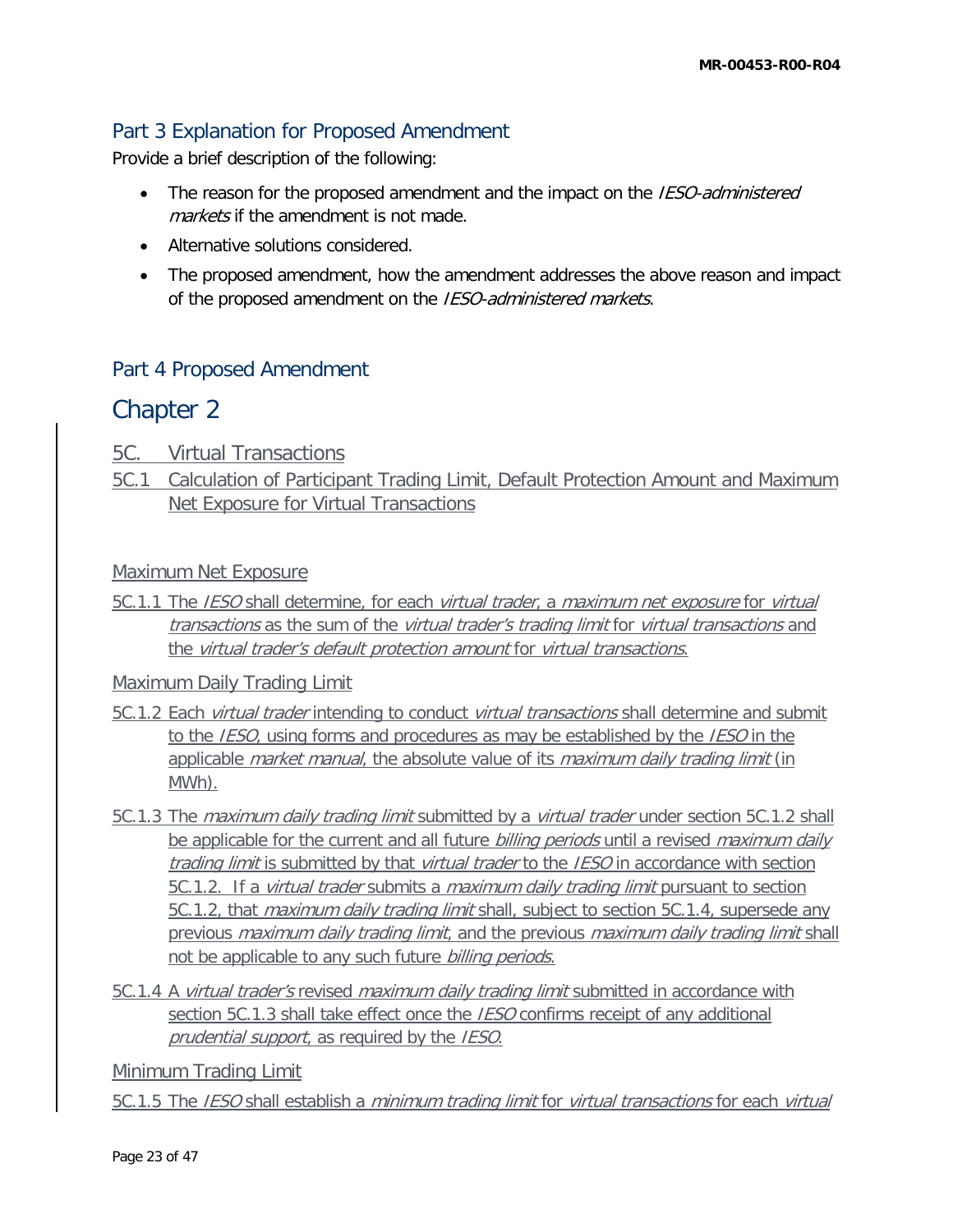## Part 3 Explanation for Proposed Amendment

Provide a brief description of the following:

- The reason for the proposed amendment and the impact on the *IESO-administered markets* if the amendment is not made.
- Alternative solutions considered.
- The proposed amendment, how the amendment addresses the above reason and impact of the proposed amendment on the *IESO-administered markets*.

## Part 4 Proposed Amendment

# Chapter 2

### 5C. Virtual Transactions

### 5C.1 Calculation of Participant Trading Limit, Default Protection Amount and Maximum Net Exposure for Virtual Transactions

#### Maximum Net Exposure

5C.1.1 The *IESO* shall determine, for each *virtual trader*, a *maximum net exposure* for *virtual transactions* as the sum of the *virtual trader's trading limit* for *virtual transactions* and the *virtual trader's default protection amount* for *virtual transactions*.

#### Maximum Daily Trading Limit

5C.1.2 Each *virtual trader* intending to conduct *virtual transactions* shall determine and submit to the *IESO*, using forms and procedures as may be established by the *IESO* in the applicable *market manual*, the absolute value of its *maximum daily trading limit* (in MWh).

5C.1.3 The *maximum daily trading limit* submitted by a *virtual trader* under section 5C.1.2 shall be applicable for the current and all future *billing periods* until a revised *maximum daily trading limit* is submitted by that *virtual trader* to the *IESO* in accordance with section 5C.1.2. If a *virtual trader* submits a *maximum daily trading limit* pursuant to section 5C.1.2, that *maximum daily trading limit* shall, subject to section 5C.1.4, supersede any previous *maximum daily trading limit*, and the previous *maximum daily trading limit* shall not be applicable to any such future *billing periods*.

5C.1.4 A *virtual trader's* revised *maximum daily trading limit* submitted in accordance with section 5C.1.3 shall take effect once the *IESO* confirms receipt of any additional *prudential support*, as required by the *IESO*.

#### Minimum Trading Limit

5C.1.5 The *IESO* shall establish a *minimum trading limit* for *virtual transactions* for each *virtual*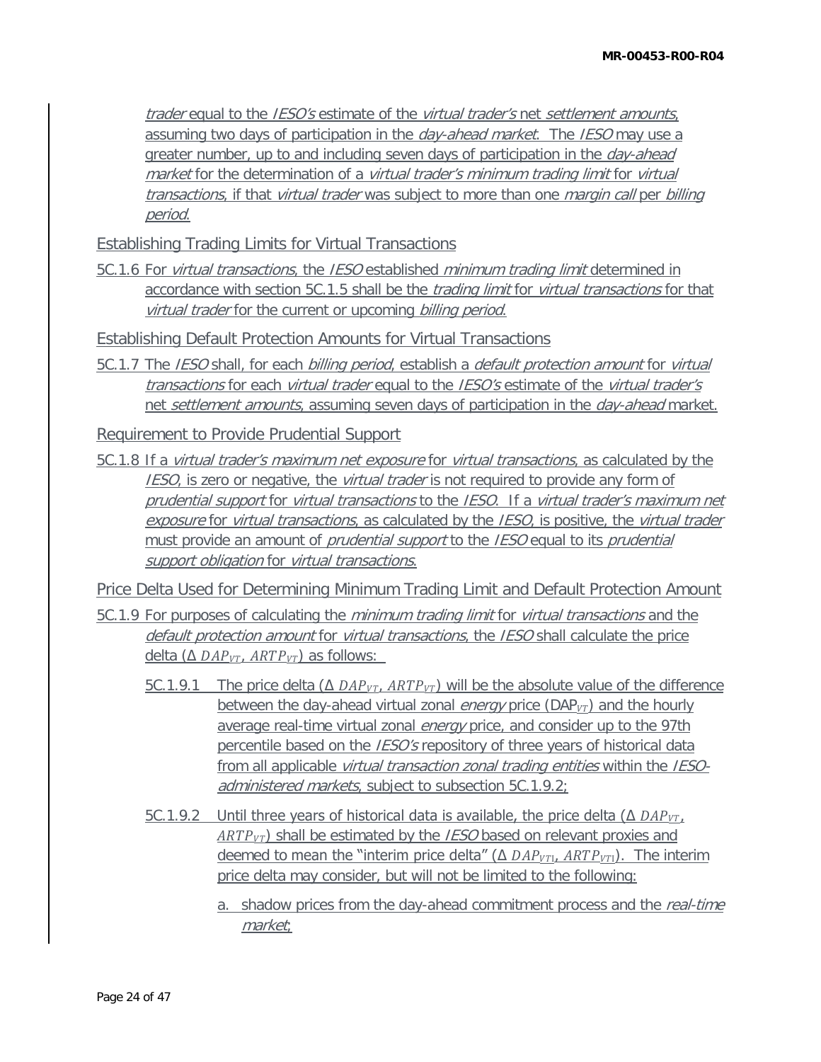*trader* equal to the *IESO's* estimate of the *virtual trader's* net *settlement amounts*, assuming two days of participation in the *day-ahead market*. The *IESO* may use a greater number, up to and including seven days of participation in the *day-ahead market* for the determination of a *virtual trader's minimum trading limit* for *virtual transactions*, if that *virtual trader* was subject to more than one *margin call* per *billing period*.

### Establishing Trading Limits for Virtual Transactions

5C.1.6 For *virtual transactions*, the *IESO* established *minimum trading limit* determined in accordance with section 5C.1.5 shall be the *trading limit* for *virtual transactions* for that *virtual trader* for the current or upcoming *billing period*.

### Establishing Default Protection Amounts for Virtual Transactions

5C.1.7 The *IESO* shall, for each *billing period*, establish a *default protection amount* for *virtual transactions* for each *virtual trader* equal to the *IESO's* estimate of the *virtual trader's* net *settlement amounts*, assuming seven days of participation in the *day-ahead* market.

### Requirement to Provide Prudential Support

5C.1.8 If a *virtual trader's maximum net exposure* for *virtual transactions*, as calculated by the *IESO*, is zero or negative, the *virtual trader* is not required to provide any form of *prudential support* for *virtual transactions* to the *IESO*. If a *virtual trader's maximum net exposure* for *virtual transactions*, as calculated by the *IESO*, is positive, the *virtual trader* must provide an amount of *prudential support* to the *IESO* equal to its *prudential support obligation* for *virtual transactions*.

### Price Delta Used for Determining Minimum Trading Limit and Default Protection Amount

5C.1.9 For purposes of calculating the *minimum trading limit* for *virtual transactions* and the *default protection amount* for *virtual transactions*, the *IESO* shall calculate the price delta ($\Delta\ DAP_{VT}$, $ARTP_{VT}$) as follows:

5C.1.9.1 The price delta ($\Delta\ DAP_{VT}$, $ARTP_{VT}$) will be the absolute value of the difference between the day-ahead virtual zonal *energy* price ($DAP_{VT}$) and the hourly average real-time virtual zonal *energy* price, and consider up to the 97th percentile based on the *IESO's* repository of three years of historical data from all applicable *virtual transaction zonal trading entities* within the *IESO-administered markets*, subject to subsection 5C.1.9.2;

5C.1.9.2 Until three years of historical data is available, the price delta ($\Delta\ DAP_{VT}$, $ARTP_{VT}$) shall be estimated by the *IESO* based on relevant proxies and deemed to mean the "interim price delta" ($\Delta\ DAP_{VTI}$, $ARTP_{VTI}$). The interim price delta may consider, but will not be limited to the following:

a. shadow prices from the day-ahead commitment process and the *real-time market*;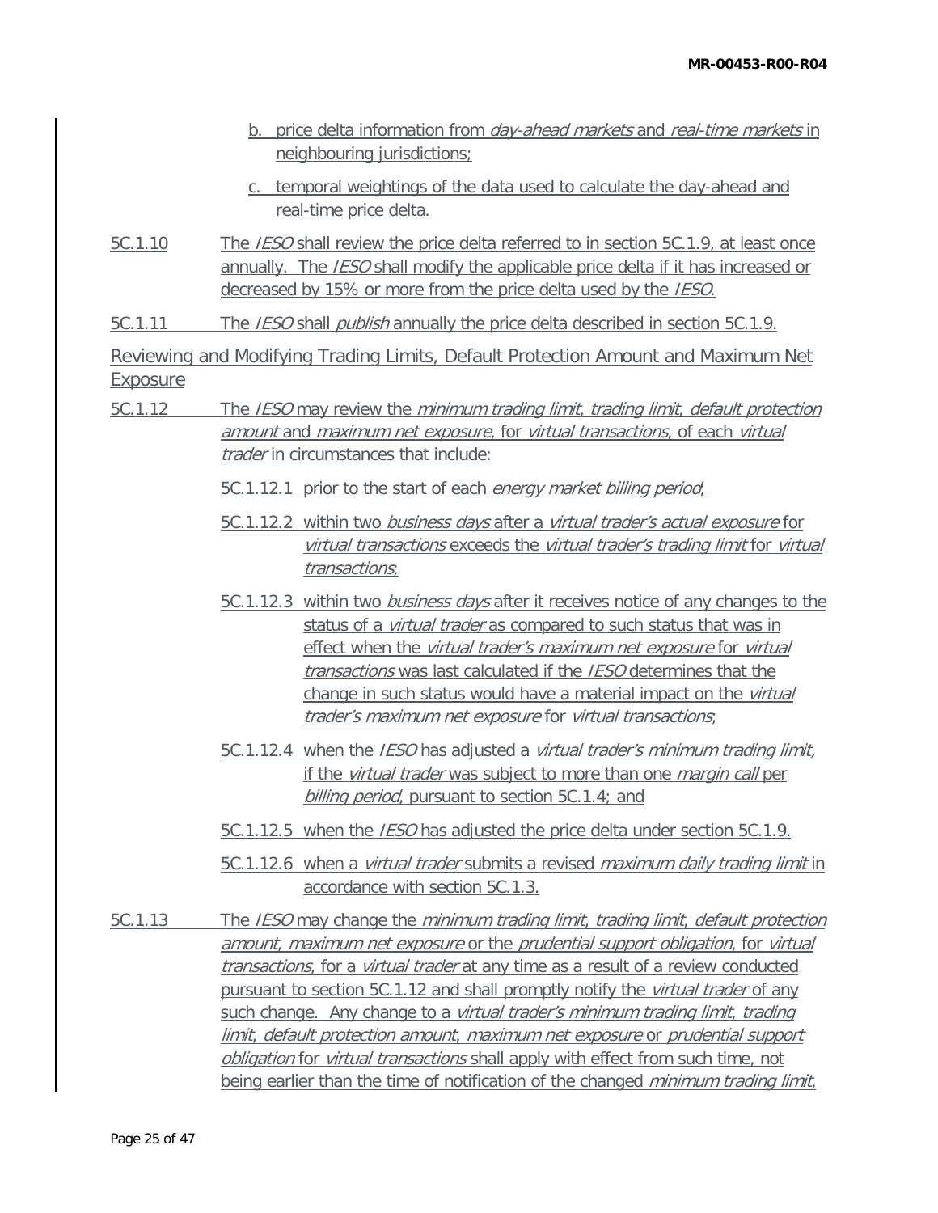b. price delta information from *day-ahead markets* and *real-time markets* in neighbouring jurisdictions;

c. temporal weightings of the data used to calculate the day-ahead and real-time price delta.

5C.1.10 The *IESO* shall review the price delta referred to in section 5C.1.9, at least once annually. The *IESO* shall modify the applicable price delta if it has increased or decreased by 15% or more from the price delta used by the *IESO*.

5C.1.11 The *IESO* shall *publish* annually the price delta described in section 5C.1.9.

Reviewing and Modifying Trading Limits, Default Protection Amount and Maximum Net Exposure

5C.1.12 The *IESO* may review the *minimum trading limit*, *trading limit*, *default protection amount* and *maximum net exposure*, for *virtual transactions*, of each *virtual trader* in circumstances that include:

5C.1.12.1 prior to the start of each *energy market billing period*;

5C.1.12.2 within two *business days* after a *virtual trader's actual exposure* for *virtual transactions* exceeds the *virtual trader's trading limit* for *virtual transactions*;

5C.1.12.3 within two *business days* after it receives notice of any changes to the status of a *virtual trader* as compared to such status that was in effect when the *virtual trader's maximum net exposure* for *virtual transactions* was last calculated if the *IESO* determines that the change in such status would have a material impact on the *virtual trader's maximum net exposure* for *virtual transactions*;

5C.1.12.4 when the *IESO* has adjusted a *virtual trader's minimum trading limit*, if the *virtual trader* was subject to more than one *margin call* per *billing period*, pursuant to section 5C.1.4; and

5C.1.12.5 when the *IESO* has adjusted the price delta under section 5C.1.9.

5C.1.12.6 when a *virtual trader* submits a revised *maximum daily trading limit* in accordance with section 5C.1.3.

5C.1.13 The *IESO* may change the *minimum trading limit*, *trading limit*, *default protection amount*, *maximum net exposure* or the *prudential support obligation*, for *virtual transactions*, for a *virtual trader* at any time as a result of a review conducted pursuant to section 5C.1.12 and shall promptly notify the *virtual trader* of any such change. Any change to a *virtual trader's minimum trading limit*, *trading limit*, *default protection amount*, *maximum net exposure* or *prudential support obligation* for *virtual transactions* shall apply with effect from such time, not being earlier than the time of notification of the changed *minimum trading limit*,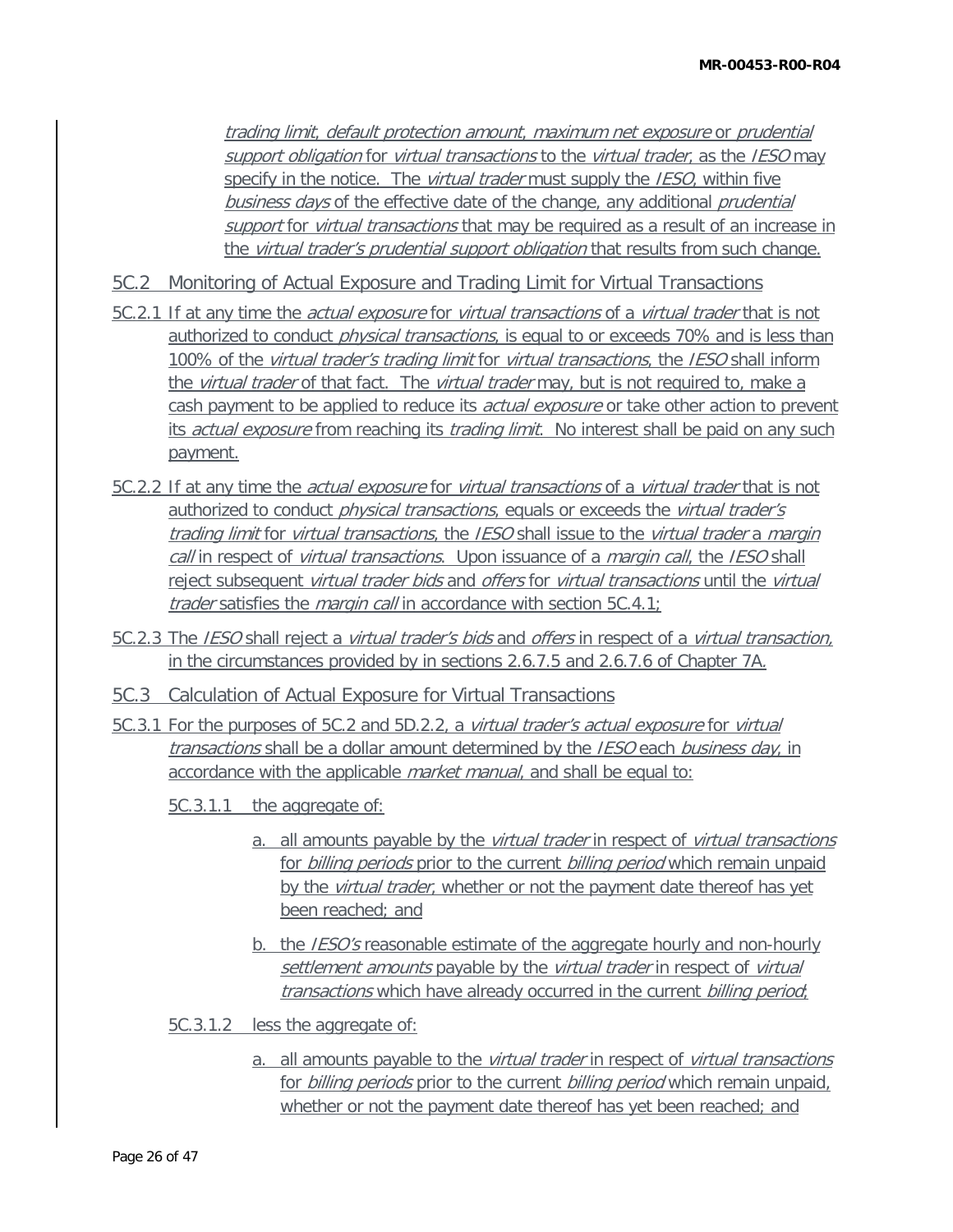*trading limit*, *default protection amount*, *maximum net exposure* or *prudential support obligation* for *virtual transactions* to the *virtual trader*, as the *IESO* may specify in the notice. The *virtual trader* must supply the *IESO*, within five *business days* of the effective date of the change, any additional *prudential support* for *virtual transactions* that may be required as a result of an increase in the *virtual trader's prudential support obligation* that results from such change.

## 5C.2 Monitoring of Actual Exposure and Trading Limit for Virtual Transactions

5C.2.1 If at any time the *actual exposure* for *virtual transactions* of a *virtual trader* that is not authorized to conduct *physical transactions*, is equal to or exceeds 70% and is less than 100% of the *virtual trader's trading limit* for *virtual transactions*, the *IESO* shall inform the *virtual trader* of that fact. The *virtual trader* may, but is not required to, make a cash payment to be applied to reduce its *actual exposure* or take other action to prevent its *actual exposure* from reaching its *trading limit*. No interest shall be paid on any such payment.

5C.2.2 If at any time the *actual exposure* for *virtual transactions* of a *virtual trader* that is not authorized to conduct *physical transactions*, equals or exceeds the *virtual trader's trading limit* for *virtual transactions*, the *IESO* shall issue to the *virtual trader* a *margin call* in respect of *virtual transactions*. Upon issuance of a *margin call*, the *IESO* shall reject subsequent *virtual trader bids* and *offers* for *virtual transactions* until the *virtual trader* satisfies the *margin call* in accordance with section 5C.4.1;

5C.2.3 The *IESO* shall reject a *virtual trader's bids* and *offers* in respect of a *virtual transaction,* in the circumstances provided by in sections 2.6.7.5 and 2.6.7.6 of Chapter 7A.

## 5C.3 Calculation of Actual Exposure for Virtual Transactions

5C.3.1 For the purposes of 5C.2 and 5D.2.2, a *virtual trader's actual exposure* for *virtual transactions* shall be a dollar amount determined by the *IESO* each *business day*, in accordance with the applicable *market manual*, and shall be equal to:

5C.3.1.1 the aggregate of:

a. all amounts payable by the *virtual trader* in respect of *virtual transactions* for *billing periods* prior to the current *billing period* which remain unpaid by the *virtual trader*, whether or not the payment date thereof has yet been reached; and

b. the *IESO's* reasonable estimate of the aggregate hourly and non-hourly *settlement amounts* payable by the *virtual trader* in respect of *virtual transactions* which have already occurred in the current *billing period*;

5C.3.1.2 less the aggregate of:

a. all amounts payable to the *virtual trader* in respect of *virtual transactions* for *billing periods* prior to the current *billing period* which remain unpaid, whether or not the payment date thereof has yet been reached; and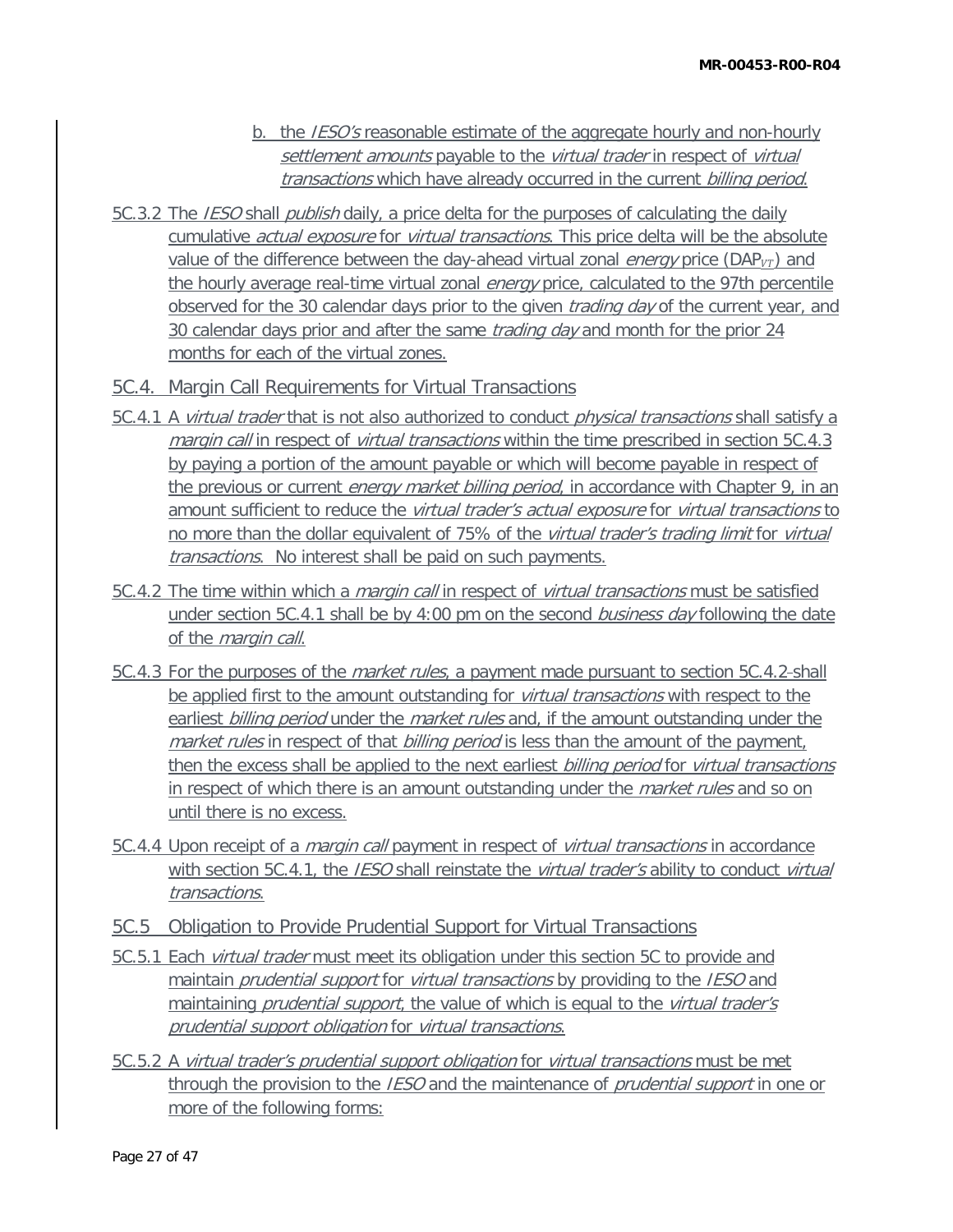b. the *IESO's* reasonable estimate of the aggregate hourly and non-hourly *settlement amounts* payable to the *virtual trader* in respect of *virtual transactions* which have already occurred in the current *billing period*.

5C.3.2 The *IESO* shall *publish* daily, a price delta for the purposes of calculating the daily cumulative *actual exposure* for *virtual transactions*. This price delta will be the absolute value of the difference between the day-ahead virtual zonal *energy* price ($DAP_{VT}$) and the hourly average real-time virtual zonal *energy* price, calculated to the 97th percentile observed for the 30 calendar days prior to the given *trading day* of the current year, and 30 calendar days prior and after the same *trading day* and month for the prior 24 months for each of the virtual zones.

## 5C.4. Margin Call Requirements for Virtual Transactions

5C.4.1 A *virtual trader* that is not also authorized to conduct *physical transactions* shall satisfy a *margin call* in respect of *virtual transactions* within the time prescribed in section 5C.4.3 by paying a portion of the amount payable or which will become payable in respect of the previous or current *energy market billing period*, in accordance with Chapter 9, in an amount sufficient to reduce the *virtual trader's actual exposure* for *virtual transactions* to no more than the dollar equivalent of 75% of the *virtual trader's trading limit* for *virtual transactions*. No interest shall be paid on such payments.

5C.4.2 The time within which a *margin call* in respect of *virtual transactions* must be satisfied under section 5C.4.1 shall be by 4:00 pm on the second *business day* following the date of the *margin call*.

5C.4.3 For the purposes of the *market rules*, a payment made pursuant to section 5C.4.2 shall be applied first to the amount outstanding for *virtual transactions* with respect to the earliest *billing period* under the *market rules* and, if the amount outstanding under the *market rules* in respect of that *billing period* is less than the amount of the payment, then the excess shall be applied to the next earliest *billing period* for *virtual transactions* in respect of which there is an amount outstanding under the *market rules* and so on until there is no excess.

5C.4.4 Upon receipt of a *margin call* payment in respect of *virtual transactions* in accordance with section 5C.4.1, the *IESO* shall reinstate the *virtual trader's* ability to conduct *virtual transactions*.

## 5C.5 Obligation to Provide Prudential Support for Virtual Transactions

5C.5.1 Each *virtual trader* must meet its obligation under this section 5C to provide and maintain *prudential support* for *virtual transactions* by providing to the *IESO* and maintaining *prudential support*, the value of which is equal to the *virtual trader's prudential support obligation* for *virtual transactions*.

5C.5.2 A *virtual trader's prudential support obligation* for *virtual transactions* must be met through the provision to the *IESO* and the maintenance of *prudential support* in one or more of the following forms: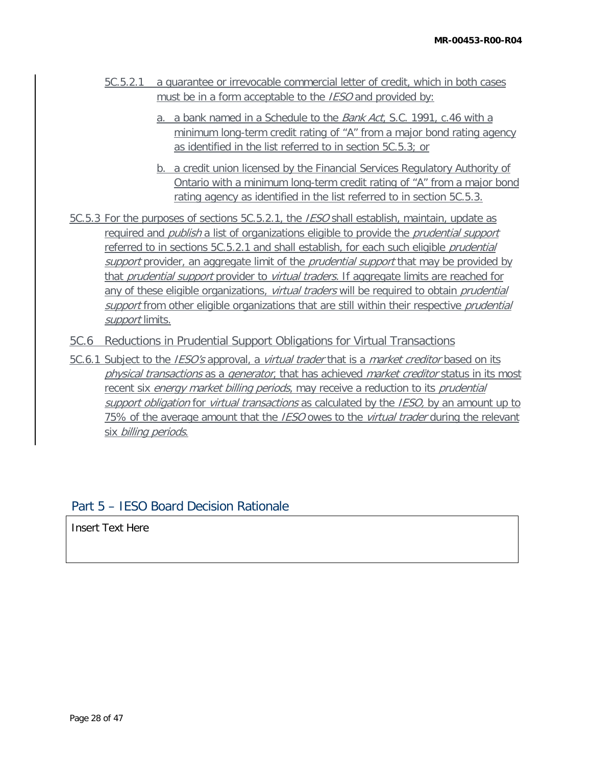5C.5.2.1 a guarantee or irrevocable commercial letter of credit, which in both cases must be in a form acceptable to the *IESO* and provided by:

a. a bank named in a Schedule to the *Bank Act*, S.C. 1991, c.46 with a minimum long-term credit rating of "A" from a major bond rating agency as identified in the list referred to in section 5C.5.3; or

b. a credit union licensed by the Financial Services Regulatory Authority of Ontario with a minimum long-term credit rating of "A" from a major bond rating agency as identified in the list referred to in section 5C.5.3.

5C.5.3 For the purposes of sections 5C.5.2.1, the *IESO* shall establish, maintain, update as required and *publish* a list of organizations eligible to provide the *prudential support* referred to in sections 5C.5.2.1 and shall establish, for each such eligible *prudential support* provider, an aggregate limit of the *prudential support* that may be provided by that *prudential support* provider to *virtual traders*. If aggregate limits are reached for any of these eligible organizations, *virtual traders* will be required to obtain *prudential support* from other eligible organizations that are still within their respective *prudential support* limits.

### 5C.6 Reductions in Prudential Support Obligations for Virtual Transactions

5C.6.1 Subject to the *IESO's* approval, a *virtual trader* that is a *market creditor* based on its *physical transactions* as a *generator*, that has achieved *market creditor* status in its most recent six *energy market billing periods*, may receive a reduction to its *prudential support obligation* for *virtual transactions* as calculated by the *IESO*, by an amount up to 75% of the average amount that the *IESO* owes to the *virtual trader* during the relevant six *billing periods*.

## Part 5 – IESO Board Decision Rationale

Insert Text Here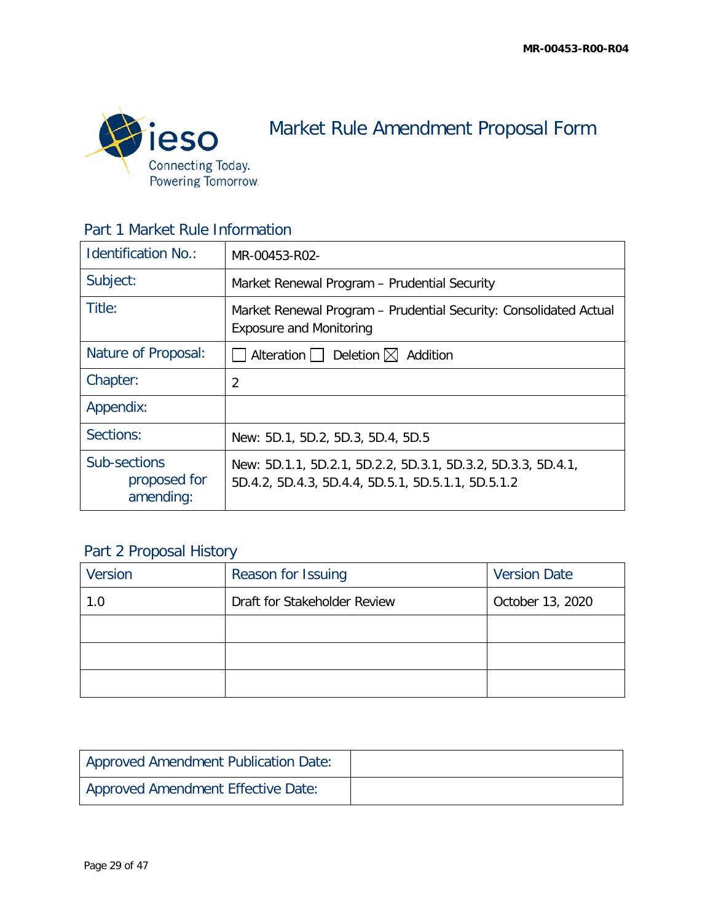# Market Rule Amendment Proposal Form

## Part 1 Market Rule Information

| | |
|---|---|
| Identification No.: | MR-00453-R02- |
| Subject: | Market Renewal Program – Prudential Security |
| Title: | Market Renewal Program – Prudential Security: Consolidated Actual Exposure and Monitoring |
| Nature of Proposal: | ☐ Alteration ☐ Deletion ☒ Addition |
| Chapter: | 2 |
| Appendix: | |
| Sections: | New: 5D.1, 5D.2, 5D.3, 5D.4, 5D.5 |
| Sub-sections proposed for amending: | New: 5D.1.1, 5D.2.1, 5D.2.2, 5D.3.1, 5D.3.2, 5D.3.3, 5D.4.1, 5D.4.2, 5D.4.3, 5D.4.4, 5D.5.1, 5D.5.1.1, 5D.5.1.2 |

## Part 2 Proposal History

| Version | Reason for Issuing | Version Date |
|---|---|---|
| 1.0 | Draft for Stakeholder Review | October 13, 2020 |
| | | |
| | | |
| | | |

| | |
|---|---|
| Approved Amendment Publication Date: | |
| Approved Amendment Effective Date: | |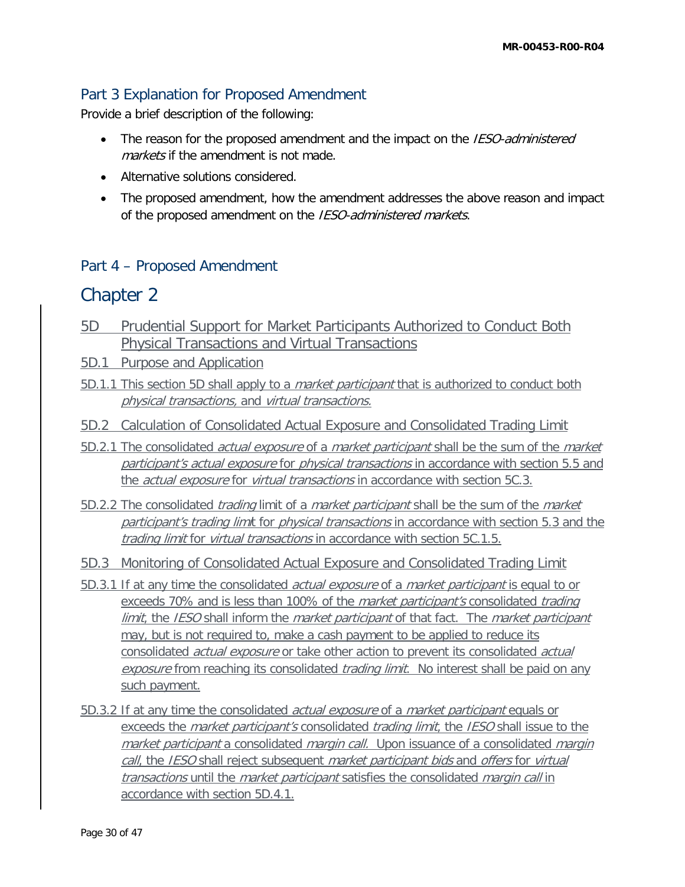## Part 3 Explanation for Proposed Amendment

Provide a brief description of the following:

- The reason for the proposed amendment and the impact on the *IESO-administered markets* if the amendment is not made.
- Alternative solutions considered.
- The proposed amendment, how the amendment addresses the above reason and impact of the proposed amendment on the *IESO-administered markets*.

## Part 4 – Proposed Amendment

# Chapter 2

### 5D Prudential Support for Market Participants Authorized to Conduct Both Physical Transactions and Virtual Transactions

#### 5D.1 Purpose and Application

5D.1.1 This section 5D shall apply to a *market participant* that is authorized to conduct both *physical transactions,* and *virtual transactions.*

#### 5D.2 Calculation of Consolidated Actual Exposure and Consolidated Trading Limit

5D.2.1 The consolidated *actual exposure* of a *market participant* shall be the sum of the *market participant's actual exposure* for *physical transactions* in accordance with section 5.5 and the *actual exposure* for *virtual transactions* in accordance with section 5C.3.

5D.2.2 The consolidated *trading* limit of a *market participant* shall be the sum of the *market participant's trading limit* for *physical transactions* in accordance with section 5.3 and the *trading limit* for *virtual transactions* in accordance with section 5C.1.5.

#### 5D.3 Monitoring of Consolidated Actual Exposure and Consolidated Trading Limit

5D.3.1 If at any time the consolidated *actual exposure* of a *market participant* is equal to or exceeds 70% and is less than 100% of the *market participant's* consolidated *trading limit*, the *IESO* shall inform the *market participant* of that fact. The *market participant* may, but is not required to, make a cash payment to be applied to reduce its consolidated *actual exposure* or take other action to prevent its consolidated *actual exposure* from reaching its consolidated *trading limit*. No interest shall be paid on any such payment.

5D.3.2 If at any time the consolidated *actual exposure* of a *market participant* equals or exceeds the *market participant's* consolidated *trading limit*, the *IESO* shall issue to the *market participant* a consolidated *margin call.* Upon issuance of a consolidated *margin call*, the *IESO* shall reject subsequent *market participant bids* and *offers* for *virtual transactions* until the *market participant* satisfies the consolidated *margin call* in accordance with section 5D.4.1.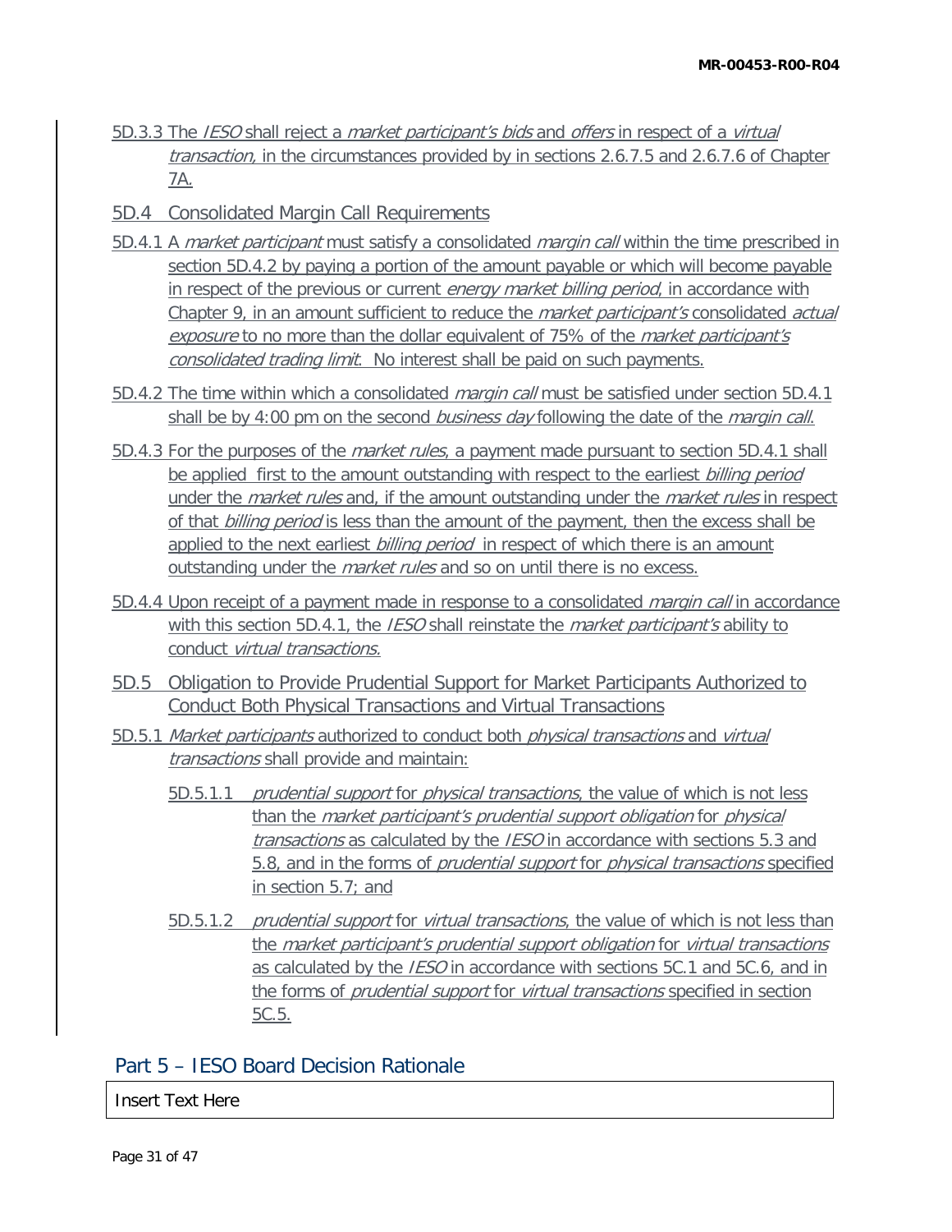5D.3.3 The *IESO* shall reject a *market participant's bids* and *offers* in respect of a *virtual transaction,* in the circumstances provided by in sections 2.6.7.5 and 2.6.7.6 of Chapter 7A.

### 5D.4 Consolidated Margin Call Requirements

5D.4.1 A *market participant* must satisfy a consolidated *margin call* within the time prescribed in section 5D.4.2 by paying a portion of the amount payable or which will become payable in respect of the previous or current *energy market billing period*, in accordance with Chapter 9, in an amount sufficient to reduce the *market participant's* consolidated *actual exposure* to no more than the dollar equivalent of 75% of the *market participant's consolidated trading limit*. No interest shall be paid on such payments.

5D.4.2 The time within which a consolidated *margin call* must be satisfied under section 5D.4.1 shall be by 4:00 pm on the second *business day* following the date of the *margin call*.

5D.4.3 For the purposes of the *market rules*, a payment made pursuant to section 5D.4.1 shall be applied first to the amount outstanding with respect to the earliest *billing period* under the *market rules* and, if the amount outstanding under the *market rules* in respect of that *billing period* is less than the amount of the payment, then the excess shall be applied to the next earliest *billing period* in respect of which there is an amount outstanding under the *market rules* and so on until there is no excess.

5D.4.4 Upon receipt of a payment made in response to a consolidated *margin call* in accordance with this section 5D.4.1, the *IESO* shall reinstate the *market participant's* ability to conduct *virtual transactions.*

### 5D.5 Obligation to Provide Prudential Support for Market Participants Authorized to Conduct Both Physical Transactions and Virtual Transactions

5D.5.1 *Market participants* authorized to conduct both *physical transactions* and *virtual transactions* shall provide and maintain:

5D.5.1.1 *prudential support* for *physical transactions*, the value of which is not less than the *market participant's prudential support obligation* for *physical transactions* as calculated by the *IESO* in accordance with sections 5.3 and 5.8, and in the forms of *prudential support* for *physical transactions* specified in section 5.7; and

5D.5.1.2 *prudential support* for *virtual transactions*, the value of which is not less than the *market participant's prudential support obligation* for *virtual transactions* as calculated by the *IESO* in accordance with sections 5C.1 and 5C.6, and in the forms of *prudential support* for *virtual transactions* specified in section 5C.5.

## Part 5 – IESO Board Decision Rationale

Insert Text Here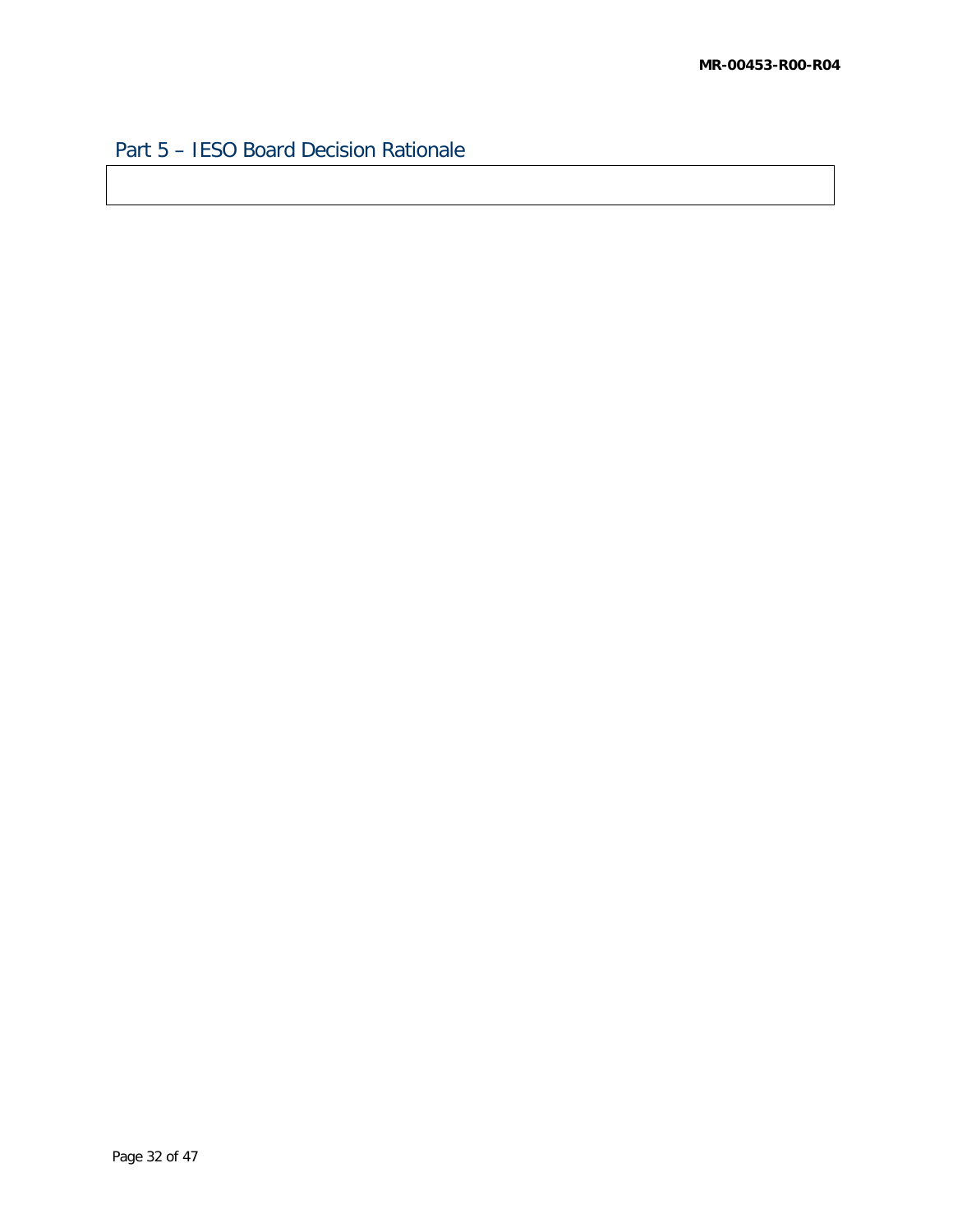## Part 5 – IESO Board Decision Rationale

|   |
|---|
|   |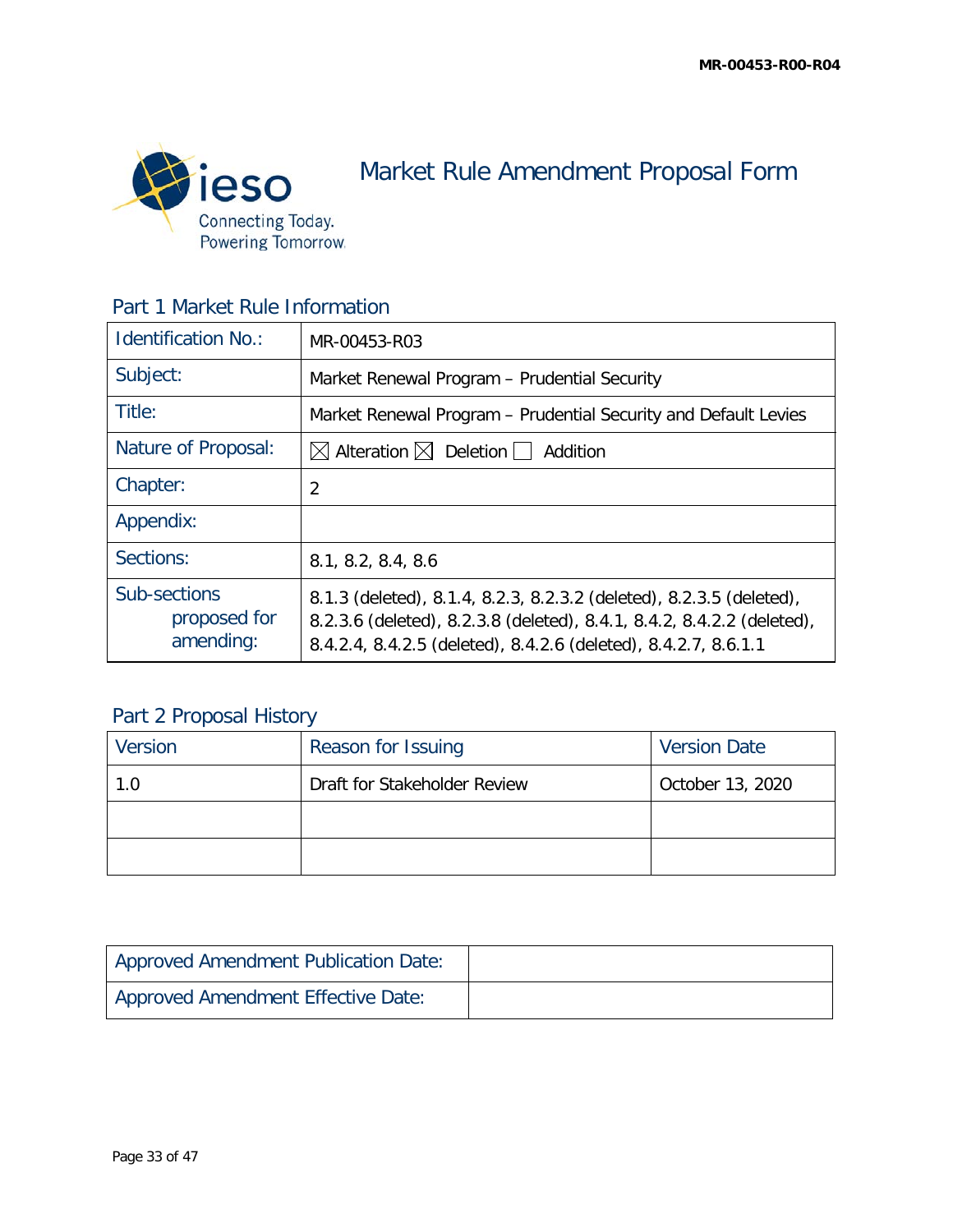# Market Rule Amendment Proposal Form

## Part 1 Market Rule Information

| | |
|---|---|
| Identification No.: | MR-00453-R03 |
| Subject: | Market Renewal Program – Prudential Security |
| Title: | Market Renewal Program – Prudential Security and Default Levies |
| Nature of Proposal: | ☒ Alteration ☒ Deletion ☐ Addition |
| Chapter: | 2 |
| Appendix: | |
| Sections: | 8.1, 8.2, 8.4, 8.6 |
| Sub-sections proposed for amending: | 8.1.3 (deleted), 8.1.4, 8.2.3, 8.2.3.2 (deleted), 8.2.3.5 (deleted), 8.2.3.6 (deleted), 8.2.3.8 (deleted), 8.4.1, 8.4.2, 8.4.2.2 (deleted), 8.4.2.4, 8.4.2.5 (deleted), 8.4.2.6 (deleted), 8.4.2.7, 8.6.1.1 |

## Part 2 Proposal History

| Version | Reason for Issuing | Version Date |
|---|---|---|
| 1.0 | Draft for Stakeholder Review | October 13, 2020 |
| | | |
| | | |

| | |
|---|---|
| Approved Amendment Publication Date: | |
| Approved Amendment Effective Date: | |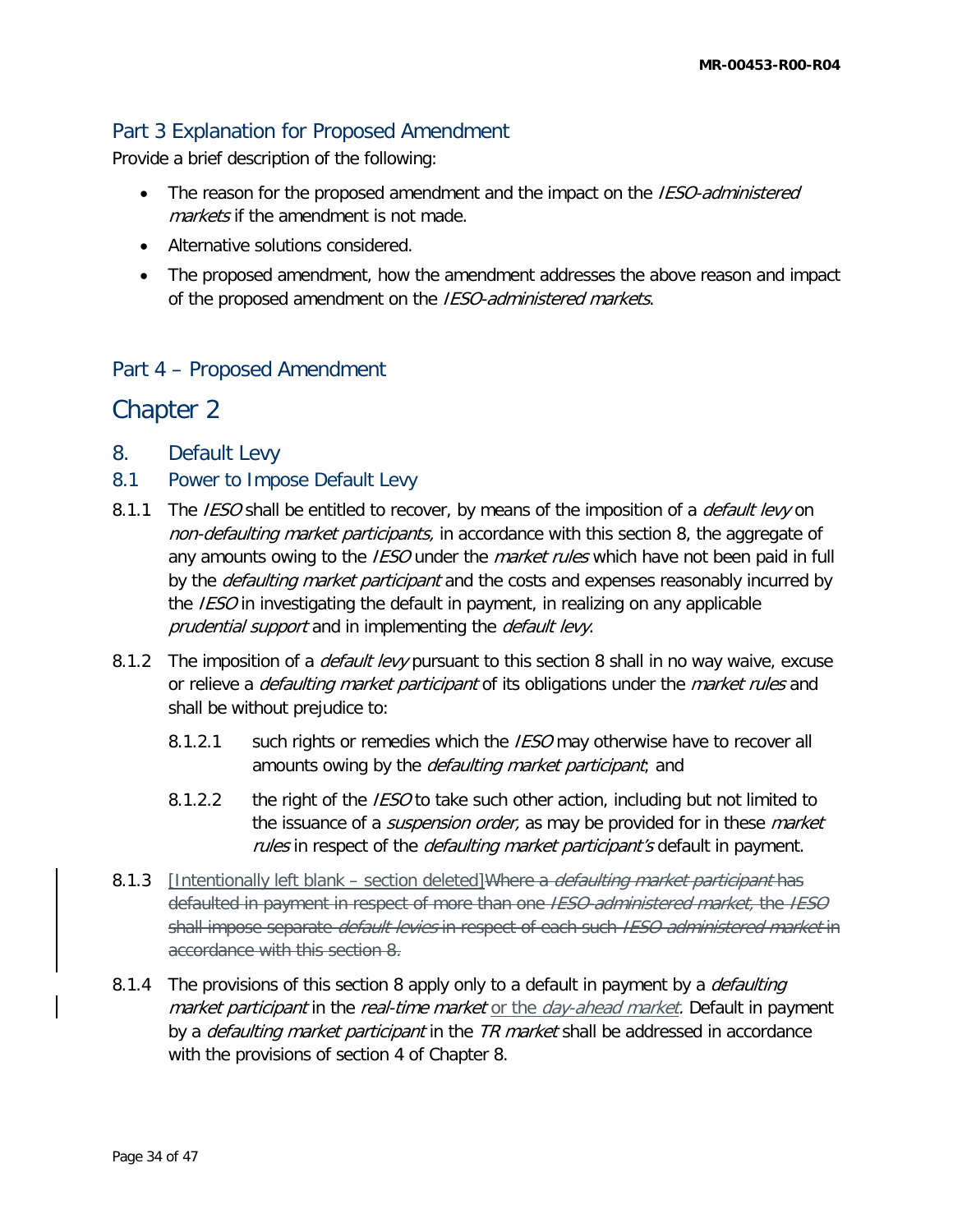## Part 3 Explanation for Proposed Amendment

Provide a brief description of the following:

- The reason for the proposed amendment and the impact on the *IESO-administered markets* if the amendment is not made.
- Alternative solutions considered.
- The proposed amendment, how the amendment addresses the above reason and impact of the proposed amendment on the *IESO-administered markets*.

## Part 4 – Proposed Amendment

# Chapter 2

## 8. Default Levy

### 8.1 Power to Impose Default Levy

8.1.1 The *IESO* shall be entitled to recover, by means of the imposition of a *default levy* on *non-defaulting market participants,* in accordance with this section 8, the aggregate of any amounts owing to the *IESO* under the *market rules* which have not been paid in full by the *defaulting market participant* and the costs and expenses reasonably incurred by the *IESO* in investigating the default in payment, in realizing on any applicable *prudential support* and in implementing the *default levy*.

8.1.2 The imposition of a *default levy* pursuant to this section 8 shall in no way waive, excuse or relieve a *defaulting market participant* of its obligations under the *market rules* and shall be without prejudice to:

8.1.2.1 such rights or remedies which the *IESO* may otherwise have to recover all amounts owing by the *defaulting market participant*; and

8.1.2.2 the right of the *IESO* to take such other action, including but not limited to the issuance of a *suspension order,* as may be provided for in these *market rules* in respect of the *defaulting market participant's* default in payment.

8.1.3 <u>[Intentionally left blank – section deleted]</u>~~Where a *defaulting market participant* has defaulted in payment in respect of more than one *IESO-administered market,* the *IESO* shall impose separate *default levies* in respect of each such *IESO-administered market* in accordance with this section 8.~~

8.1.4 The provisions of this section 8 apply only to a default in payment by a *defaulting market participant* in the *real-time market* <u>or the *day-ahead market*</u>. Default in payment by a *defaulting market participant* in the *TR market* shall be addressed in accordance with the provisions of section 4 of Chapter 8.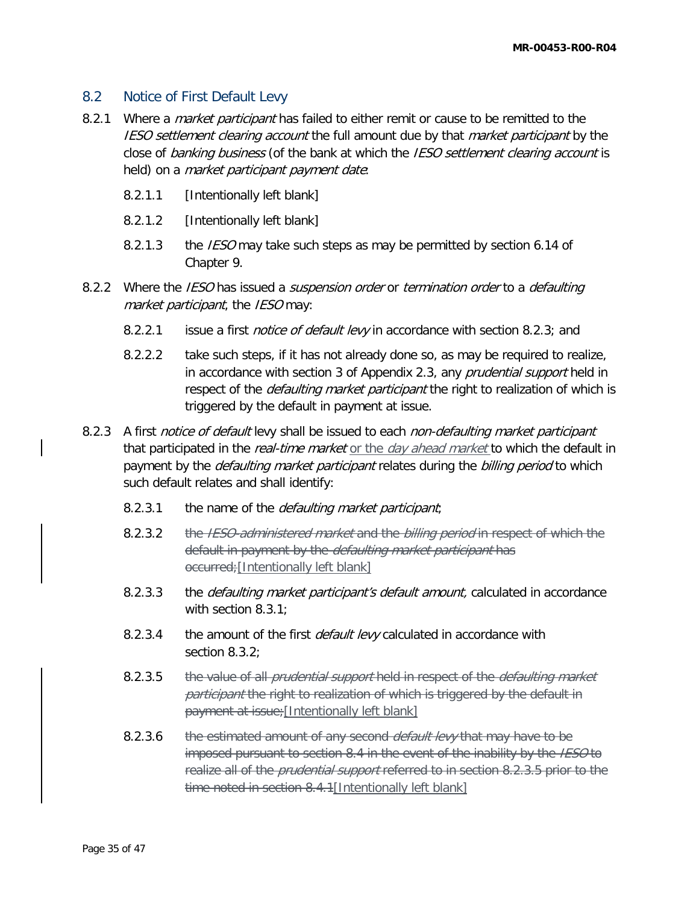## 8.2 Notice of First Default Levy

8.2.1 Where a *market participant* has failed to either remit or cause to be remitted to the *IESO settlement clearing account* the full amount due by that *market participant* by the close of *banking business* (of the bank at which the *IESO settlement clearing account* is held) on a *market participant payment date*:

8.2.1.1 [Intentionally left blank]

8.2.1.2 [Intentionally left blank]

8.2.1.3 the *IESO* may take such steps as may be permitted by section 6.14 of Chapter 9.

8.2.2 Where the *IESO* has issued a *suspension order* or *termination order* to a *defaulting market participant*, the *IESO* may:

8.2.2.1 issue a first *notice of default levy* in accordance with section 8.2.3; and

8.2.2.2 take such steps, if it has not already done so, as may be required to realize, in accordance with section 3 of Appendix 2.3, any *prudential support* held in respect of the *defaulting market participant* the right to realization of which is triggered by the default in payment at issue.

8.2.3 A first *notice of default* levy shall be issued to each *non-defaulting market participant* that participated in the *real-time market* or the *day ahead market* to which the default in payment by the *defaulting market participant* relates during the *billing period* to which such default relates and shall identify:

8.2.3.1 the name of the *defaulting market participant*;

8.2.3.2 ~~the *IESO-administered market* and the *billing period* in respect of which the default in payment by the *defaulting market participant* has occurred;~~[Intentionally left blank]

8.2.3.3 the *defaulting market participant's default amount,* calculated in accordance with section 8.3.1;

8.2.3.4 the amount of the first *default levy* calculated in accordance with section 8.3.2;

8.2.3.5 ~~the value of all *prudential support* held in respect of the *defaulting market participant* the right to realization of which is triggered by the default in payment at issue;~~[Intentionally left blank]

8.2.3.6 ~~the estimated amount of any second *default levy* that may have to be imposed pursuant to section 8.4 in the event of the inability by the *IESO* to realize all of the *prudential support* referred to in section 8.2.3.5 prior to the time noted in section 8.4.1~~[Intentionally left blank]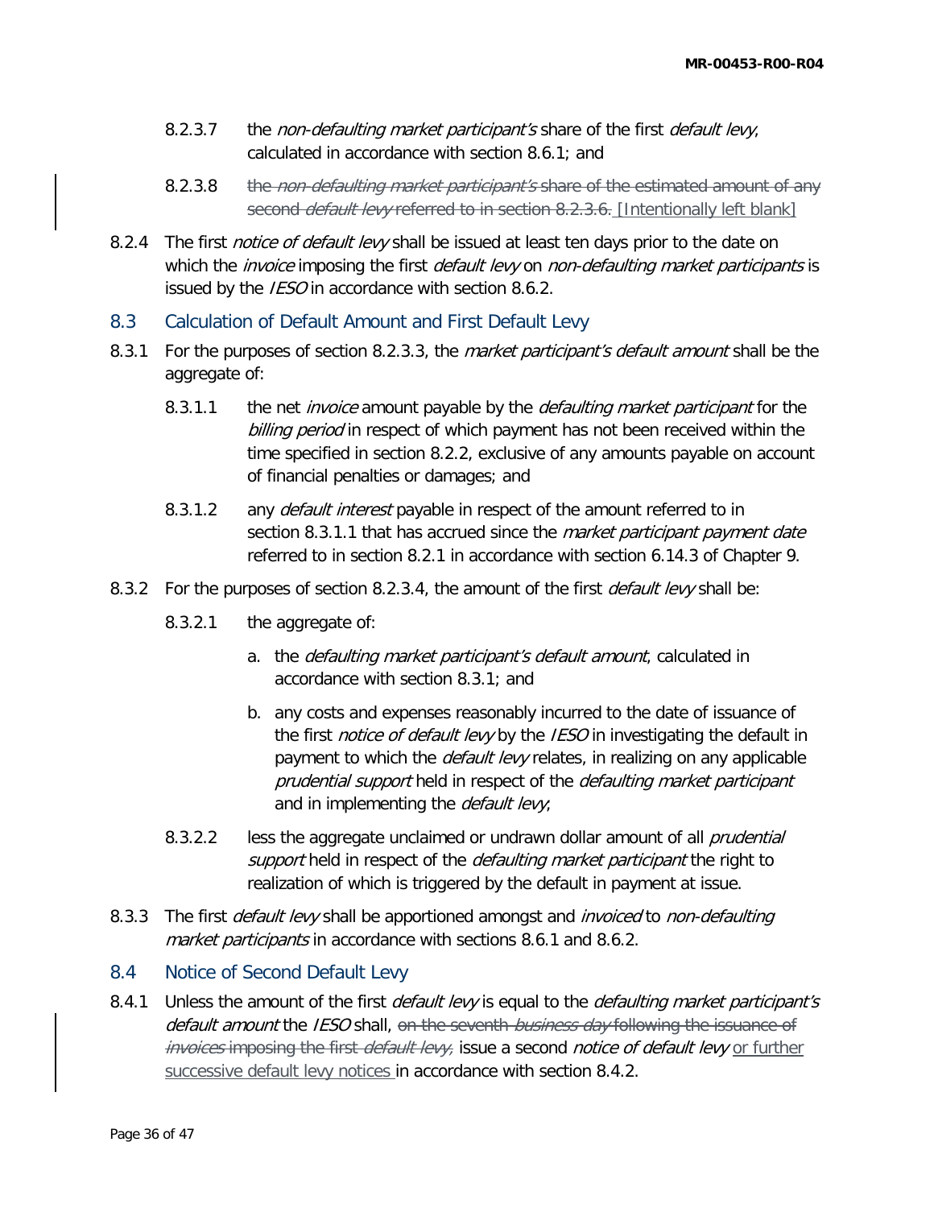8.2.3.7 the *non-defaulting market participant's* share of the first *default levy*, calculated in accordance with section 8.6.1; and

8.2.3.8 ~~the *non-defaulting market participant's* share of the estimated amount of any second *default levy* referred to in section 8.2.3.6.~~ [Intentionally left blank]

8.2.4 The first *notice of default levy* shall be issued at least ten days prior to the date on which the *invoice* imposing the first *default levy* on *non-defaulting market participants* is issued by the *IESO* in accordance with section 8.6.2.

## 8.3 Calculation of Default Amount and First Default Levy

8.3.1 For the purposes of section 8.2.3.3, the *market participant's default amount* shall be the aggregate of:

8.3.1.1 the net *invoice* amount payable by the *defaulting market participant* for the *billing period* in respect of which payment has not been received within the time specified in section 8.2.2, exclusive of any amounts payable on account of financial penalties or damages; and

8.3.1.2 any *default interest* payable in respect of the amount referred to in section 8.3.1.1 that has accrued since the *market participant payment date* referred to in section 8.2.1 in accordance with section 6.14.3 of Chapter 9.

8.3.2 For the purposes of section 8.2.3.4, the amount of the first *default levy* shall be:

8.3.2.1 the aggregate of:

a. the *defaulting market participant's default amount*, calculated in accordance with section 8.3.1; and

b. any costs and expenses reasonably incurred to the date of issuance of the first *notice of default levy* by the *IESO* in investigating the default in payment to which the *default levy* relates, in realizing on any applicable *prudential support* held in respect of the *defaulting market participant* and in implementing the *default levy*;

8.3.2.2 less the aggregate unclaimed or undrawn dollar amount of all *prudential support* held in respect of the *defaulting market participant* the right to realization of which is triggered by the default in payment at issue.

8.3.3 The first *default levy* shall be apportioned amongst and *invoiced* to *non-defaulting market participants* in accordance with sections 8.6.1 and 8.6.2.

## 8.4 Notice of Second Default Levy

8.4.1 Unless the amount of the first *default levy* is equal to the *defaulting market participant's default amount* the *IESO* shall, ~~on the seventh *business day* following the issuance of *invoices* imposing the first *default levy*,~~ issue a second *notice of default levy* or further successive default levy notices in accordance with section 8.4.2.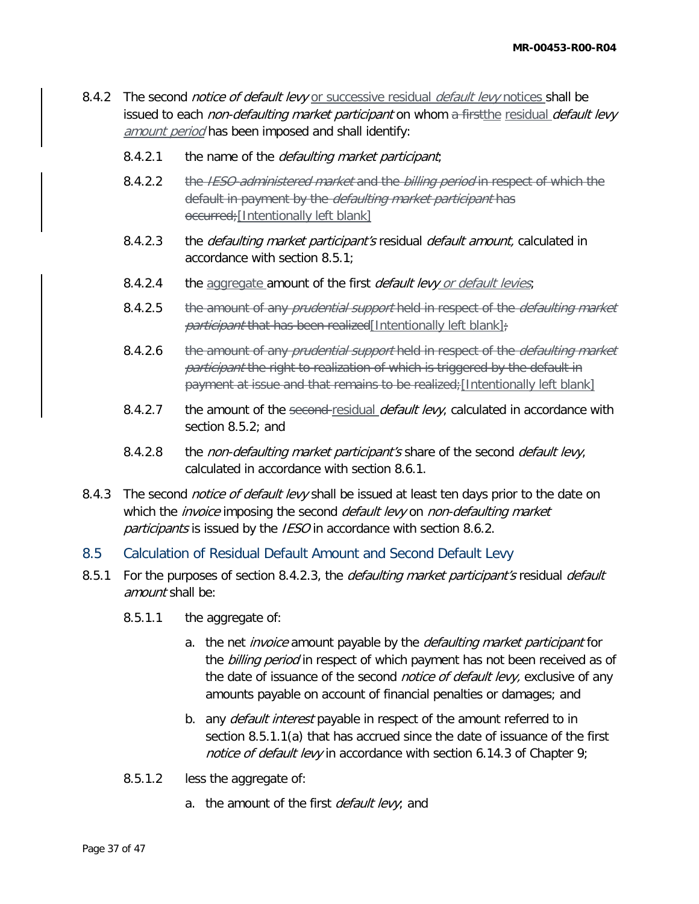8.4.2 The second *notice of default levy* or successive residual *default levy* notices shall be issued to each *non-defaulting market participant* on whom ~~a first~~the residual *default levy amount period* has been imposed and shall identify:

8.4.2.1 the name of the *defaulting market participant*;

8.4.2.2 ~~the *IESO-administered market* and the *billing period* in respect of which the default in payment by the *defaulting market participant* has occurred;~~[Intentionally left blank]

8.4.2.3 the *defaulting market participant's* residual *default amount,* calculated in accordance with section 8.5.1;

8.4.2.4 the aggregate amount of the first *default levy or default levies*;

8.4.2.5 ~~the amount of any *prudential support* held in respect of the *defaulting market participant* that has been realized~~[Intentionally left blank]~~;~~

8.4.2.6 ~~the amount of any *prudential support* held in respect of the *defaulting market participant* the right to realization of which is triggered by the default in payment at issue and that remains to be realized;~~[Intentionally left blank]

8.4.2.7 the amount of the ~~second~~ residual *default levy*, calculated in accordance with section 8.5.2; and

8.4.2.8 the *non-defaulting market participant's* share of the second *default levy*, calculated in accordance with section 8.6.1.

8.4.3 The second *notice of default levy* shall be issued at least ten days prior to the date on which the *invoice* imposing the second *default levy* on *non-defaulting market participants* is issued by the *IESO* in accordance with section 8.6.2.

## 8.5 Calculation of Residual Default Amount and Second Default Levy

8.5.1 For the purposes of section 8.4.2.3, the *defaulting market participant's* residual *default amount* shall be:

8.5.1.1 the aggregate of:

a. the net *invoice* amount payable by the *defaulting market participant* for the *billing period* in respect of which payment has not been received as of the date of issuance of the second *notice of default levy,* exclusive of any amounts payable on account of financial penalties or damages; and

b. any *default interest* payable in respect of the amount referred to in section 8.5.1.1(a) that has accrued since the date of issuance of the first *notice of default levy* in accordance with section 6.14.3 of Chapter 9;

8.5.1.2 less the aggregate of:

a. the amount of the first *default levy*; and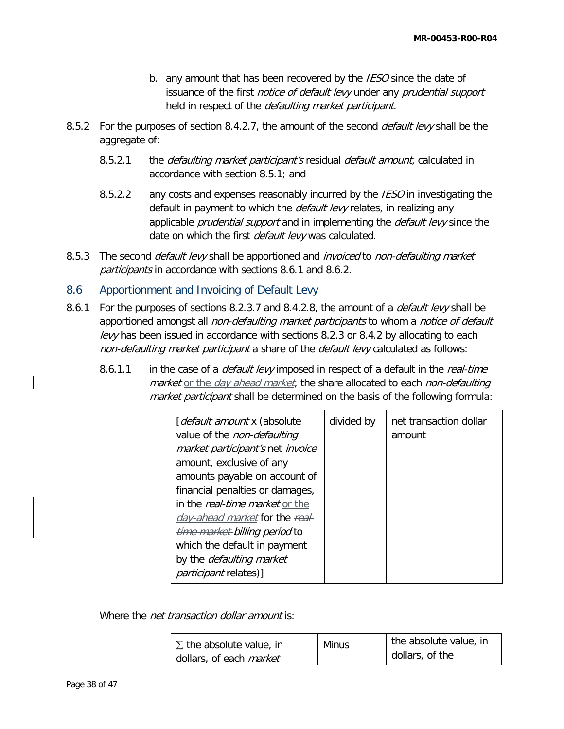b. any amount that has been recovered by the *IESO* since the date of issuance of the first *notice of default levy* under any *prudential support* held in respect of the *defaulting market participant*.

8.5.2 For the purposes of section 8.4.2.7, the amount of the second *default levy* shall be the aggregate of:

8.5.2.1 the *defaulting market participant's* residual *default amount*, calculated in accordance with section 8.5.1; and

8.5.2.2 any costs and expenses reasonably incurred by the *IESO* in investigating the default in payment to which the *default levy* relates, in realizing any applicable *prudential support* and in implementing the *default levy* since the date on which the first *default levy* was calculated.

8.5.3 The second *default levy* shall be apportioned and *invoiced* to *non-defaulting market participants* in accordance with sections 8.6.1 and 8.6.2.

## 8.6 Apportionment and Invoicing of Default Levy

8.6.1 For the purposes of sections 8.2.3.7 and 8.4.2.8, the amount of a *default levy* shall be apportioned amongst all *non-defaulting market participants* to whom a *notice of default levy* has been issued in accordance with sections 8.2.3 or 8.4.2 by allocating to each *non-defaulting market participant* a share of the *default levy* calculated as follows:

8.6.1.1 in the case of a *default levy* imposed in respect of a default in the *real-time market* or the *day ahead market*, the share allocated to each *non-defaulting market participant* shall be determined on the basis of the following formula:

| | | |
|---|---|---|
| [*default amount* x (absolute value of the *non-defaulting market participant's* net *invoice* amount, exclusive of any amounts payable on account of financial penalties or damages, in the *real-time market* or the *day-ahead market* for the ~~*real-time market*~~ *billing period* to which the default in payment by the *defaulting market participant* relates)] | divided by | net transaction dollar amount |

Where the *net transaction dollar amount* is:

| | | |
|---|---|---|
| ∑ the absolute value, in dollars, of each *market* | Minus | the absolute value, in dollars, of the |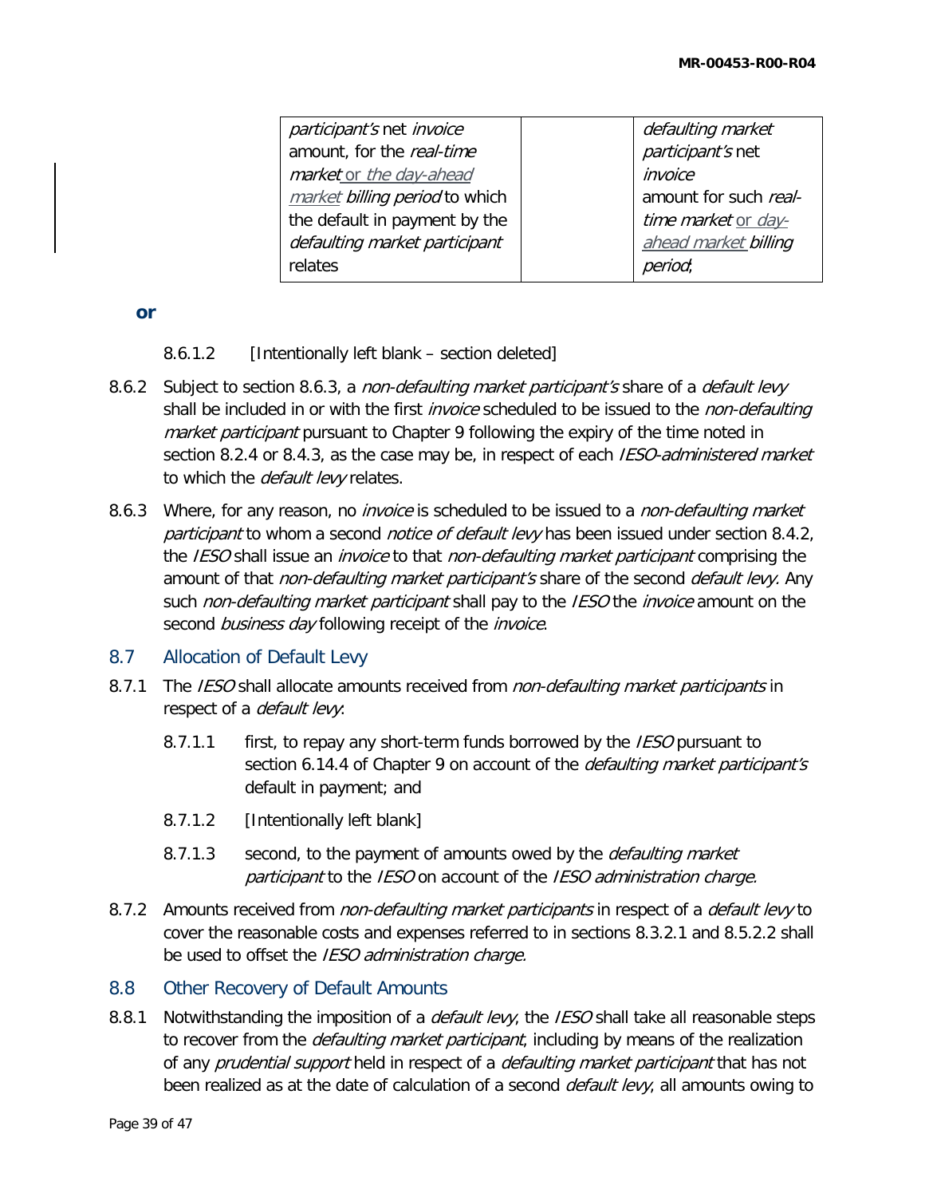| *participant's* net *invoice* amount, for the *real-time market* or *the day-ahead market billing period* to which the default in payment by the *defaulting market participant* relates | | *defaulting market participant's* net *invoice* amount for such *real-time market* or *day-ahead market billing period*; |
|---|---|---|

**or**

8.6.1.2 [Intentionally left blank – section deleted]

8.6.2 Subject to section 8.6.3, a *non-defaulting market participant's* share of a *default levy* shall be included in or with the first *invoice* scheduled to be issued to the *non-defaulting market participant* pursuant to Chapter 9 following the expiry of the time noted in section 8.2.4 or 8.4.3, as the case may be, in respect of each *IESO-administered market* to which the *default levy* relates.

8.6.3 Where, for any reason, no *invoice* is scheduled to be issued to a *non-defaulting market participant* to whom a second *notice of default levy* has been issued under section 8.4.2, the *IESO* shall issue an *invoice* to that *non-defaulting market participant* comprising the amount of that *non-defaulting market participant's* share of the second *default levy*. Any such *non-defaulting market participant* shall pay to the *IESO* the *invoice* amount on the second *business day* following receipt of the *invoice*.

## 8.7 Allocation of Default Levy

8.7.1 The *IESO* shall allocate amounts received from *non-defaulting market participants* in respect of a *default levy*:

8.7.1.1 first, to repay any short-term funds borrowed by the *IESO* pursuant to section 6.14.4 of Chapter 9 on account of the *defaulting market participant's* default in payment; and

8.7.1.2 [Intentionally left blank]

8.7.1.3 second, to the payment of amounts owed by the *defaulting market participant* to the *IESO* on account of the *IESO administration charge*.

8.7.2 Amounts received from *non-defaulting market participants* in respect of a *default levy* to cover the reasonable costs and expenses referred to in sections 8.3.2.1 and 8.5.2.2 shall be used to offset the *IESO administration charge*.

## 8.8 Other Recovery of Default Amounts

8.8.1 Notwithstanding the imposition of a *default levy*, the *IESO* shall take all reasonable steps to recover from the *defaulting market participant*, including by means of the realization of any *prudential support* held in respect of a *defaulting market participant* that has not been realized as at the date of calculation of a second *default levy*, all amounts owing to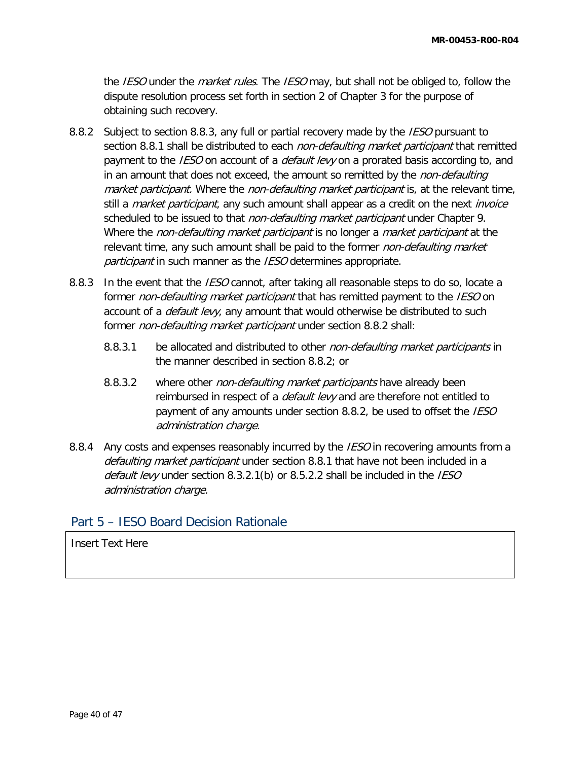the *IESO* under the *market rules*. The *IESO* may, but shall not be obliged to, follow the dispute resolution process set forth in section 2 of Chapter 3 for the purpose of obtaining such recovery.

8.8.2 Subject to section 8.8.3, any full or partial recovery made by the *IESO* pursuant to section 8.8.1 shall be distributed to each *non-defaulting market participant* that remitted payment to the *IESO* on account of a *default levy* on a prorated basis according to, and in an amount that does not exceed, the amount so remitted by the *non-defaulting market participant*. Where the *non-defaulting market participant* is, at the relevant time, still a *market participant*, any such amount shall appear as a credit on the next *invoice* scheduled to be issued to that *non-defaulting market participant* under Chapter 9. Where the *non-defaulting market participant* is no longer a *market participant* at the relevant time, any such amount shall be paid to the former *non-defaulting market participant* in such manner as the *IESO* determines appropriate.

8.8.3 In the event that the *IESO* cannot, after taking all reasonable steps to do so, locate a former *non-defaulting market participant* that has remitted payment to the *IESO* on account of a *default levy*, any amount that would otherwise be distributed to such former *non-defaulting market participant* under section 8.8.2 shall:

8.8.3.1 be allocated and distributed to other *non-defaulting market participants* in the manner described in section 8.8.2; or

8.8.3.2 where other *non-defaulting market participants* have already been reimbursed in respect of a *default levy* and are therefore not entitled to payment of any amounts under section 8.8.2, be used to offset the *IESO administration charge*.

8.8.4 Any costs and expenses reasonably incurred by the *IESO* in recovering amounts from a *defaulting market participant* under section 8.8.1 that have not been included in a *default levy* under section 8.3.2.1(b) or 8.5.2.2 shall be included in the *IESO administration charge*.

## Part 5 – IESO Board Decision Rationale

Insert Text Here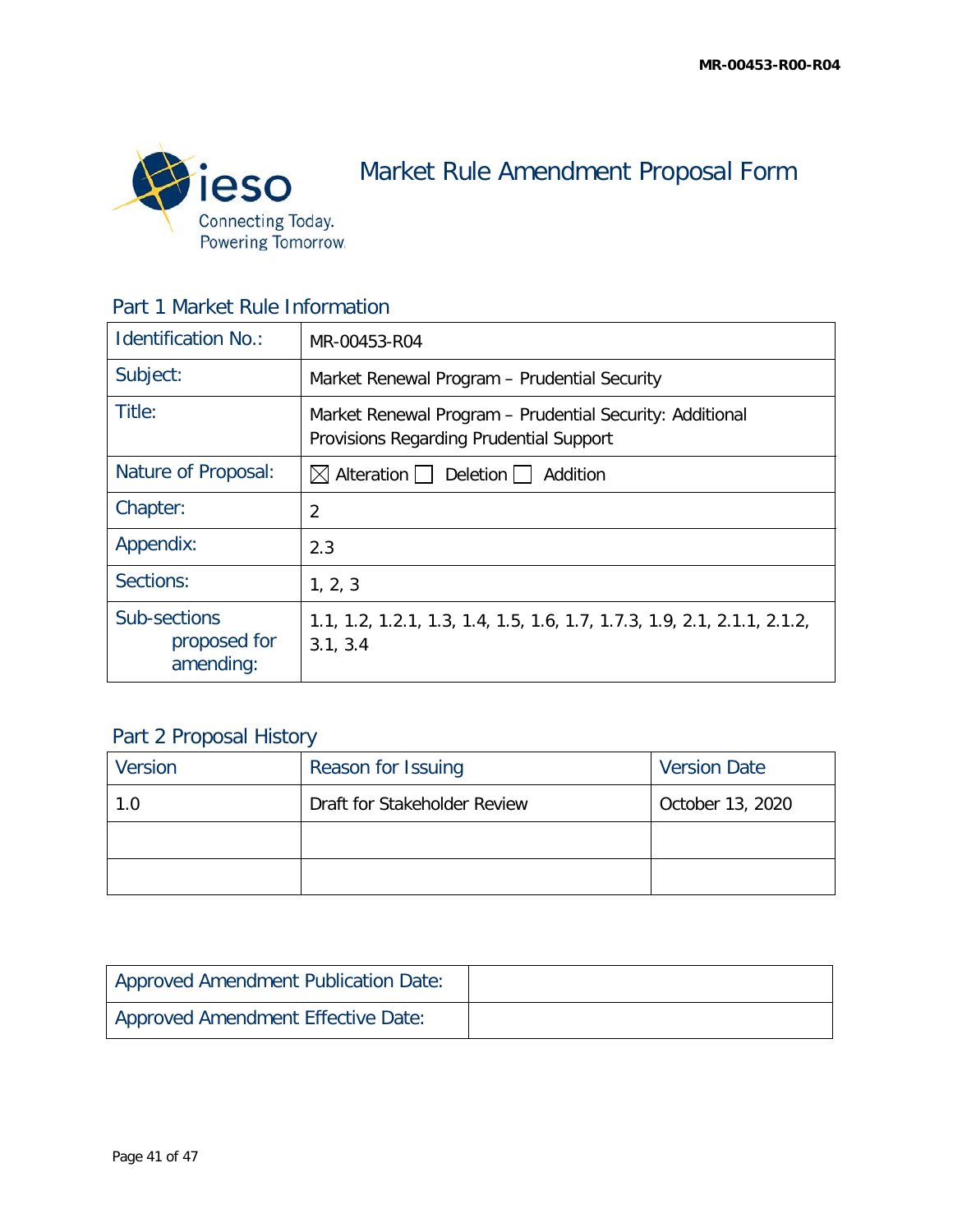# Market Rule Amendment Proposal Form

## Part 1 Market Rule Information

| | |
|---|---|
| Identification No.: | MR-00453-R04 |
| Subject: | Market Renewal Program – Prudential Security |
| Title: | Market Renewal Program – Prudential Security: Additional Provisions Regarding Prudential Support |
| Nature of Proposal: | ☒ Alteration ☐ Deletion ☐ Addition |
| Chapter: | 2 |
| Appendix: | 2.3 |
| Sections: | 1, 2, 3 |
| Sub-sections proposed for amending: | 1.1, 1.2, 1.2.1, 1.3, 1.4, 1.5, 1.6, 1.7, 1.7.3, 1.9, 2.1, 2.1.1, 2.1.2, 3.1, 3.4 |

## Part 2 Proposal History

| Version | Reason for Issuing | Version Date |
|---|---|---|
| 1.0 | Draft for Stakeholder Review | October 13, 2020 |
| | | |
| | | |

| | |
|---|---|
| Approved Amendment Publication Date: | |
| Approved Amendment Effective Date: | |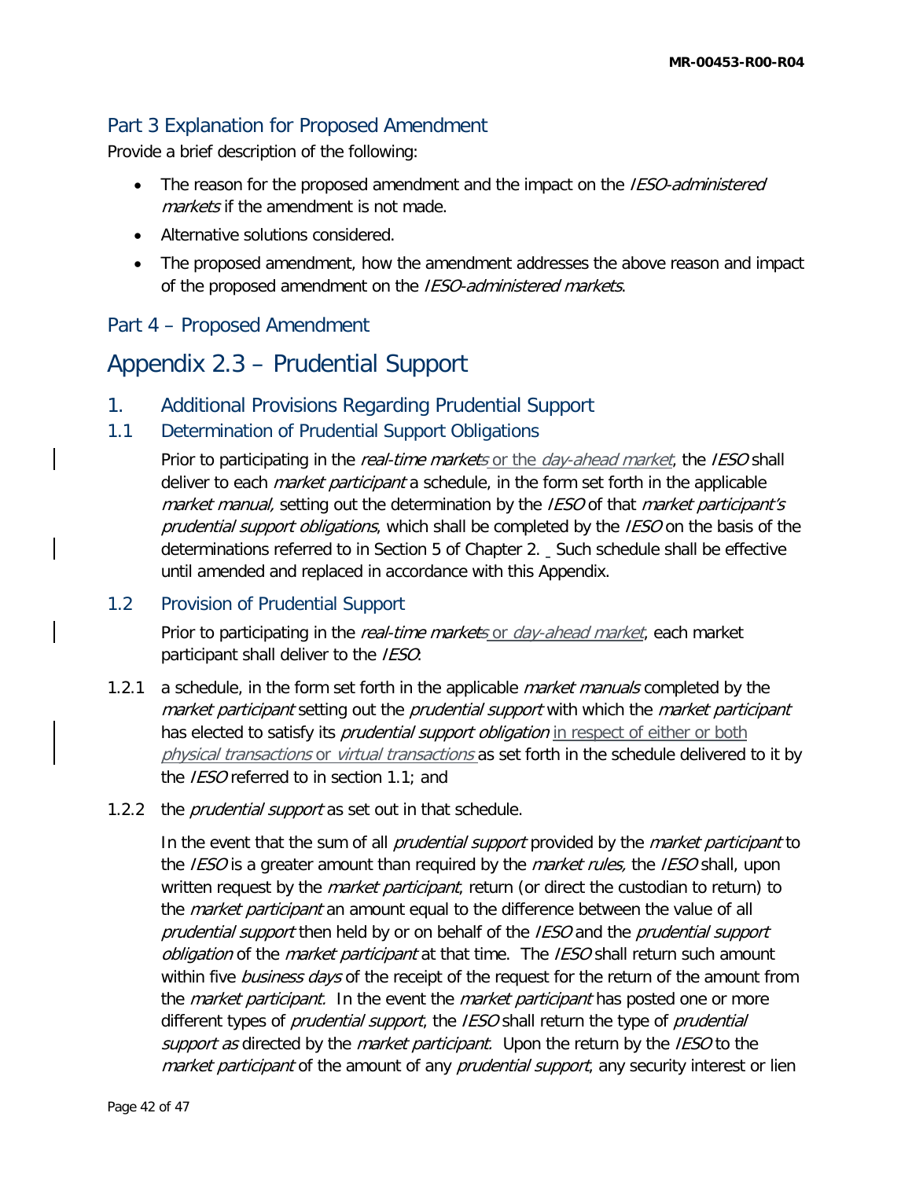## Part 3 Explanation for Proposed Amendment

Provide a brief description of the following:

- The reason for the proposed amendment and the impact on the *IESO-administered markets* if the amendment is not made.
- Alternative solutions considered.
- The proposed amendment, how the amendment addresses the above reason and impact of the proposed amendment on the *IESO-administered markets*.

## Part 4 – Proposed Amendment

# Appendix 2.3 – Prudential Support

## 1. Additional Provisions Regarding Prudential Support

### 1.1 Determination of Prudential Support Obligations

Prior to participating in the *real-time markets* or the *day-ahead market*, the *IESO* shall deliver to each *market participant* a schedule, in the form set forth in the applicable *market manual,* setting out the determination by the *IESO* of that *market participant's prudential support obligations*, which shall be completed by the *IESO* on the basis of the determinations referred to in Section 5 of Chapter 2. Such schedule shall be effective until amended and replaced in accordance with this Appendix.

### 1.2 Provision of Prudential Support

Prior to participating in the *real-time markets* or *day-ahead market*, each market participant shall deliver to the *IESO*:

1.2.1 a schedule, in the form set forth in the applicable *market manuals* completed by the *market participant* setting out the *prudential support* with which the *market participant* has elected to satisfy its *prudential support obligation* in respect of either or both *physical transactions* or *virtual transactions* as set forth in the schedule delivered to it by the *IESO* referred to in section 1.1; and

1.2.2 the *prudential support* as set out in that schedule.

In the event that the sum of all *prudential support* provided by the *market participant* to the *IESO* is a greater amount than required by the *market rules,* the *IESO* shall, upon written request by the *market participant*, return (or direct the custodian to return) to the *market participant* an amount equal to the difference between the value of all *prudential support* then held by or on behalf of the *IESO* and the *prudential support obligation* of the *market participant* at that time. The *IESO* shall return such amount within five *business days* of the receipt of the request for the return of the amount from the *market participant.* In the event the *market participant* has posted one or more different types of *prudential support*, the *IESO* shall return the type of *prudential support as* directed by the *market participant.* Upon the return by the *IESO* to the *market participant* of the amount of any *prudential support*, any security interest or lien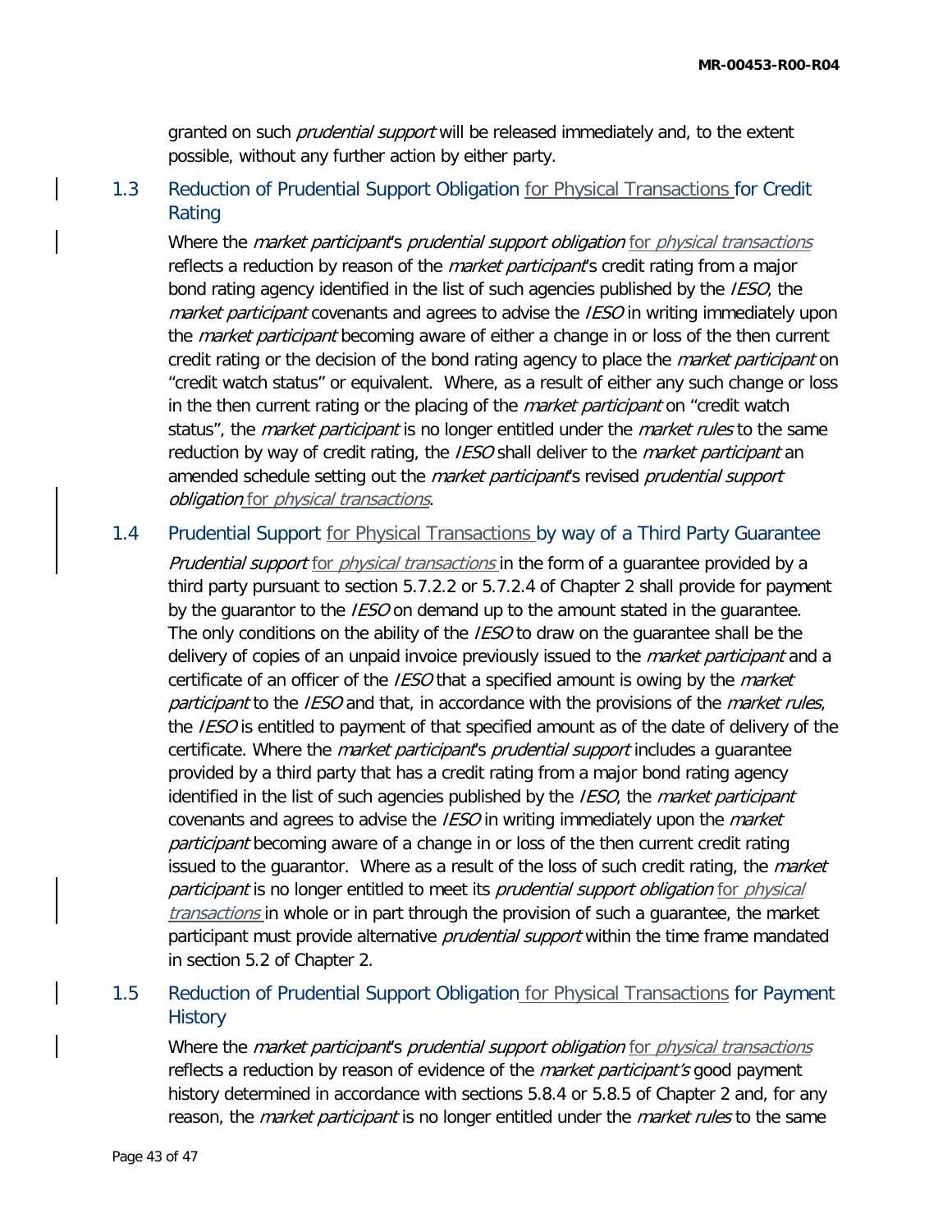granted on such *prudential support* will be released immediately and, to the extent possible, without any further action by either party.

### 1.3 Reduction of Prudential Support Obligation for Physical Transactions for Credit Rating

Where the *market participant*'s *prudential support obligation* for *physical transactions* reflects a reduction by reason of the *market participant*'s credit rating from a major bond rating agency identified in the list of such agencies published by the *IESO*, the *market participant* covenants and agrees to advise the *IESO* in writing immediately upon the *market participant* becoming aware of either a change in or loss of the then current credit rating or the decision of the bond rating agency to place the *market participant* on "credit watch status" or equivalent. Where, as a result of either any such change or loss in the then current rating or the placing of the *market participant* on "credit watch status", the *market participant* is no longer entitled under the *market rules* to the same reduction by way of credit rating, the *IESO* shall deliver to the *market participant* an amended schedule setting out the *market participant*'s revised *prudential support obligation* for *physical transactions*.

### 1.4 Prudential Support for Physical Transactions by way of a Third Party Guarantee

*Prudential support* for *physical transactions* in the form of a guarantee provided by a third party pursuant to section 5.7.2.2 or 5.7.2.4 of Chapter 2 shall provide for payment by the guarantor to the *IESO* on demand up to the amount stated in the guarantee. The only conditions on the ability of the *IESO* to draw on the guarantee shall be the delivery of copies of an unpaid invoice previously issued to the *market participant* and a certificate of an officer of the *IESO* that a specified amount is owing by the *market participant* to the *IESO* and that, in accordance with the provisions of the *market rules*, the *IESO* is entitled to payment of that specified amount as of the date of delivery of the certificate. Where the *market participant*'s *prudential support* includes a guarantee provided by a third party that has a credit rating from a major bond rating agency identified in the list of such agencies published by the *IESO*, the *market participant* covenants and agrees to advise the *IESO* in writing immediately upon the *market participant* becoming aware of a change in or loss of the then current credit rating issued to the guarantor. Where as a result of the loss of such credit rating, the *market participant* is no longer entitled to meet its *prudential support obligation* for *physical transactions* in whole or in part through the provision of such a guarantee, the market participant must provide alternative *prudential support* within the time frame mandated in section 5.2 of Chapter 2.

### 1.5 Reduction of Prudential Support Obligation for Physical Transactions for Payment History

Where the *market participant*'s *prudential support obligation* for *physical transactions* reflects a reduction by reason of evidence of the *market participant's* good payment history determined in accordance with sections 5.8.4 or 5.8.5 of Chapter 2 and, for any reason, the *market participant* is no longer entitled under the *market rules* to the same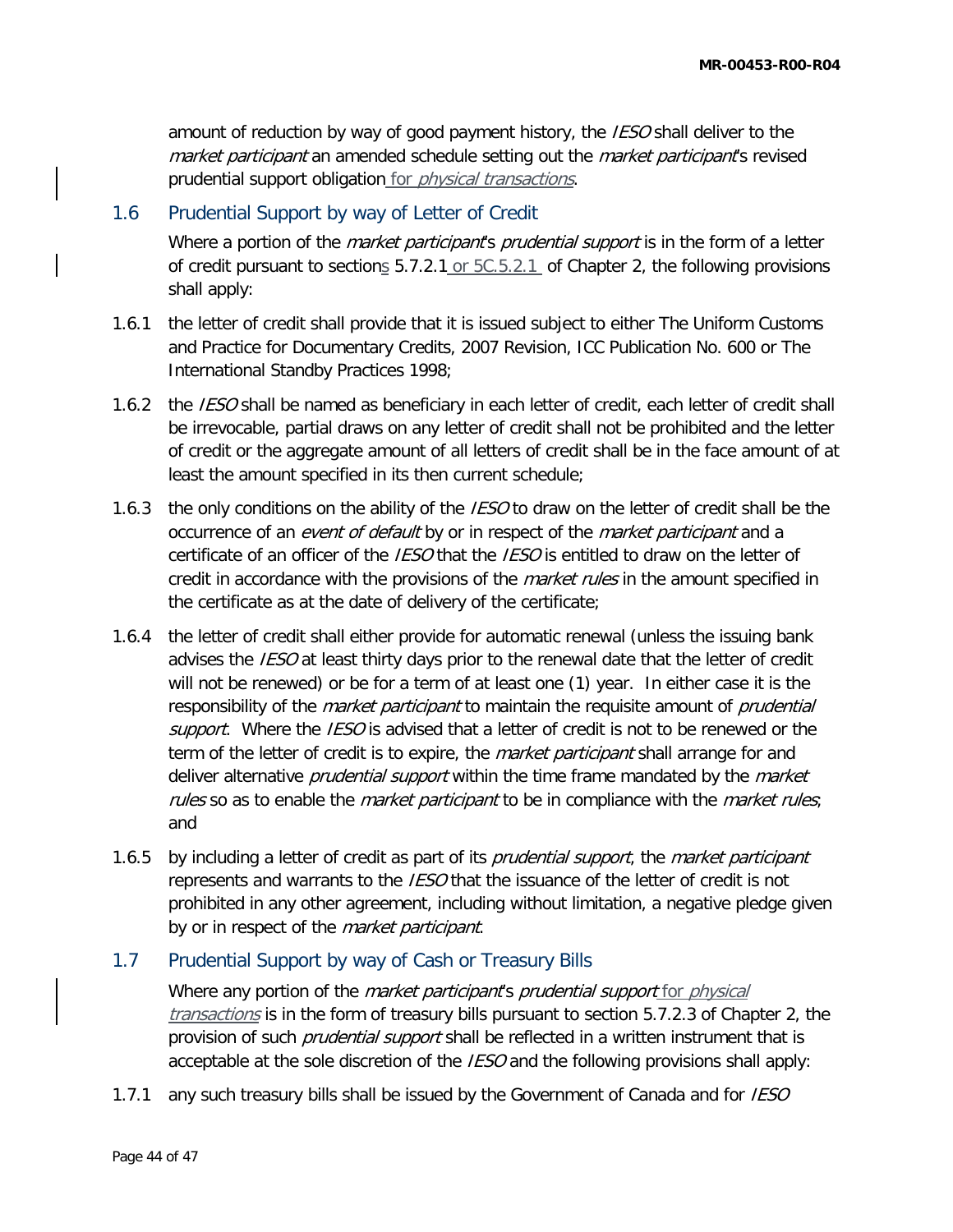amount of reduction by way of good payment history, the *IESO* shall deliver to the *market participant* an amended schedule setting out the *market participant*'s revised prudential support obligation for *physical transactions*.

## 1.6 Prudential Support by way of Letter of Credit

Where a portion of the *market participant*'s *prudential support* is in the form of a letter of credit pursuant to sections 5.7.2.1 or 5C.5.2.1 of Chapter 2, the following provisions shall apply:

1.6.1 the letter of credit shall provide that it is issued subject to either The Uniform Customs and Practice for Documentary Credits, 2007 Revision, ICC Publication No. 600 or The International Standby Practices 1998;

1.6.2 the *IESO* shall be named as beneficiary in each letter of credit, each letter of credit shall be irrevocable, partial draws on any letter of credit shall not be prohibited and the letter of credit or the aggregate amount of all letters of credit shall be in the face amount of at least the amount specified in its then current schedule;

1.6.3 the only conditions on the ability of the *IESO* to draw on the letter of credit shall be the occurrence of an *event of default* by or in respect of the *market participant* and a certificate of an officer of the *IESO* that the *IESO* is entitled to draw on the letter of credit in accordance with the provisions of the *market rules* in the amount specified in the certificate as at the date of delivery of the certificate;

1.6.4 the letter of credit shall either provide for automatic renewal (unless the issuing bank advises the *IESO* at least thirty days prior to the renewal date that the letter of credit will not be renewed) or be for a term of at least one (1) year. In either case it is the responsibility of the *market participant* to maintain the requisite amount of *prudential support*. Where the *IESO* is advised that a letter of credit is not to be renewed or the term of the letter of credit is to expire, the *market participant* shall arrange for and deliver alternative *prudential support* within the time frame mandated by the *market rules* so as to enable the *market participant* to be in compliance with the *market rules*; and

1.6.5 by including a letter of credit as part of its *prudential support*, the *market participant* represents and warrants to the *IESO* that the issuance of the letter of credit is not prohibited in any other agreement, including without limitation, a negative pledge given by or in respect of the *market participant*.

## 1.7 Prudential Support by way of Cash or Treasury Bills

Where any portion of the *market participant*'s *prudential support* for *physical transactions* is in the form of treasury bills pursuant to section 5.7.2.3 of Chapter 2, the provision of such *prudential support* shall be reflected in a written instrument that is acceptable at the sole discretion of the *IESO* and the following provisions shall apply:

1.7.1 any such treasury bills shall be issued by the Government of Canada and for *IESO*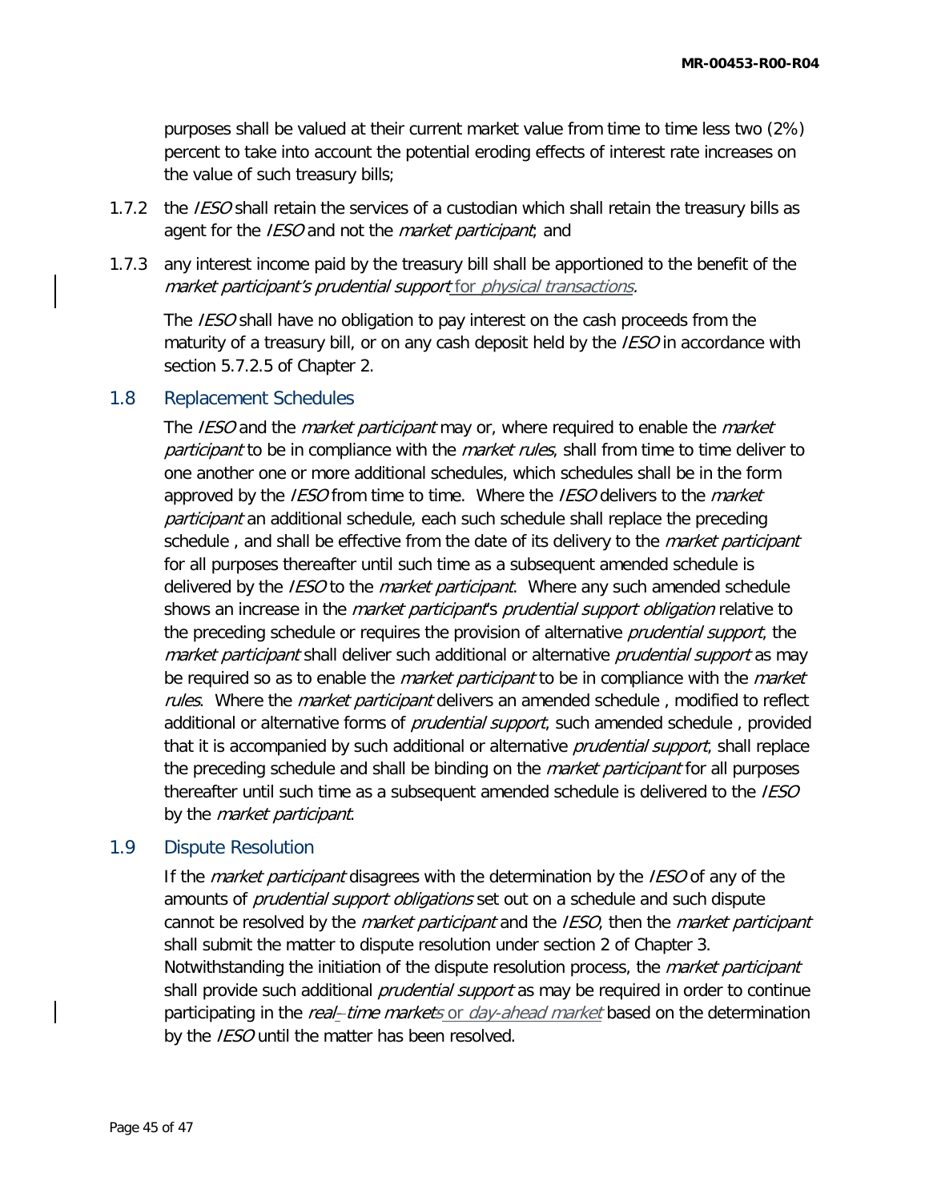purposes shall be valued at their current market value from time to time less two (2%) percent to take into account the potential eroding effects of interest rate increases on the value of such treasury bills;

1.7.2 the *IESO* shall retain the services of a custodian which shall retain the treasury bills as agent for the *IESO* and not the *market participant*; and

1.7.3 any interest income paid by the treasury bill shall be apportioned to the benefit of the *market participant's prudential support* for *physical transactions*.

The *IESO* shall have no obligation to pay interest on the cash proceeds from the maturity of a treasury bill, or on any cash deposit held by the *IESO* in accordance with section 5.7.2.5 of Chapter 2.

## 1.8 Replacement Schedules

The *IESO* and the *market participant* may or, where required to enable the *market participant* to be in compliance with the *market rules*, shall from time to time deliver to one another one or more additional schedules, which schedules shall be in the form approved by the *IESO* from time to time. Where the *IESO* delivers to the *market participant* an additional schedule, each such schedule shall replace the preceding schedule , and shall be effective from the date of its delivery to the *market participant* for all purposes thereafter until such time as a subsequent amended schedule is delivered by the *IESO* to the *market participant*. Where any such amended schedule shows an increase in the *market participant*'s *prudential support obligation* relative to the preceding schedule or requires the provision of alternative *prudential support*, the *market participant* shall deliver such additional or alternative *prudential support* as may be required so as to enable the *market participant* to be in compliance with the *market rules*. Where the *market participant* delivers an amended schedule , modified to reflect additional or alternative forms of *prudential support*, such amended schedule , provided that it is accompanied by such additional or alternative *prudential support*, shall replace the preceding schedule and shall be binding on the *market participant* for all purposes thereafter until such time as a subsequent amended schedule is delivered to the *IESO* by the *market participant*.

## 1.9 Dispute Resolution

If the *market participant* disagrees with the determination by the *IESO* of any of the amounts of *prudential support obligations* set out on a schedule and such dispute cannot be resolved by the *market participant* and the *IESO*, then the *market participant* shall submit the matter to dispute resolution under section 2 of Chapter 3. Notwithstanding the initiation of the dispute resolution process, the *market participant* shall provide such additional *prudential support* as may be required in order to continue participating in the *real-time markets* or *day-ahead market* based on the determination by the *IESO* until the matter has been resolved.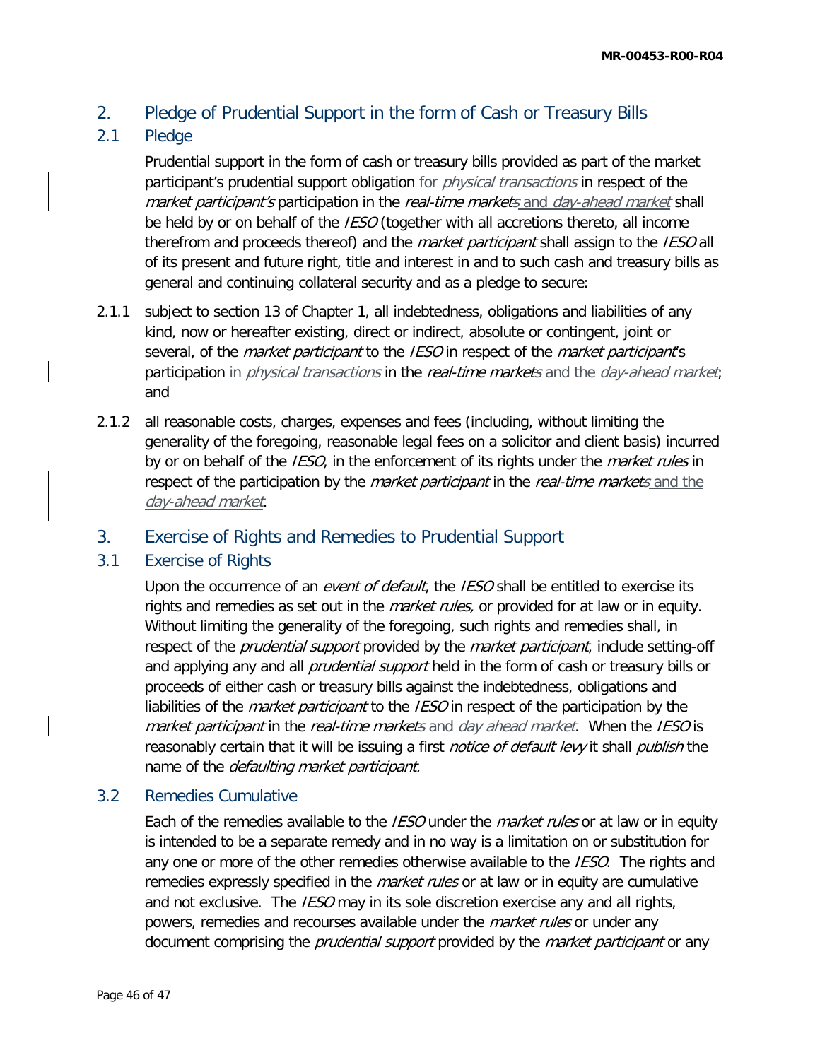## 2. Pledge of Prudential Support in the form of Cash or Treasury Bills

### 2.1 Pledge

Prudential support in the form of cash or treasury bills provided as part of the market participant's prudential support obligation for *physical transactions* in respect of the *market participant's* participation in the *real-time markets* and *day-ahead market* shall be held by or on behalf of the *IESO* (together with all accretions thereto, all income therefrom and proceeds thereof) and the *market participant* shall assign to the *IESO* all of its present and future right, title and interest in and to such cash and treasury bills as general and continuing collateral security and as a pledge to secure:

2.1.1 subject to section 13 of Chapter 1, all indebtedness, obligations and liabilities of any kind, now or hereafter existing, direct or indirect, absolute or contingent, joint or several, of the *market participant* to the *IESO* in respect of the *market participant*'s participation in *physical transactions* in the *real-time markets* and the *day-ahead market*; and

2.1.2 all reasonable costs, charges, expenses and fees (including, without limiting the generality of the foregoing, reasonable legal fees on a solicitor and client basis) incurred by or on behalf of the *IESO*, in the enforcement of its rights under the *market rules* in respect of the participation by the *market participant* in the *real-time markets* and the *day-ahead market*.

## 3. Exercise of Rights and Remedies to Prudential Support

### 3.1 Exercise of Rights

Upon the occurrence of an *event of default*, the *IESO* shall be entitled to exercise its rights and remedies as set out in the *market rules,* or provided for at law or in equity. Without limiting the generality of the foregoing, such rights and remedies shall, in respect of the *prudential support* provided by the *market participant*, include setting-off and applying any and all *prudential support* held in the form of cash or treasury bills or proceeds of either cash or treasury bills against the indebtedness, obligations and liabilities of the *market participant* to the *IESO* in respect of the participation by the *market participant* in the *real-time markets* and *day ahead market*. When the *IESO* is reasonably certain that it will be issuing a first *notice of default levy* it shall *publish* the name of the *defaulting market participant.*

### 3.2 Remedies Cumulative

Each of the remedies available to the *IESO* under the *market rules* or at law or in equity is intended to be a separate remedy and in no way is a limitation on or substitution for any one or more of the other remedies otherwise available to the *IESO*. The rights and remedies expressly specified in the *market rules* or at law or in equity are cumulative and not exclusive. The *IESO* may in its sole discretion exercise any and all rights, powers, remedies and recourses available under the *market rules* or under any document comprising the *prudential support* provided by the *market participant* or any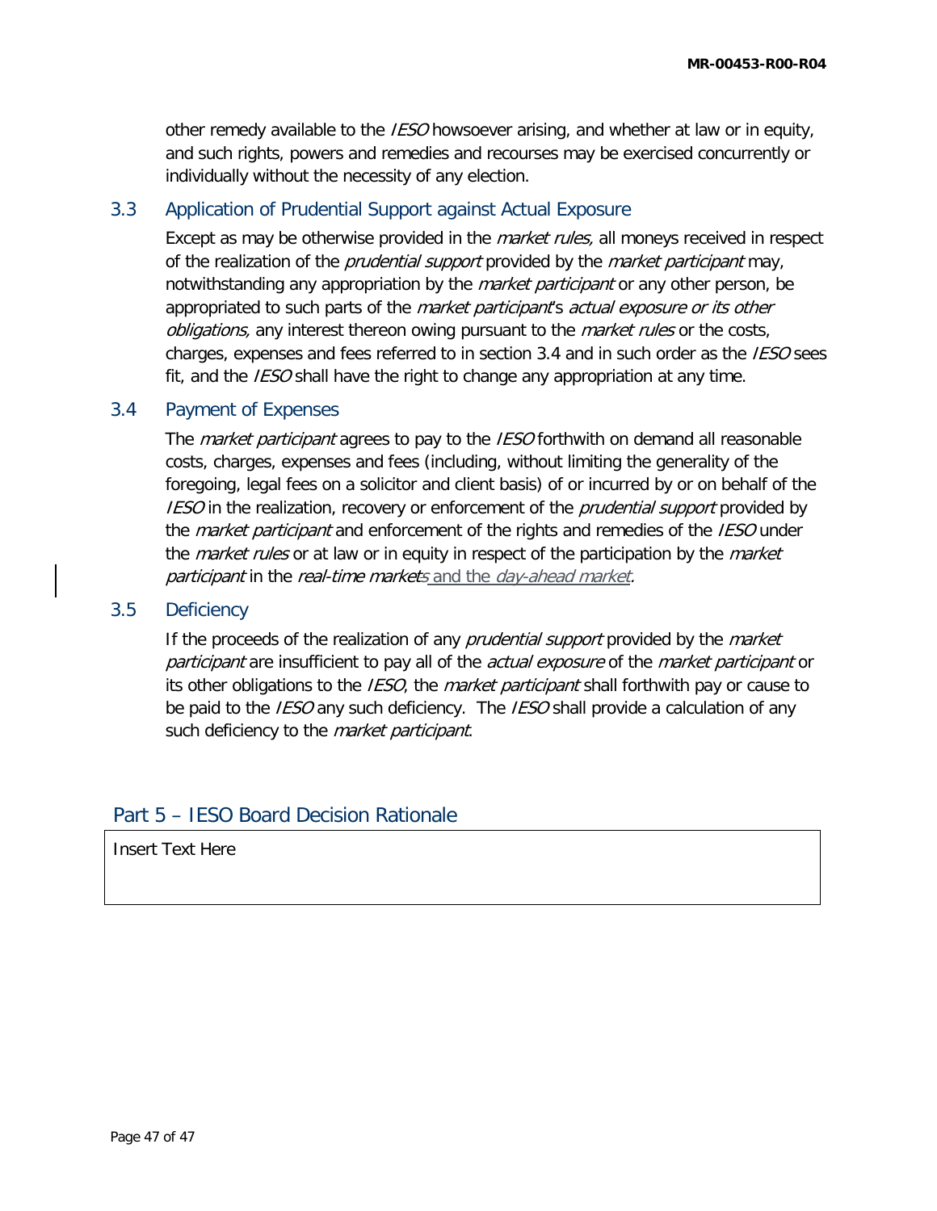other remedy available to the *IESO* howsoever arising, and whether at law or in equity, and such rights, powers and remedies and recourses may be exercised concurrently or individually without the necessity of any election.

### 3.3 Application of Prudential Support against Actual Exposure

Except as may be otherwise provided in the *market rules,* all moneys received in respect of the realization of the *prudential support* provided by the *market participant* may, notwithstanding any appropriation by the *market participant* or any other person, be appropriated to such parts of the *market participant*'s *actual exposure or its other obligations,* any interest thereon owing pursuant to the *market rules* or the costs, charges, expenses and fees referred to in section 3.4 and in such order as the *IESO* sees fit, and the *IESO* shall have the right to change any appropriation at any time.

### 3.4 Payment of Expenses

The *market participant* agrees to pay to the *IESO* forthwith on demand all reasonable costs, charges, expenses and fees (including, without limiting the generality of the foregoing, legal fees on a solicitor and client basis) of or incurred by or on behalf of the *IESO* in the realization, recovery or enforcement of the *prudential support* provided by the *market participant* and enforcement of the rights and remedies of the *IESO* under the *market rules* or at law or in equity in respect of the participation by the *market participant* in the *real-time markets* and the *day-ahead market.*

### 3.5 Deficiency

If the proceeds of the realization of any *prudential support* provided by the *market participant* are insufficient to pay all of the *actual exposure* of the *market participant* or its other obligations to the *IESO*, the *market participant* shall forthwith pay or cause to be paid to the *IESO* any such deficiency. The *IESO* shall provide a calculation of any such deficiency to the *market participant*.

## Part 5 – IESO Board Decision Rationale

| |
|---|
| Insert Text Here |